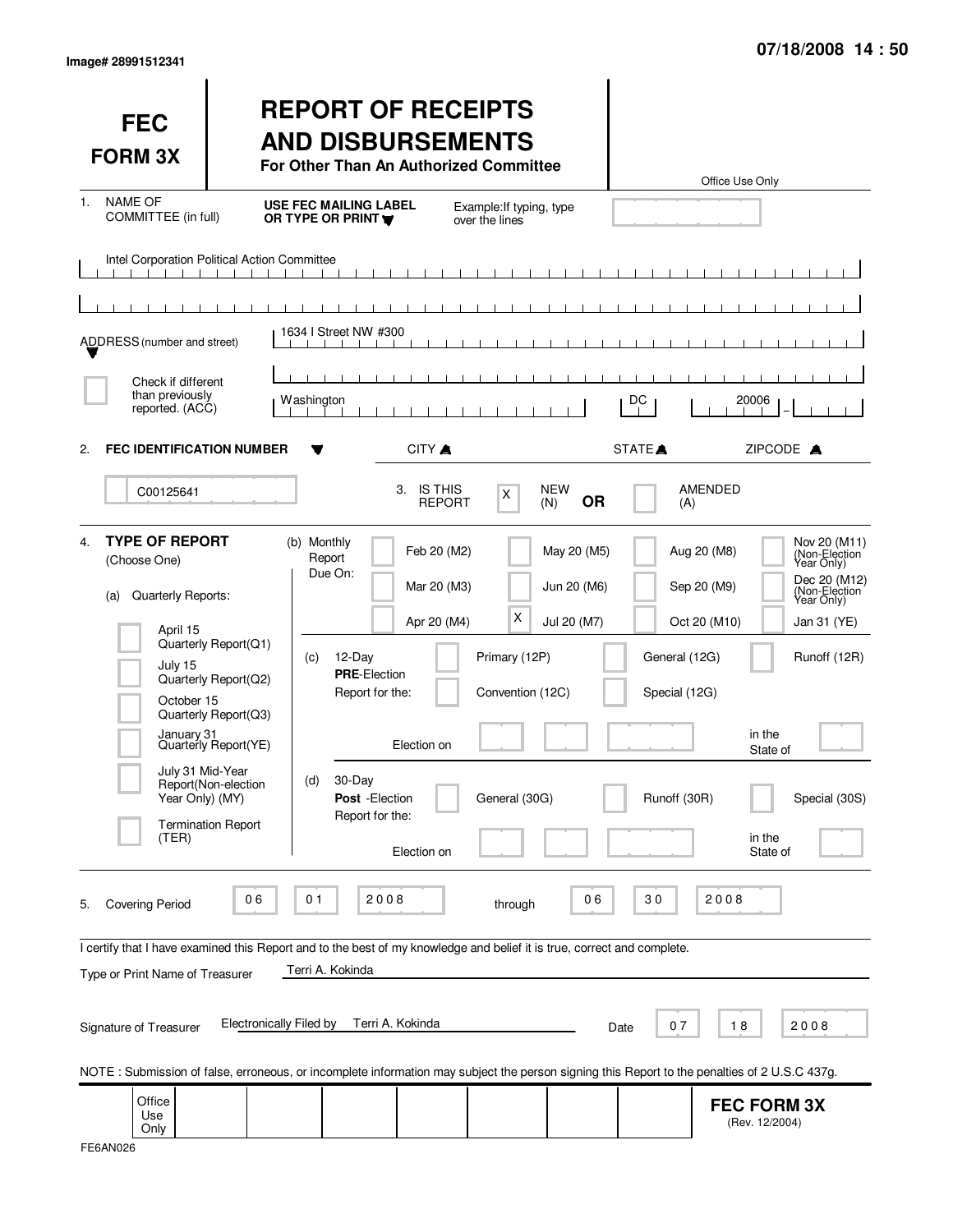Image# 28991512341

07/18/2008 14 : 50

# FEC FORM 3X

## REPORT OF RECEIPTS AND DISBURSEMENTS

**For Other Than An Authorized Committee**

Office Use Only

1. NAME OF COMMITTEE (in full) — **USE FEC MAILING LABEL OR TYPE OR PRINT** — Example: If typing, type over the lines

Intel Corporation Political Action Committee

ADDRESS (number and street): 1634 I Street NW #300

☐ Check if different than previously reported. (ACC)

Washington | DC | 20006

CITY | STATE | ZIPCODE

2. **FEC IDENTIFICATION NUMBER**: C00125641

3. IS THIS REPORT: [X] NEW (N) **OR** [ ] AMENDED (A)

4. **TYPE OF REPORT** (Choose One)

(a) Quarterly Reports:

- [ ] April 15 Quarterly Report (Q1)
- [ ] July 15 Quarterly Report (Q2)
- [ ] October 15 Quarterly Report (Q3)
- [ ] January 31 Quarterly Report (YE)
- [ ] July 31 Mid-Year Report (Non-election Year Only) (MY)
- [ ] Termination Report (TER)

(b) Monthly Report Due On:

- [ ] Feb 20 (M2)
- [ ] Mar 20 (M3)
- [ ] Apr 20 (M4)
- [ ] May 20 (M5)
- [ ] Jun 20 (M6)
- [X] Jul 20 (M7)
- [ ] Aug 20 (M8)
- [ ] Sep 20 (M9)
- [ ] Oct 20 (M10)
- [ ] Nov 20 (M11) (Non-Election Year Only)
- [ ] Dec 20 (M12) (Non-Election Year Only)
- [ ] Jan 31 (YE)

(c) 12-Day **PRE**-Election Report for the:

- [ ] Primary (12P)
- [ ] General (12G)
- [ ] Runoff (12R)
- [ ] Convention (12C)
- [ ] Special (12G)

Election on ______ in the State of ______

(d) 30-Day **Post**-Election Report for the:

- [ ] General (30G)
- [ ] Runoff (30R)
- [ ] Special (30S)

Election on ______ in the State of ______

5. Covering Period 06 01 2008 through 06 30 2008

I certify that I have examined this Report and to the best of my knowledge and belief it is true, correct and complete.

Type or Print Name of Treasurer: Terri A. Kokinda

Signature of Treasurer: Electronically Filed by Terri A. Kokinda — Date 07 18 2008

NOTE : Submission of false, erroneous, or incomplete information may subject the person signing this Report to the penalties of 2 U.S.C 437g.

Office Use Only

**FEC FORM 3X** (Rev. 12/2004)

FE6AN026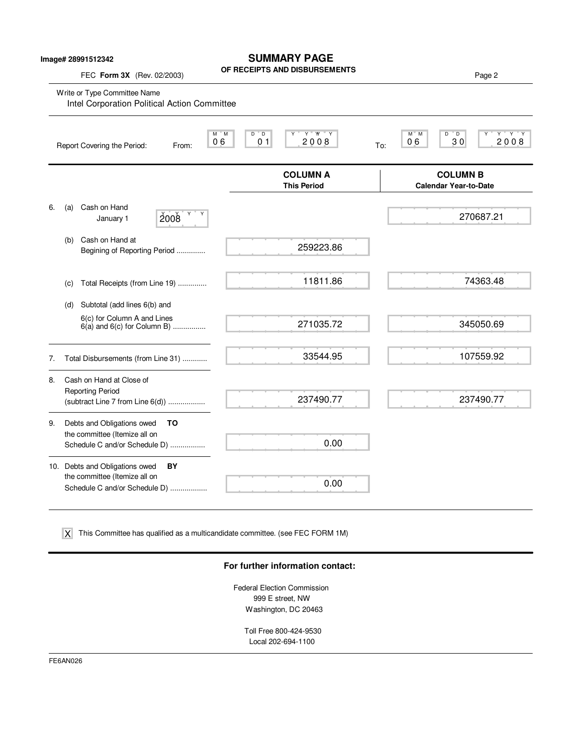Image# 28991512342

# SUMMARY PAGE
## OF RECEIPTS AND DISBURSEMENTS

FEC **Form 3X** (Rev. 02/2003)

Write or Type Committee Name
Intel Corporation Political Action Committee

Report Covering the Period: From: 06 01 2008 To: 06 30 2008

| | | COLUMN A This Period | COLUMN B Calendar Year-to-Date |
|---|---|---|---|
| 6. | (a) Cash on Hand January 1, 2008 | | 270687.21 |
| | (b) Cash on Hand at Begining of Reporting Period .............. | 259223.86 | |
| | (c) Total Receipts (from Line 19) .............. | 11811.86 | 74363.48 |
| | (d) Subtotal (add lines 6(b) and 6(c) for Column A and Lines 6(a) and 6(c) for Column B) ................ | 271035.72 | 345050.69 |
| 7. | Total Disbursements (from Line 31) ............ | 33544.95 | 107559.92 |
| 8. | Cash on Hand at Close of Reporting Period (subtract Line 7 from Line 6(d)) .................. | 237490.77 | 237490.77 |
| 9. | Debts and Obligations owed **TO** the committee (Itemize all on Schedule C and/or Schedule D) ................. | 0.00 | |
| 10. | Debts and Obligations owed **BY** the committee (Itemize all on Schedule C and/or Schedule D) .................. | 0.00 | |

[X] This Committee has qualified as a multicandidate committee. (see FEC FORM 1M)

**For further information contact:**

Federal Election Commission
999 E street, NW
Washington, DC 20463

Toll Free 800-424-9530
Local 202-694-1100

FE6AN026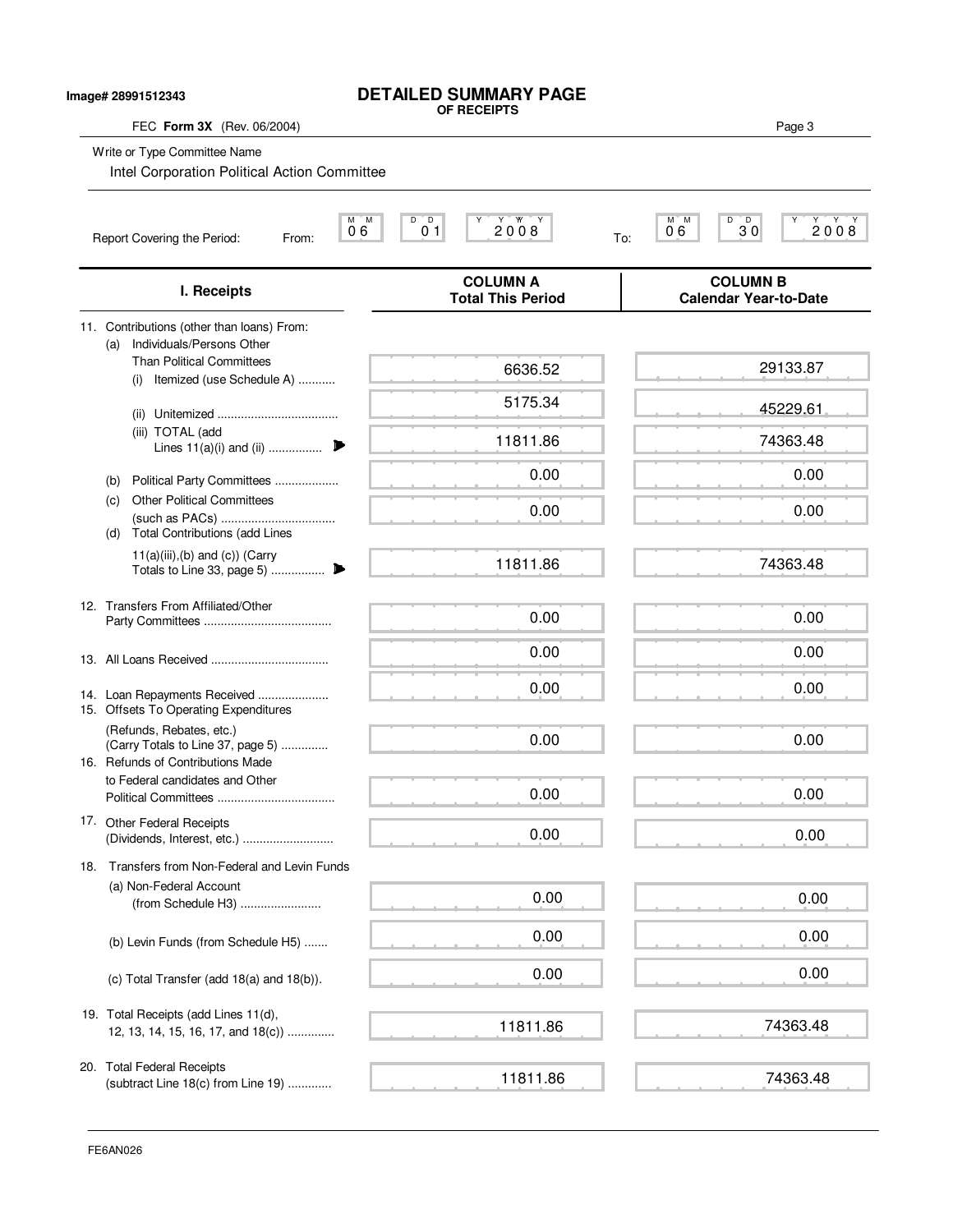Image# 28991512343

# DETAILED SUMMARY PAGE

**OF RECEIPTS**

FEC **Form 3X** (Rev. 06/2004)

Write or Type Committee Name

Intel Corporation Political Action Committee

Report Covering the Period: From: 06 01 2008 To: 06 30 2008

| I. Receipts | COLUMN A Total This Period | COLUMN B Calendar Year-to-Date |
|---|---|---|
| 11. Contributions (other than loans) From: | | |
| (a) Individuals/Persons Other Than Political Committees | | |
| (i) Itemized (use Schedule A) ........... | 6636.52 | 29133.87 |
| (ii) Unitemized .................................... | 5175.34 | 45229.61 |
| (iii) TOTAL (add Lines 11(a)(i) and (ii) ................ | 11811.86 | 74363.48 |
| (b) Political Party Committees ................... | 0.00 | 0.00 |
| (c) Other Political Committees (such as PACs) .................................. | 0.00 | 0.00 |
| (d) Total Contributions (add Lines 11(a)(iii),(b) and (c)) (Carry Totals to Line 33, page 5) ................ | 11811.86 | 74363.48 |
| 12. Transfers From Affiliated/Other Party Committees ...................................... | 0.00 | 0.00 |
| 13. All Loans Received ................................... | 0.00 | 0.00 |
| 14. Loan Repayments Received ..................... | 0.00 | 0.00 |
| 15. Offsets To Operating Expenditures (Refunds, Rebates, etc.) (Carry Totals to Line 37, page 5) ............. | 0.00 | 0.00 |
| 16. Refunds of Contributions Made to Federal candidates and Other Political Committees ................................... | 0.00 | 0.00 |
| 17. Other Federal Receipts (Dividends, Interest, etc.) ........................... | 0.00 | 0.00 |
| 18. Transfers from Non-Federal and Levin Funds | | |
| (a) Non-Federal Account (from Schedule H3) ........................ | 0.00 | 0.00 |
| (b) Levin Funds (from Schedule H5) ....... | 0.00 | 0.00 |
| (c) Total Transfer (add 18(a) and 18(b)). | 0.00 | 0.00 |
| 19. Total Receipts (add Lines 11(d), 12, 13, 14, 15, 16, 17, and 18(c)) .............. | 11811.86 | 74363.48 |
| 20. Total Federal Receipts (subtract Line 18(c) from Line 19) ............. | 11811.86 | 74363.48 |

FE6AN026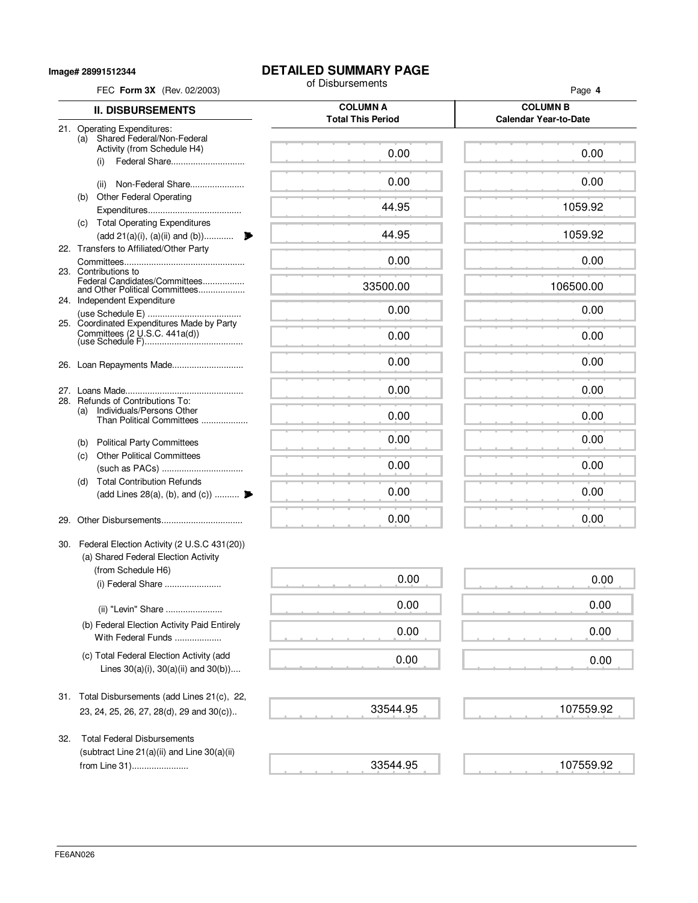Image# 28991512344

# DETAILED SUMMARY PAGE

of Disbursements

FEC **Form 3X** (Rev. 02/2003)

| II. DISBURSEMENTS | COLUMN A Total This Period | COLUMN B Calendar Year-to-Date |
|---|---|---|
| 21. Operating Expenditures: (a) Shared Federal/Non-Federal Activity (from Schedule H4) (i) Federal Share | 0.00 | 0.00 |
| (ii) Non-Federal Share | 0.00 | 0.00 |
| (b) Other Federal Operating Expenditures | 44.95 | 1059.92 |
| (c) Total Operating Expenditures (add 21(a)(i), (a)(ii) and (b)) | 44.95 | 1059.92 |
| 22. Transfers to Affiliated/Other Party Committees | 0.00 | 0.00 |
| 23. Contributions to Federal Candidates/Committees and Other Political Committees | 33500.00 | 106500.00 |
| 24. Independent Expenditure (use Schedule E) | 0.00 | 0.00 |
| 25. Coordinated Expenditures Made by Party Committees (2 U.S.C. 441a(d)) (use Schedule F) | 0.00 | 0.00 |
| 26. Loan Repayments Made | 0.00 | 0.00 |
| 27. Loans Made | 0.00 | 0.00 |
| 28. Refunds of Contributions To: (a) Individuals/Persons Other Than Political Committees | 0.00 | 0.00 |
| (b) Political Party Committees | 0.00 | 0.00 |
| (c) Other Political Committees (such as PACs) | 0.00 | 0.00 |
| (d) Total Contribution Refunds (add Lines 28(a), (b), and (c)) | 0.00 | 0.00 |
| 29. Other Disbursements | 0.00 | 0.00 |
| 30. Federal Election Activity (2 U.S.C 431(20)) (a) Shared Federal Election Activity (from Schedule H6) (i) Federal Share | 0.00 | 0.00 |
| (ii) "Levin" Share | 0.00 | 0.00 |
| (b) Federal Election Activity Paid Entirely With Federal Funds | 0.00 | 0.00 |
| (c) Total Federal Election Activity (add Lines 30(a)(i), 30(a)(ii) and 30(b)) | 0.00 | 0.00 |
| 31. Total Disbursements (add Lines 21(c), 22, 23, 24, 25, 26, 27, 28(d), 29 and 30(c)) | 33544.95 | 107559.92 |
| 32. Total Federal Disbursements (subtract Line 21(a)(ii) and Line 30(a)(ii) from Line 31) | 33544.95 | 107559.92 |

FE6AN026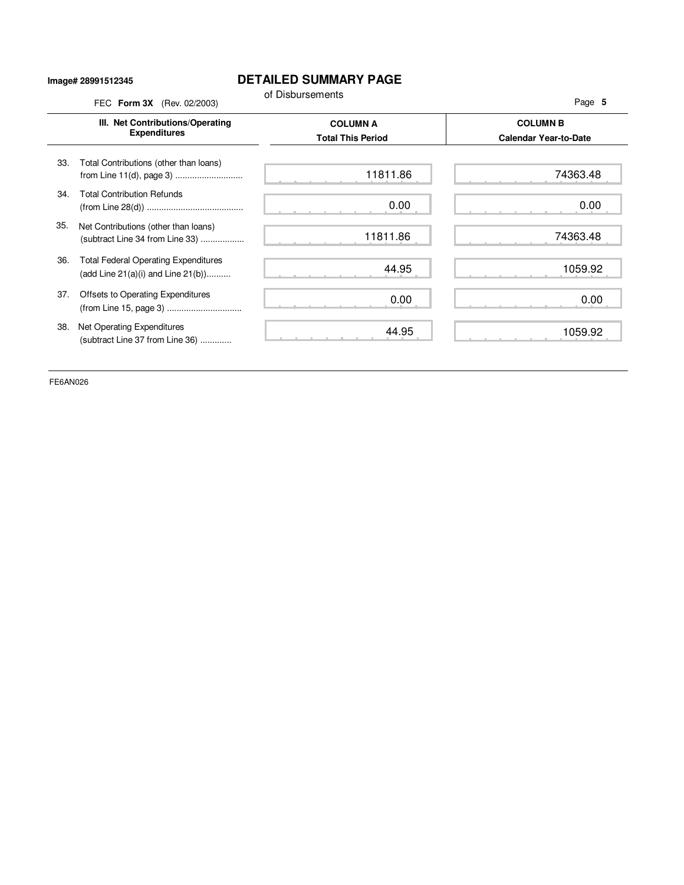**Image# 28991512345**

# DETAILED SUMMARY PAGE

of Disbursements

FEC **Form 3X** (Rev. 02/2003)

| III. Net Contributions/Operating Expenditures | COLUMN A Total This Period | COLUMN B Calendar Year-to-Date |
|---|---|---|
| 33. Total Contributions (other than loans) from Line 11(d), page 3) ............................ | 11811.86 | 74363.48 |
| 34. Total Contribution Refunds (from Line 28(d)) ........................................ | 0.00 | 0.00 |
| 35. Net Contributions (other than loans) (subtract Line 34 from Line 33) .................. | 11811.86 | 74363.48 |
| 36. Total Federal Operating Expenditures (add Line 21(a)(i) and Line 21(b)).......... | 44.95 | 1059.92 |
| 37. Offsets to Operating Expenditures (from Line 15, page 3) ............................... | 0.00 | 0.00 |
| 38. Net Operating Expenditures (subtract Line 37 from Line 36) ............. | 44.95 | 1059.92 |

FE6AN026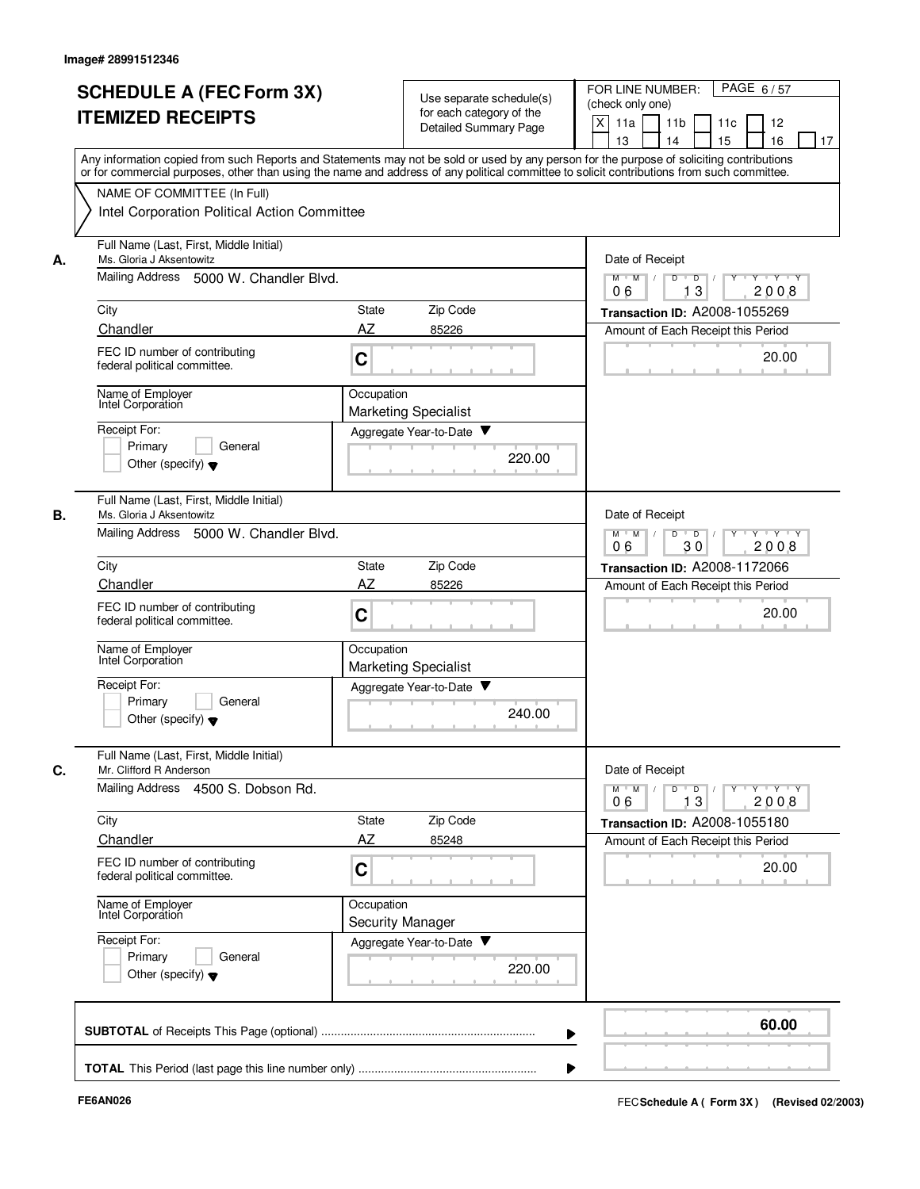Image# 28991512346

# SCHEDULE A (FEC Form 3X)
# ITEMIZED RECEIPTS

Use separate schedule(s) for each category of the Detailed Summary Page

FOR LINE NUMBER: (check only one)

[X] 11a [ ] 11b [ ] 11c [ ] 12 [ ] 13 [ ] 14 [ ] 15 [ ] 16 [ ] 17

Any information copied from such Reports and Statements may not be sold or used by any person for the purpose of soliciting contributions or for commercial purposes, other than using the name and address of any political committee to solicit contributions from such committee.

NAME OF COMMITTEE (In Full)

Intel Corporation Political Action Committee

---

**A.**

Full Name (Last, First, Middle Initial): Ms. Gloria J Aksentowitz

Mailing Address: 5000 W. Chandler Blvd.

City: Chandler | State: AZ | Zip Code: 85226

FEC ID number of contributing federal political committee: C

Name of Employer: Intel Corporation

Occupation: Marketing Specialist

Receipt For: [ ] Primary [ ] General [ ] Other (specify)

Aggregate Year-to-Date: 220.00

Date of Receipt: 06 / 13 / 2008

Transaction ID: A2008-1055269

Amount of Each Receipt this Period: 20.00

---

**B.**

Full Name (Last, First, Middle Initial): Ms. Gloria J Aksentowitz

Mailing Address: 5000 W. Chandler Blvd.

City: Chandler | State: AZ | Zip Code: 85226

FEC ID number of contributing federal political committee: C

Name of Employer: Intel Corporation

Occupation: Marketing Specialist

Receipt For: [ ] Primary [ ] General [ ] Other (specify)

Aggregate Year-to-Date: 240.00

Date of Receipt: 06 / 30 / 2008

Transaction ID: A2008-1172066

Amount of Each Receipt this Period: 20.00

---

**C.**

Full Name (Last, First, Middle Initial): Mr. Clifford R Anderson

Mailing Address: 4500 S. Dobson Rd.

City: Chandler | State: AZ | Zip Code: 85248

FEC ID number of contributing federal political committee: C

Name of Employer: Intel Corporation

Occupation: Security Manager

Receipt For: [ ] Primary [ ] General [ ] Other (specify)

Aggregate Year-to-Date: 220.00

Date of Receipt: 06 / 13 / 2008

Transaction ID: A2008-1055180

Amount of Each Receipt this Period: 20.00

---

**SUBTOTAL** of Receipts This Page (optional): **60.00**

**TOTAL** This Period (last page this line number only):

FE6AN026

FEC **Schedule A ( Form 3X)** (Revised 02/2003)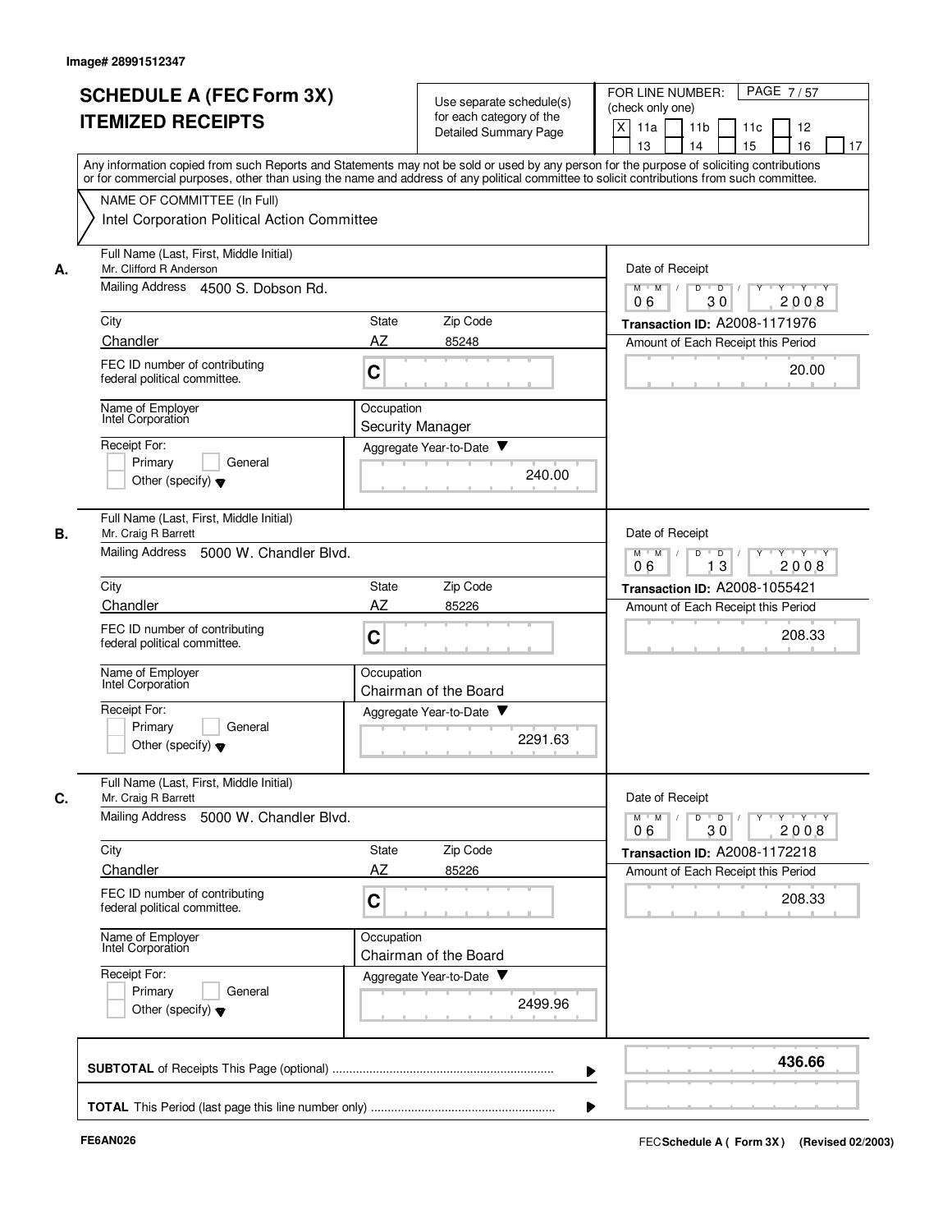Image# 28991512347

# SCHEDULE A (FEC Form 3X) ITEMIZED RECEIPTS

Use separate schedule(s) for each category of the Detailed Summary Page

FOR LINE NUMBER: (check only one)

[X] 11a [ ] 11b [ ] 11c [ ] 12 [ ] 13 [ ] 14 [ ] 15 [ ] 16 [ ] 17

Any information copied from such Reports and Statements may not be sold or used by any person for the purpose of soliciting contributions or for commercial purposes, other than using the name and address of any political committee to solicit contributions from such committee.

NAME OF COMMITTEE (In Full)

Intel Corporation Political Action Committee

---

**A.**

Full Name (Last, First, Middle Initial): Mr. Clifford R Anderson

Mailing Address: 4500 S. Dobson Rd.

City: Chandler | State: AZ | Zip Code: 85248

FEC ID number of contributing federal political committee: C

Name of Employer: Intel Corporation

Occupation: Security Manager

Receipt For: [ ] Primary [ ] General [ ] Other (specify)

Aggregate Year-to-Date: 240.00

Date of Receipt: 06 / 30 / 2008

Transaction ID: A2008-1171976

Amount of Each Receipt this Period: 20.00

---

**B.**

Full Name (Last, First, Middle Initial): Mr. Craig R Barrett

Mailing Address: 5000 W. Chandler Blvd.

City: Chandler | State: AZ | Zip Code: 85226

FEC ID number of contributing federal political committee: C

Name of Employer: Intel Corporation

Occupation: Chairman of the Board

Receipt For: [ ] Primary [ ] General [ ] Other (specify)

Aggregate Year-to-Date: 2291.63

Date of Receipt: 06 / 13 / 2008

Transaction ID: A2008-1055421

Amount of Each Receipt this Period: 208.33

---

**C.**

Full Name (Last, First, Middle Initial): Mr. Craig R Barrett

Mailing Address: 5000 W. Chandler Blvd.

City: Chandler | State: AZ | Zip Code: 85226

FEC ID number of contributing federal political committee: C

Name of Employer: Intel Corporation

Occupation: Chairman of the Board

Receipt For: [ ] Primary [ ] General [ ] Other (specify)

Aggregate Year-to-Date: 2499.96

Date of Receipt: 06 / 30 / 2008

Transaction ID: A2008-1172218

Amount of Each Receipt this Period: 208.33

---

**SUBTOTAL** of Receipts This Page (optional): **436.66**

**TOTAL** This Period (last page this line number only):

FE6AN026

FEC Schedule A ( Form 3X ) (Revised 02/2003)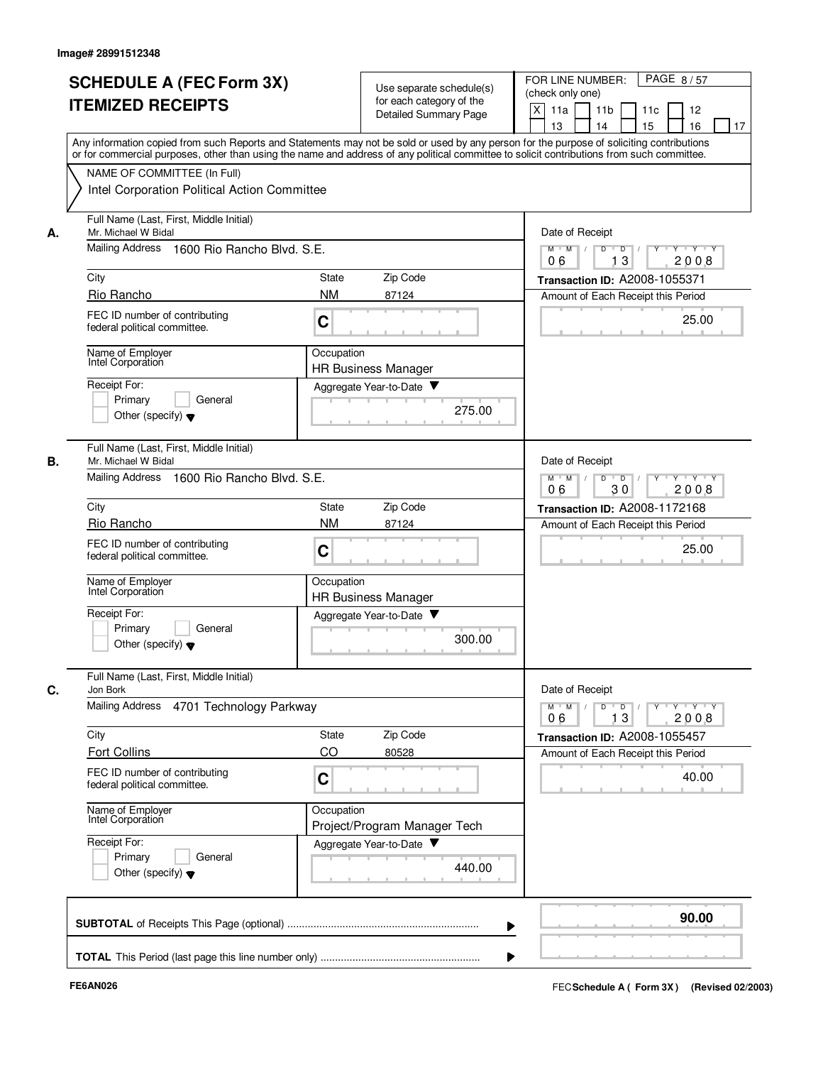Image# 28991512348

# SCHEDULE A (FEC Form 3X) ITEMIZED RECEIPTS

Use separate schedule(s) for each category of the Detailed Summary Page

FOR LINE NUMBER: (check only one)

[X] 11a [ ] 11b [ ] 11c [ ] 12 [ ] 13 [ ] 14 [ ] 15 [ ] 16 [ ] 17

PAGE 8 / 57

Any information copied from such Reports and Statements may not be sold or used by any person for the purpose of soliciting contributions or for commercial purposes, other than using the name and address of any political committee to solicit contributions from such committee.

NAME OF COMMITTEE (In Full)
Intel Corporation Political Action Committee

---

**A.** Full Name (Last, First, Middle Initial): Mr. Michael W Bidal

Mailing Address: 1600 Rio Rancho Blvd. S.E.

City: Rio Rancho | State: NM | Zip Code: 87124

FEC ID number of contributing federal political committee: C

Name of Employer: Intel Corporation

Occupation: HR Business Manager

Receipt For: [ ] Primary [ ] General [ ] Other (specify)

Aggregate Year-to-Date: 275.00

Date of Receipt: 06/13/2008

Transaction ID: A2008-1055371

Amount of Each Receipt this Period: 25.00

---

**B.** Full Name (Last, First, Middle Initial): Mr. Michael W Bidal

Mailing Address: 1600 Rio Rancho Blvd. S.E.

City: Rio Rancho | State: NM | Zip Code: 87124

FEC ID number of contributing federal political committee: C

Name of Employer: Intel Corporation

Occupation: HR Business Manager

Receipt For: [ ] Primary [ ] General [ ] Other (specify)

Aggregate Year-to-Date: 300.00

Date of Receipt: 06/30/2008

Transaction ID: A2008-1172168

Amount of Each Receipt this Period: 25.00

---

**C.** Full Name (Last, First, Middle Initial): Jon Bork

Mailing Address: 4701 Technology Parkway

City: Fort Collins | State: CO | Zip Code: 80528

FEC ID number of contributing federal political committee: C

Name of Employer: Intel Corporation

Occupation: Project/Program Manager Tech

Receipt For: [ ] Primary [ ] General [ ] Other (specify)

Aggregate Year-to-Date: 440.00

Date of Receipt: 06/13/2008

Transaction ID: A2008-1055457

Amount of Each Receipt this Period: 40.00

---

**SUBTOTAL** of Receipts This Page (optional): 90.00

**TOTAL** This Period (last page this line number only):

FE6AN026

FEC **Schedule A ( Form 3X)** (Revised 02/2003)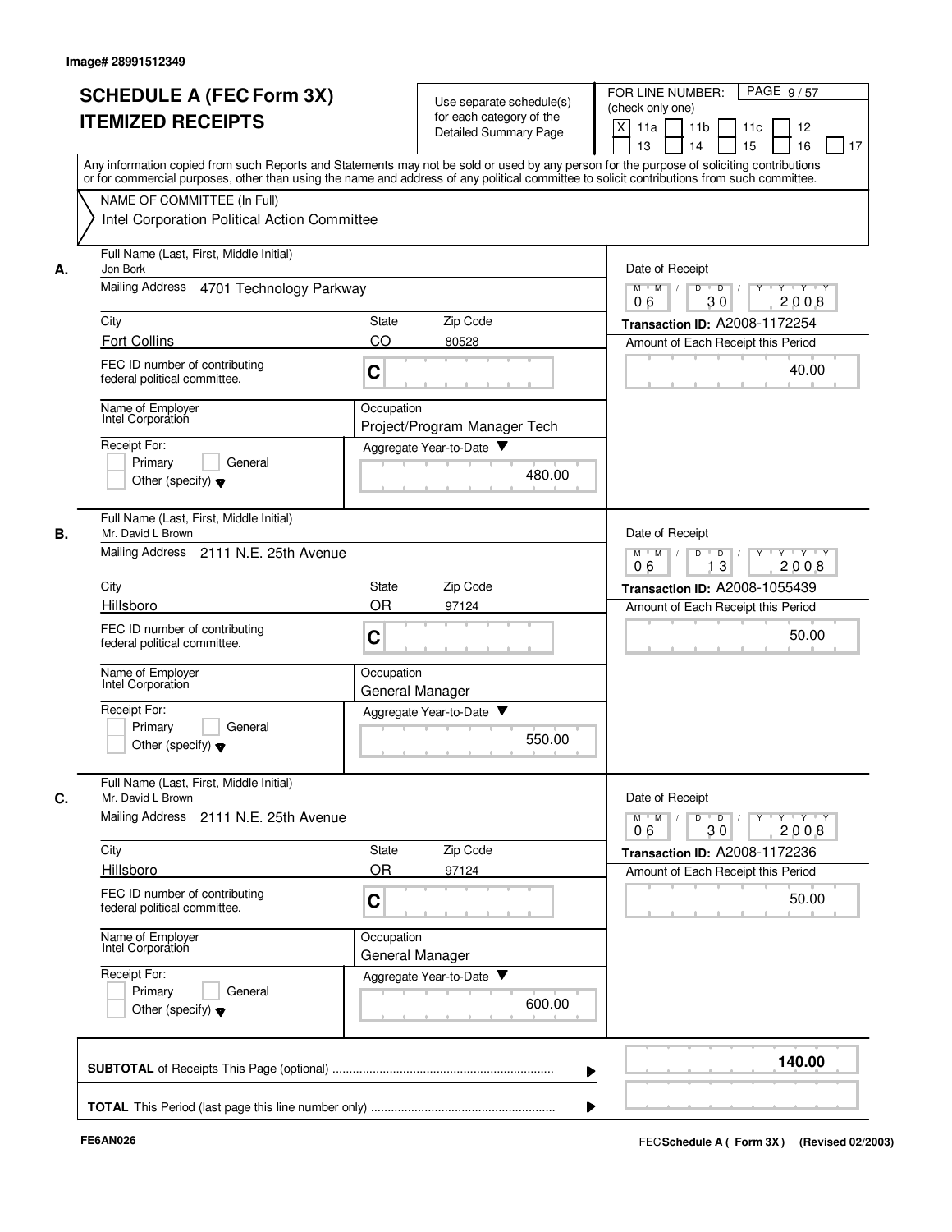Image# 28991512349

# SCHEDULE A (FEC Form 3X) ITEMIZED RECEIPTS

Use separate schedule(s) for each category of the Detailed Summary Page

FOR LINE NUMBER: (check only one)

[X] 11a [ ] 11b [ ] 11c [ ] 12 [ ] 13 [ ] 14 [ ] 15 [ ] 16 [ ] 17

Any information copied from such Reports and Statements may not be sold or used by any person for the purpose of soliciting contributions or for commercial purposes, other than using the name and address of any political committee to solicit contributions from such committee.

NAME OF COMMITTEE (In Full)

Intel Corporation Political Action Committee

---

**A.** Full Name (Last, First, Middle Initial): Jon Bork

Mailing Address: 4701 Technology Parkway

City: Fort Collins | State: CO | Zip Code: 80528

FEC ID number of contributing federal political committee: C

Name of Employer: Intel Corporation

Occupation: Project/Program Manager Tech

Receipt For: [ ] Primary [ ] General [ ] Other (specify)

Aggregate Year-to-Date: 480.00

Date of Receipt: 06 / 30 / 2008

Transaction ID: A2008-1172254

Amount of Each Receipt this Period: 40.00

---

**B.** Full Name (Last, First, Middle Initial): Mr. David L Brown

Mailing Address: 2111 N.E. 25th Avenue

City: Hillsboro | State: OR | Zip Code: 97124

FEC ID number of contributing federal political committee: C

Name of Employer: Intel Corporation

Occupation: General Manager

Receipt For: [ ] Primary [ ] General [ ] Other (specify)

Aggregate Year-to-Date: 550.00

Date of Receipt: 06 / 13 / 2008

Transaction ID: A2008-1055439

Amount of Each Receipt this Period: 50.00

---

**C.** Full Name (Last, First, Middle Initial): Mr. David L Brown

Mailing Address: 2111 N.E. 25th Avenue

City: Hillsboro | State: OR | Zip Code: 97124

FEC ID number of contributing federal political committee: C

Name of Employer: Intel Corporation

Occupation: General Manager

Receipt For: [ ] Primary [ ] General [ ] Other (specify)

Aggregate Year-to-Date: 600.00

Date of Receipt: 06 / 30 / 2008

Transaction ID: A2008-1172236

Amount of Each Receipt this Period: 50.00

---

**SUBTOTAL** of Receipts This Page (optional): **140.00**

**TOTAL** This Period (last page this line number only):

FE6AN026

FEC **Schedule A ( Form 3X )** (Revised 02/2003)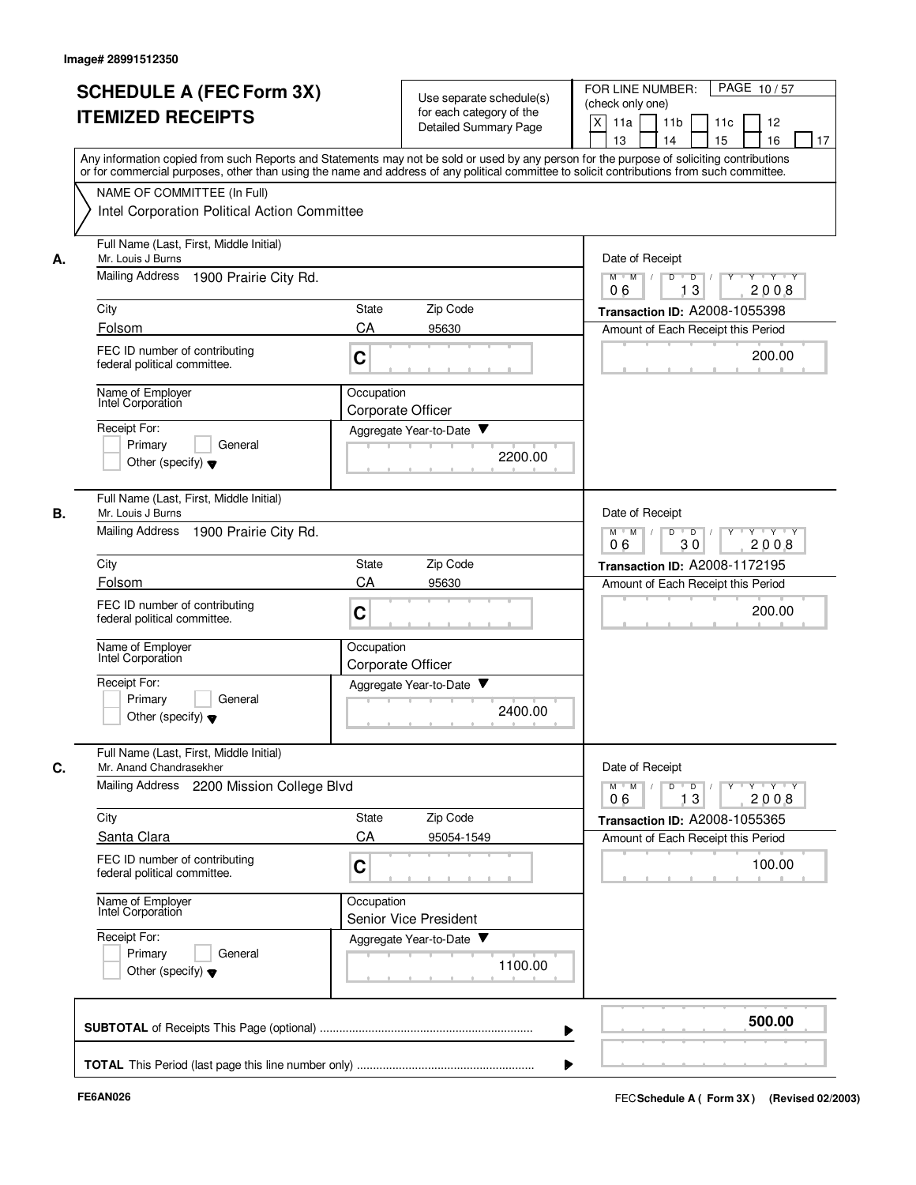Image# 28991512350

# SCHEDULE A (FEC Form 3X) ITEMIZED RECEIPTS

Use separate schedule(s) for each category of the Detailed Summary Page

FOR LINE NUMBER: (check only one)

[X] 11a [ ] 11b [ ] 11c [ ] 12 [ ] 13 [ ] 14 [ ] 15 [ ] 16 [ ] 17

PAGE 10 / 57

Any information copied from such Reports and Statements may not be sold or used by any person for the purpose of soliciting contributions or for commercial purposes, other than using the name and address of any political committee to solicit contributions from such committee.

NAME OF COMMITTEE (In Full)
Intel Corporation Political Action Committee

---

**A.**

Full Name (Last, First, Middle Initial): Mr. Louis J Burns
Mailing Address: 1900 Prairie City Rd.
City: Folsom | State: CA | Zip Code: 95630
FEC ID number of contributing federal political committee: C
Name of Employer: Intel Corporation
Occupation: Corporate Officer
Receipt For: [ ] Primary [ ] General [ ] Other (specify)
Aggregate Year-to-Date: 2200.00

Date of Receipt: 06 / 13 / 2008
Transaction ID: A2008-1055398
Amount of Each Receipt this Period: 200.00

---

**B.**

Full Name (Last, First, Middle Initial): Mr. Louis J Burns
Mailing Address: 1900 Prairie City Rd.
City: Folsom | State: CA | Zip Code: 95630
FEC ID number of contributing federal political committee: C
Name of Employer: Intel Corporation
Occupation: Corporate Officer
Receipt For: [ ] Primary [ ] General [ ] Other (specify)
Aggregate Year-to-Date: 2400.00

Date of Receipt: 06 / 30 / 2008
Transaction ID: A2008-1172195
Amount of Each Receipt this Period: 200.00

---

**C.**

Full Name (Last, First, Middle Initial): Mr. Anand Chandrasekher
Mailing Address: 2200 Mission College Blvd
City: Santa Clara | State: CA | Zip Code: 95054-1549
FEC ID number of contributing federal political committee: C
Name of Employer: Intel Corporation
Occupation: Senior Vice President
Receipt For: [ ] Primary [ ] General [ ] Other (specify)
Aggregate Year-to-Date: 1100.00

Date of Receipt: 06 / 13 / 2008
Transaction ID: A2008-1055365
Amount of Each Receipt this Period: 100.00

---

**SUBTOTAL** of Receipts This Page (optional): **500.00**

**TOTAL** This Period (last page this line number only):

FE6AN026

FEC **Schedule A ( Form 3X)** (Revised 02/2003)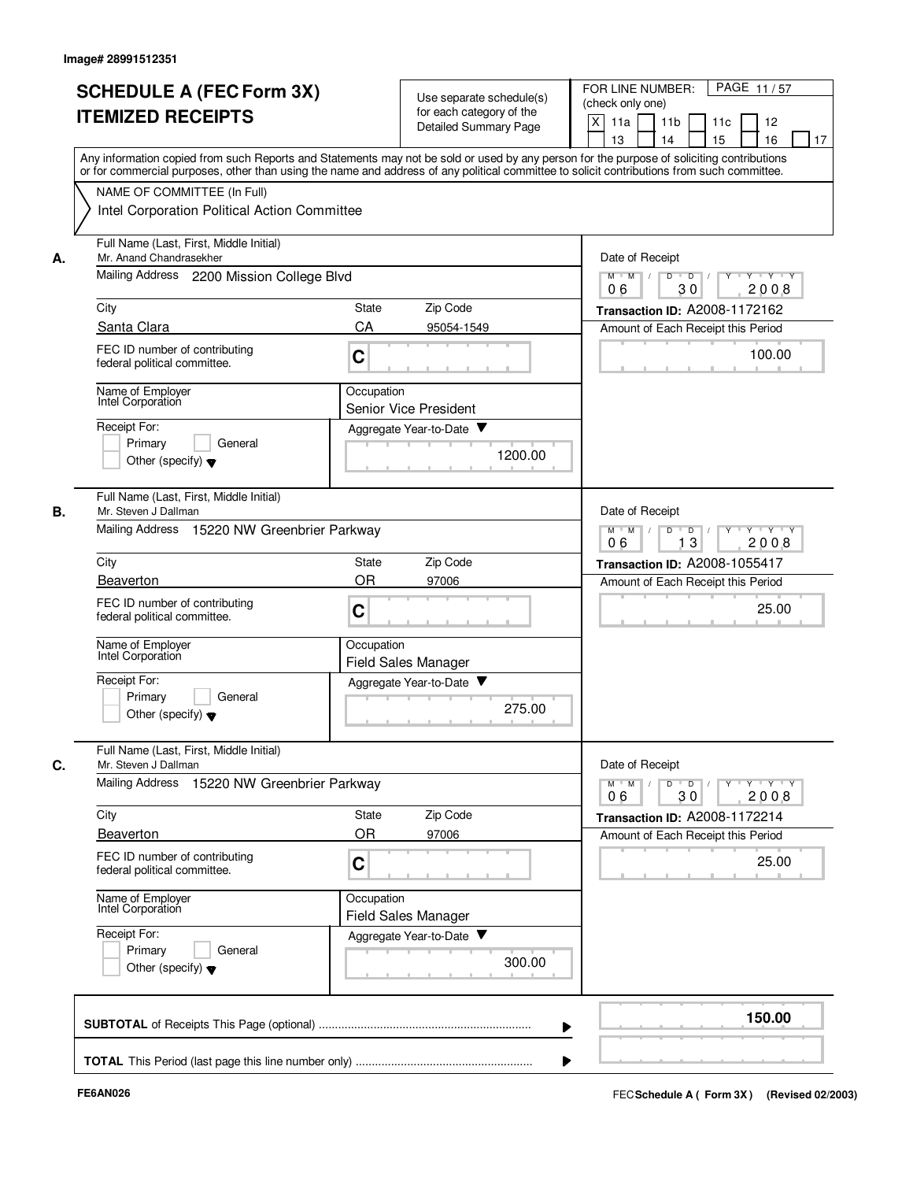Image# 28991512351

# SCHEDULE A (FEC Form 3X) ITEMIZED RECEIPTS

Use separate schedule(s) for each category of the Detailed Summary Page

FOR LINE NUMBER: (check only one)

[X] 11a [ ] 11b [ ] 11c [ ] 12 [ ] 13 [ ] 14 [ ] 15 [ ] 16 [ ] 17

PAGE 11 / 57

Any information copied from such Reports and Statements may not be sold or used by any person for the purpose of soliciting contributions or for commercial purposes, other than using the name and address of any political committee to solicit contributions from such committee.

NAME OF COMMITTEE (In Full)
Intel Corporation Political Action Committee

---

**A.**

Full Name (Last, First, Middle Initial): Mr. Anand Chandrasekher

Mailing Address: 2200 Mission College Blvd

City: Santa Clara | State: CA | Zip Code: 95054-1549

FEC ID number of contributing federal political committee: C

Name of Employer: Intel Corporation

Occupation: Senior Vice President

Receipt For: [ ] Primary [ ] General [ ] Other (specify)

Aggregate Year-to-Date: 1200.00

Date of Receipt: 06 / 30 / 2008

Transaction ID: A2008-1172162

Amount of Each Receipt this Period: 100.00

---

**B.**

Full Name (Last, First, Middle Initial): Mr. Steven J Dallman

Mailing Address: 15220 NW Greenbrier Parkway

City: Beaverton | State: OR | Zip Code: 97006

FEC ID number of contributing federal political committee: C

Name of Employer: Intel Corporation

Occupation: Field Sales Manager

Receipt For: [ ] Primary [ ] General [ ] Other (specify)

Aggregate Year-to-Date: 275.00

Date of Receipt: 06 / 13 / 2008

Transaction ID: A2008-1055417

Amount of Each Receipt this Period: 25.00

---

**C.**

Full Name (Last, First, Middle Initial): Mr. Steven J Dallman

Mailing Address: 15220 NW Greenbrier Parkway

City: Beaverton | State: OR | Zip Code: 97006

FEC ID number of contributing federal political committee: C

Name of Employer: Intel Corporation

Occupation: Field Sales Manager

Receipt For: [ ] Primary [ ] General [ ] Other (specify)

Aggregate Year-to-Date: 300.00

Date of Receipt: 06 / 30 / 2008

Transaction ID: A2008-1172214

Amount of Each Receipt this Period: 25.00

---

**SUBTOTAL** of Receipts This Page (optional) ........ **150.00**

**TOTAL** This Period (last page this line number only) ........

FE6AN026

FEC **Schedule A ( Form 3X )** (Revised 02/2003)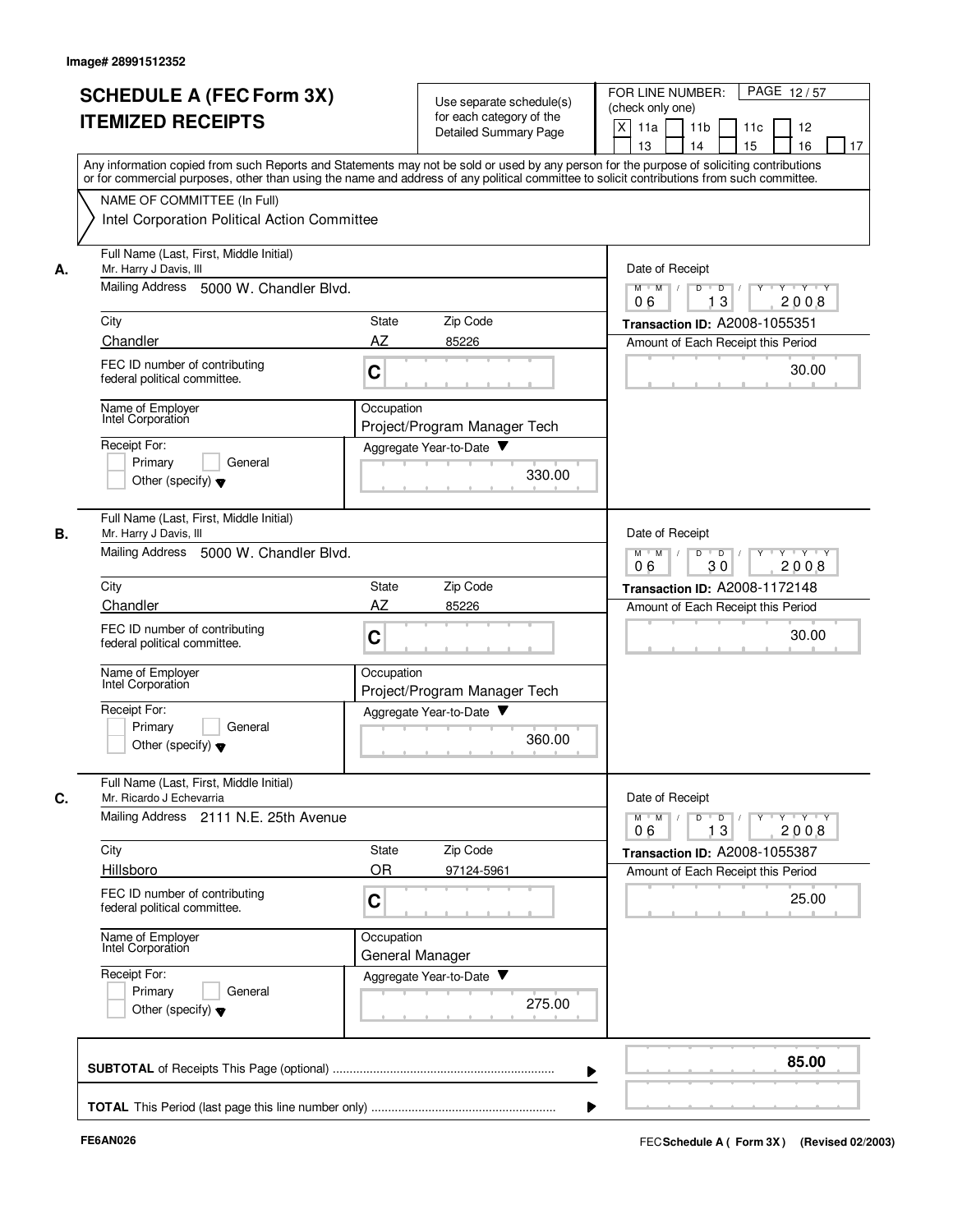Image# 28991512352

# SCHEDULE A (FEC Form 3X) ITEMIZED RECEIPTS

Use separate schedule(s) for each category of the Detailed Summary Page

FOR LINE NUMBER: (check only one)

[X] 11a [ ] 11b [ ] 11c [ ] 12 [ ] 13 [ ] 14 [ ] 15 [ ] 16 [ ] 17

Any information copied from such Reports and Statements may not be sold or used by any person for the purpose of soliciting contributions or for commercial purposes, other than using the name and address of any political committee to solicit contributions from such committee.

NAME OF COMMITTEE (In Full)
Intel Corporation Political Action Committee

**A.**

Full Name (Last, First, Middle Initial): Mr. Harry J Davis, III
Mailing Address: 5000 W. Chandler Blvd.
City: Chandler | State: AZ | Zip Code: 85226
FEC ID number of contributing federal political committee: C
Name of Employer: Intel Corporation
Occupation: Project/Program Manager Tech
Receipt For: [ ] Primary [ ] General [ ] Other (specify)
Aggregate Year-to-Date: 330.00
Date of Receipt: 06 / 13 / 2008
Transaction ID: A2008-1055351
Amount of Each Receipt this Period: 30.00

**B.**

Full Name (Last, First, Middle Initial): Mr. Harry J Davis, III
Mailing Address: 5000 W. Chandler Blvd.
City: Chandler | State: AZ | Zip Code: 85226
FEC ID number of contributing federal political committee: C
Name of Employer: Intel Corporation
Occupation: Project/Program Manager Tech
Receipt For: [ ] Primary [ ] General [ ] Other (specify)
Aggregate Year-to-Date: 360.00
Date of Receipt: 06 / 30 / 2008
Transaction ID: A2008-1172148
Amount of Each Receipt this Period: 30.00

**C.**

Full Name (Last, First, Middle Initial): Mr. Ricardo J Echevarria
Mailing Address: 2111 N.E. 25th Avenue
City: Hillsboro | State: OR | Zip Code: 97124-5961
FEC ID number of contributing federal political committee: C
Name of Employer: Intel Corporation
Occupation: General Manager
Receipt For: [ ] Primary [ ] General [ ] Other (specify)
Aggregate Year-to-Date: 275.00
Date of Receipt: 06 / 13 / 2008
Transaction ID: A2008-1055387
Amount of Each Receipt this Period: 25.00

**SUBTOTAL** of Receipts This Page (optional): 85.00

**TOTAL** This Period (last page this line number only):

FE6AN026

FEC **Schedule A ( Form 3X)** (Revised 02/2003)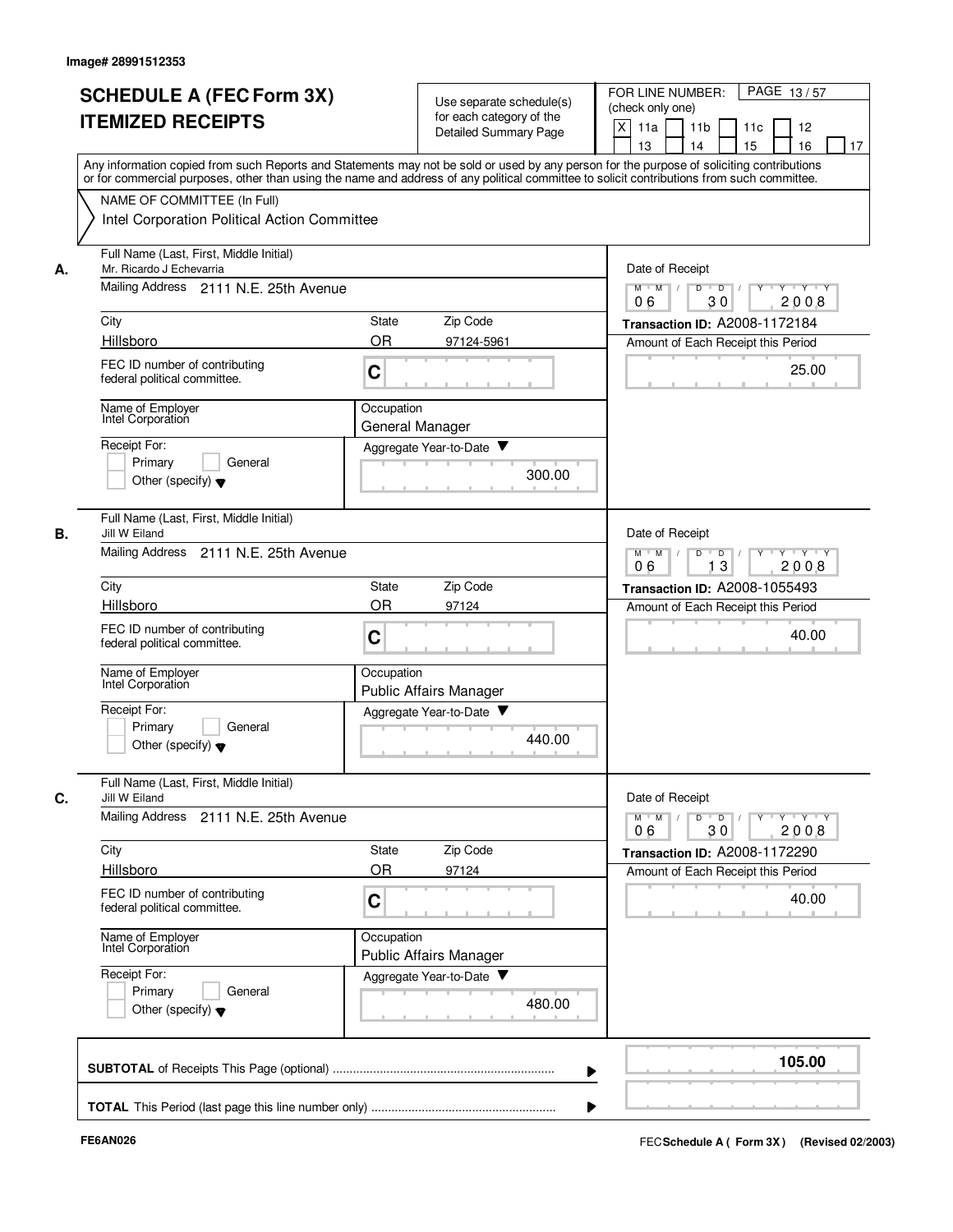Image# 28991512353

# SCHEDULE A (FEC Form 3X) ITEMIZED RECEIPTS

Use separate schedule(s) for each category of the Detailed Summary Page

FOR LINE NUMBER: (check only one)

[X] 11a [ ] 11b [ ] 11c [ ] 12 [ ] 13 [ ] 14 [ ] 15 [ ] 16 [ ] 17

Any information copied from such Reports and Statements may not be sold or used by any person for the purpose of soliciting contributions or for commercial purposes, other than using the name and address of any political committee to solicit contributions from such committee.

NAME OF COMMITTEE (In Full)

Intel Corporation Political Action Committee

---

**A.**

Full Name (Last, First, Middle Initial): Mr. Ricardo J Echevarria

Mailing Address: 2111 N.E. 25th Avenue

City: Hillsboro | State: OR | Zip Code: 97124-5961

FEC ID number of contributing federal political committee: C

Name of Employer: Intel Corporation

Occupation: General Manager

Receipt For: [ ] Primary [ ] General [ ] Other (specify)

Aggregate Year-to-Date: 300.00

Date of Receipt: 06 / 30 / 2008

Transaction ID: A2008-1172184

Amount of Each Receipt this Period: 25.00

---

**B.**

Full Name (Last, First, Middle Initial): Jill W Eiland

Mailing Address: 2111 N.E. 25th Avenue

City: Hillsboro | State: OR | Zip Code: 97124

FEC ID number of contributing federal political committee: C

Name of Employer: Intel Corporation

Occupation: Public Affairs Manager

Receipt For: [ ] Primary [ ] General [ ] Other (specify)

Aggregate Year-to-Date: 440.00

Date of Receipt: 06 / 13 / 2008

Transaction ID: A2008-1055493

Amount of Each Receipt this Period: 40.00

---

**C.**

Full Name (Last, First, Middle Initial): Jill W Eiland

Mailing Address: 2111 N.E. 25th Avenue

City: Hillsboro | State: OR | Zip Code: 97124

FEC ID number of contributing federal political committee: C

Name of Employer: Intel Corporation

Occupation: Public Affairs Manager

Receipt For: [ ] Primary [ ] General [ ] Other (specify)

Aggregate Year-to-Date: 480.00

Date of Receipt: 06 / 30 / 2008

Transaction ID: A2008-1172290

Amount of Each Receipt this Period: 40.00

---

**SUBTOTAL** of Receipts This Page (optional): **105.00**

**TOTAL** This Period (last page this line number only):

FE6AN026

FEC Schedule A ( Form 3X ) (Revised 02/2003)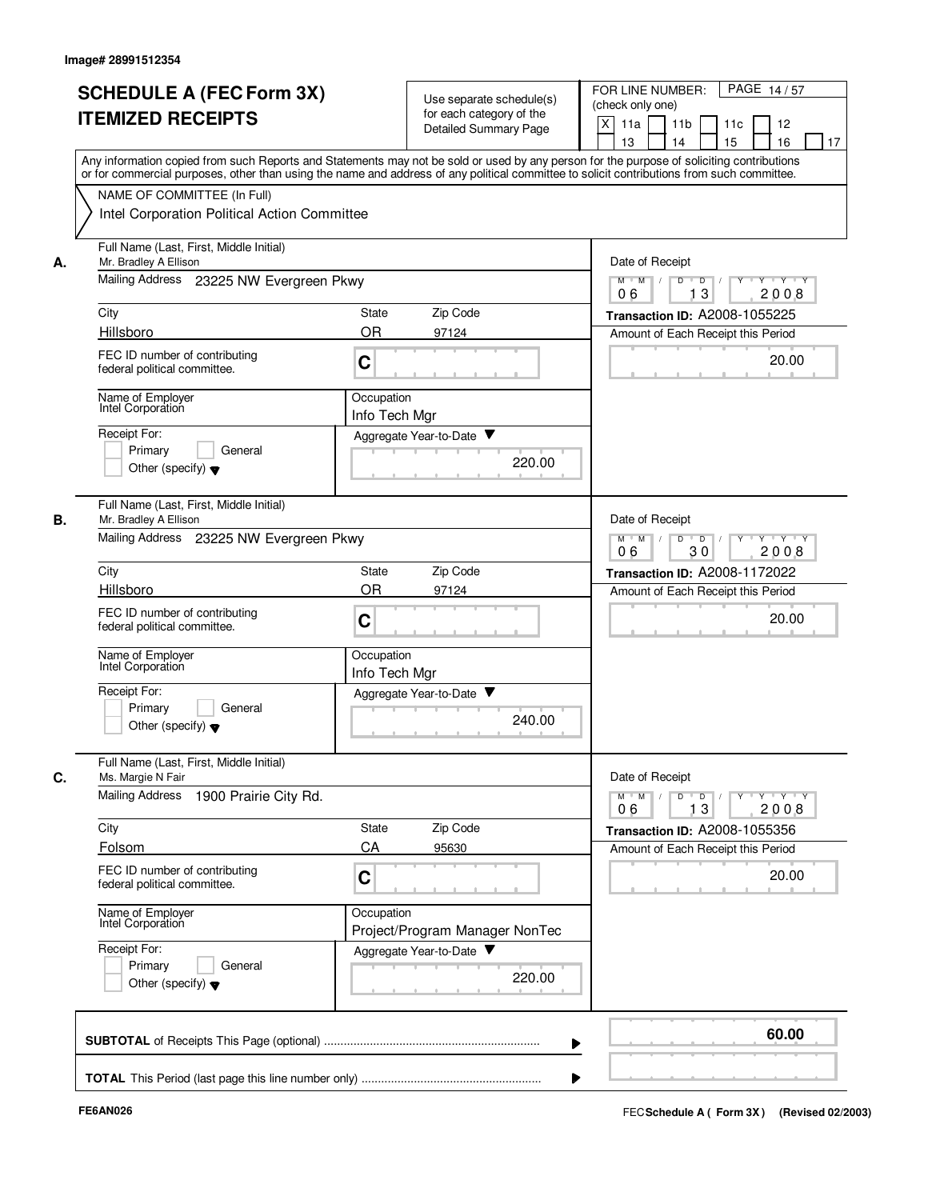Image# 28991512354

# SCHEDULE A (FEC Form 3X) ITEMIZED RECEIPTS

Use separate schedule(s) for each category of the Detailed Summary Page

FOR LINE NUMBER: (check only one)
[X] 11a [ ] 11b [ ] 11c [ ] 12 [ ] 13 [ ] 14 [ ] 15 [ ] 16 [ ] 17

Any information copied from such Reports and Statements may not be sold or used by any person for the purpose of soliciting contributions or for commercial purposes, other than using the name and address of any political committee to solicit contributions from such committee.

NAME OF COMMITTEE (In Full)
Intel Corporation Political Action Committee

---

**A.** Full Name (Last, First, Middle Initial): Mr. Bradley A Ellison
Mailing Address: 23225 NW Evergreen Pkwy
City: Hillsboro | State: OR | Zip Code: 97124
FEC ID number of contributing federal political committee: C
Name of Employer: Intel Corporation
Occupation: Info Tech Mgr
Receipt For: [ ] Primary [ ] General [ ] Other (specify)
Aggregate Year-to-Date: 220.00
Date of Receipt: 06 / 13 / 2008
Transaction ID: A2008-1055225
Amount of Each Receipt this Period: 20.00

---

**B.** Full Name (Last, First, Middle Initial): Mr. Bradley A Ellison
Mailing Address: 23225 NW Evergreen Pkwy
City: Hillsboro | State: OR | Zip Code: 97124
FEC ID number of contributing federal political committee: C
Name of Employer: Intel Corporation
Occupation: Info Tech Mgr
Receipt For: [ ] Primary [ ] General [ ] Other (specify)
Aggregate Year-to-Date: 240.00
Date of Receipt: 06 / 30 / 2008
Transaction ID: A2008-1172022
Amount of Each Receipt this Period: 20.00

---

**C.** Full Name (Last, First, Middle Initial): Ms. Margie N Fair
Mailing Address: 1900 Prairie City Rd.
City: Folsom | State: CA | Zip Code: 95630
FEC ID number of contributing federal political committee: C
Name of Employer: Intel Corporation
Occupation: Project/Program Manager NonTec
Receipt For: [ ] Primary [ ] General [ ] Other (specify)
Aggregate Year-to-Date: 220.00
Date of Receipt: 06 / 13 / 2008
Transaction ID: A2008-1055356
Amount of Each Receipt this Period: 20.00

---

**SUBTOTAL** of Receipts This Page (optional): 60.00

**TOTAL** This Period (last page this line number only):

FE6AN026

FEC **Schedule A ( Form 3X )** (Revised 02/2003)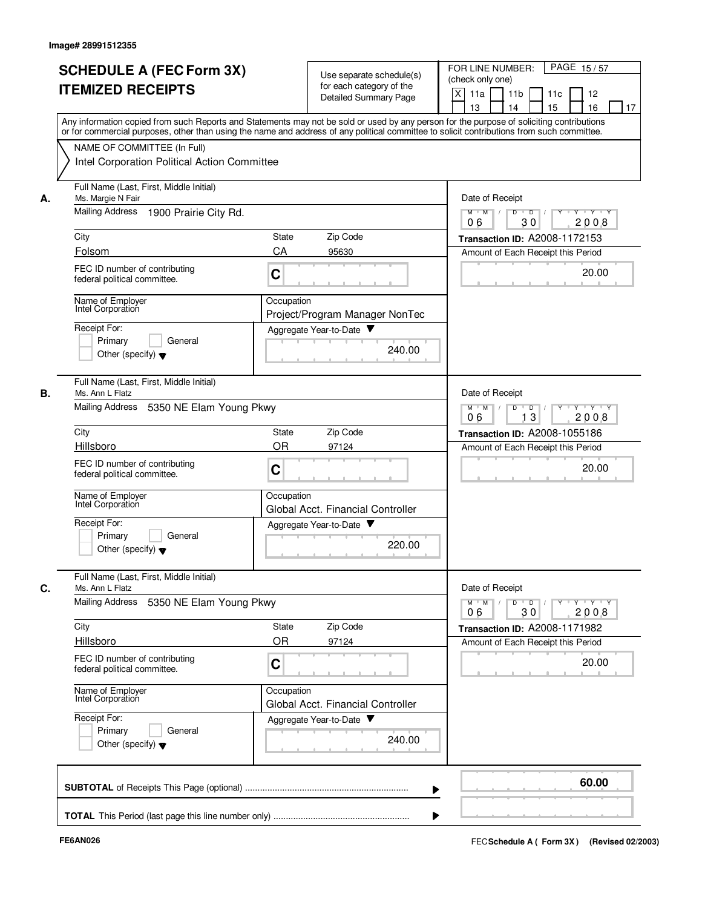Image# 28991512355

# SCHEDULE A (FEC Form 3X) ITEMIZED RECEIPTS

Use separate schedule(s) for each category of the Detailed Summary Page

FOR LINE NUMBER: (check only one)

[X] 11a [ ] 11b [ ] 11c [ ] 12 [ ] 13 [ ] 14 [ ] 15 [ ] 16 [ ] 17

Any information copied from such Reports and Statements may not be sold or used by any person for the purpose of soliciting contributions or for commercial purposes, other than using the name and address of any political committee to solicit contributions from such committee.

NAME OF COMMITTEE (In Full)
Intel Corporation Political Action Committee

---

**A.** Full Name (Last, First, Middle Initial): Ms. Margie N Fair

Mailing Address: 1900 Prairie City Rd.

City: Folsom | State: CA | Zip Code: 95630

FEC ID number of contributing federal political committee: C

Name of Employer: Intel Corporation

Occupation: Project/Program Manager NonTec

Receipt For: [ ] Primary [ ] General [ ] Other (specify)

Aggregate Year-to-Date: 240.00

Date of Receipt: 06 / 30 / 2008

Transaction ID: A2008-1172153

Amount of Each Receipt this Period: 20.00

---

**B.** Full Name (Last, First, Middle Initial): Ms. Ann L Flatz

Mailing Address: 5350 NE Elam Young Pkwy

City: Hillsboro | State: OR | Zip Code: 97124

FEC ID number of contributing federal political committee: C

Name of Employer: Intel Corporation

Occupation: Global Acct. Financial Controller

Receipt For: [ ] Primary [ ] General [ ] Other (specify)

Aggregate Year-to-Date: 220.00

Date of Receipt: 06 / 13 / 2008

Transaction ID: A2008-1055186

Amount of Each Receipt this Period: 20.00

---

**C.** Full Name (Last, First, Middle Initial): Ms. Ann L Flatz

Mailing Address: 5350 NE Elam Young Pkwy

City: Hillsboro | State: OR | Zip Code: 97124

FEC ID number of contributing federal political committee: C

Name of Employer: Intel Corporation

Occupation: Global Acct. Financial Controller

Receipt For: [ ] Primary [ ] General [ ] Other (specify)

Aggregate Year-to-Date: 240.00

Date of Receipt: 06 / 30 / 2008

Transaction ID: A2008-1171982

Amount of Each Receipt this Period: 20.00

---

**SUBTOTAL** of Receipts This Page (optional): 60.00

**TOTAL** This Period (last page this line number only):

FE6AN026

FEC **Schedule A ( Form 3X )** (Revised 02/2003)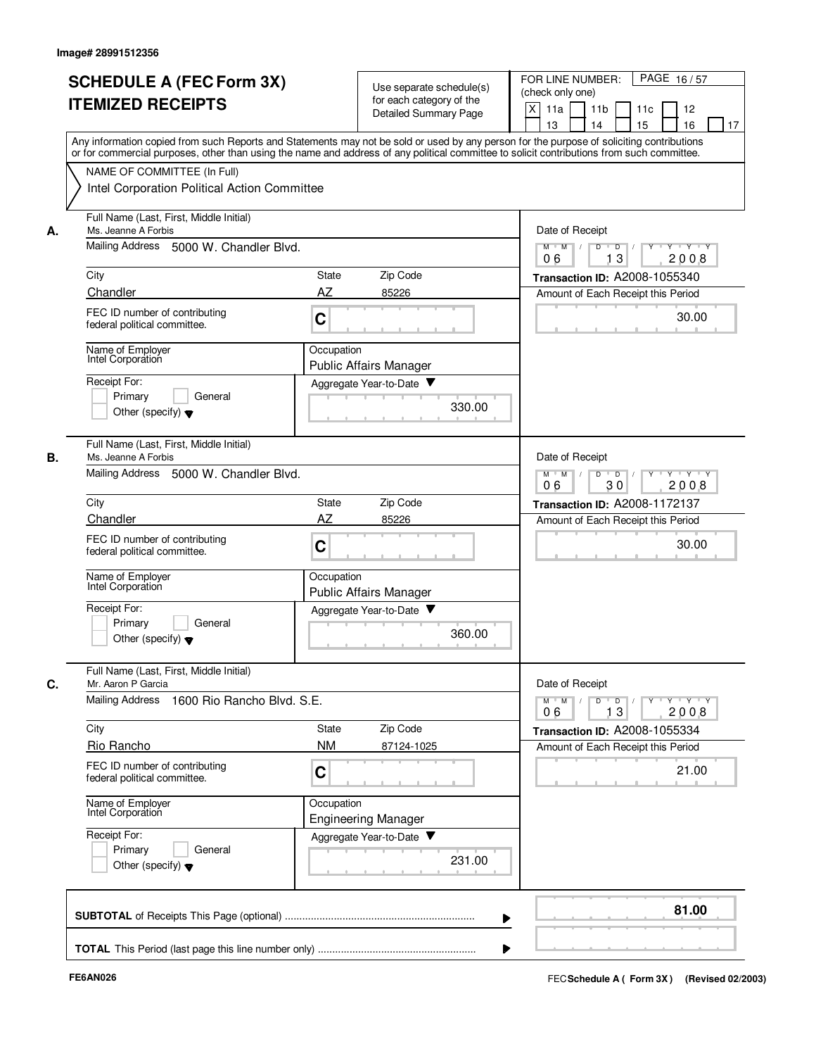Image# 28991512356

# SCHEDULE A (FEC Form 3X) ITEMIZED RECEIPTS

Use separate schedule(s) for each category of the Detailed Summary Page

FOR LINE NUMBER: (check only one)

[X] 11a [ ] 11b [ ] 11c [ ] 12 [ ] 13 [ ] 14 [ ] 15 [ ] 16 [ ] 17

PAGE 16 / 57

Any information copied from such Reports and Statements may not be sold or used by any person for the purpose of soliciting contributions or for commercial purposes, other than using the name and address of any political committee to solicit contributions from such committee.

NAME OF COMMITTEE (In Full)
Intel Corporation Political Action Committee

---

**A.**

| Field | Value |
|---|---|
| Full Name (Last, First, Middle Initial) | Ms. Jeanne A Forbis |
| Mailing Address | 5000 W. Chandler Blvd. |
| City | Chandler |
| State | AZ |
| Zip Code | 85226 |
| FEC ID number of contributing federal political committee. | C |
| Name of Employer | Intel Corporation |
| Occupation | Public Affairs Manager |
| Receipt For: | Primary / General / Other (specify) |
| Aggregate Year-to-Date | 330.00 |
| Date of Receipt | 06 13 2008 |
| Transaction ID | A2008-1055340 |
| Amount of Each Receipt this Period | 30.00 |

**B.**

| Field | Value |
|---|---|
| Full Name (Last, First, Middle Initial) | Ms. Jeanne A Forbis |
| Mailing Address | 5000 W. Chandler Blvd. |
| City | Chandler |
| State | AZ |
| Zip Code | 85226 |
| FEC ID number of contributing federal political committee. | C |
| Name of Employer | Intel Corporation |
| Occupation | Public Affairs Manager |
| Receipt For: | Primary / General / Other (specify) |
| Aggregate Year-to-Date | 360.00 |
| Date of Receipt | 06 30 2008 |
| Transaction ID | A2008-1172137 |
| Amount of Each Receipt this Period | 30.00 |

**C.**

| Field | Value |
|---|---|
| Full Name (Last, First, Middle Initial) | Mr. Aaron P Garcia |
| Mailing Address | 1600 Rio Rancho Blvd. S.E. |
| City | Rio Rancho |
| State | NM |
| Zip Code | 87124-1025 |
| FEC ID number of contributing federal political committee. | C |
| Name of Employer | Intel Corporation |
| Occupation | Engineering Manager |
| Receipt For: | Primary / General / Other (specify) |
| Aggregate Year-to-Date | 231.00 |
| Date of Receipt | 06 13 2008 |
| Transaction ID | A2008-1055334 |
| Amount of Each Receipt this Period | 21.00 |

---

**SUBTOTAL** of Receipts This Page (optional) ........ 81.00

**TOTAL** This Period (last page this line number only) ........

FE6AN026

FEC **Schedule A ( Form 3X)** (Revised 02/2003)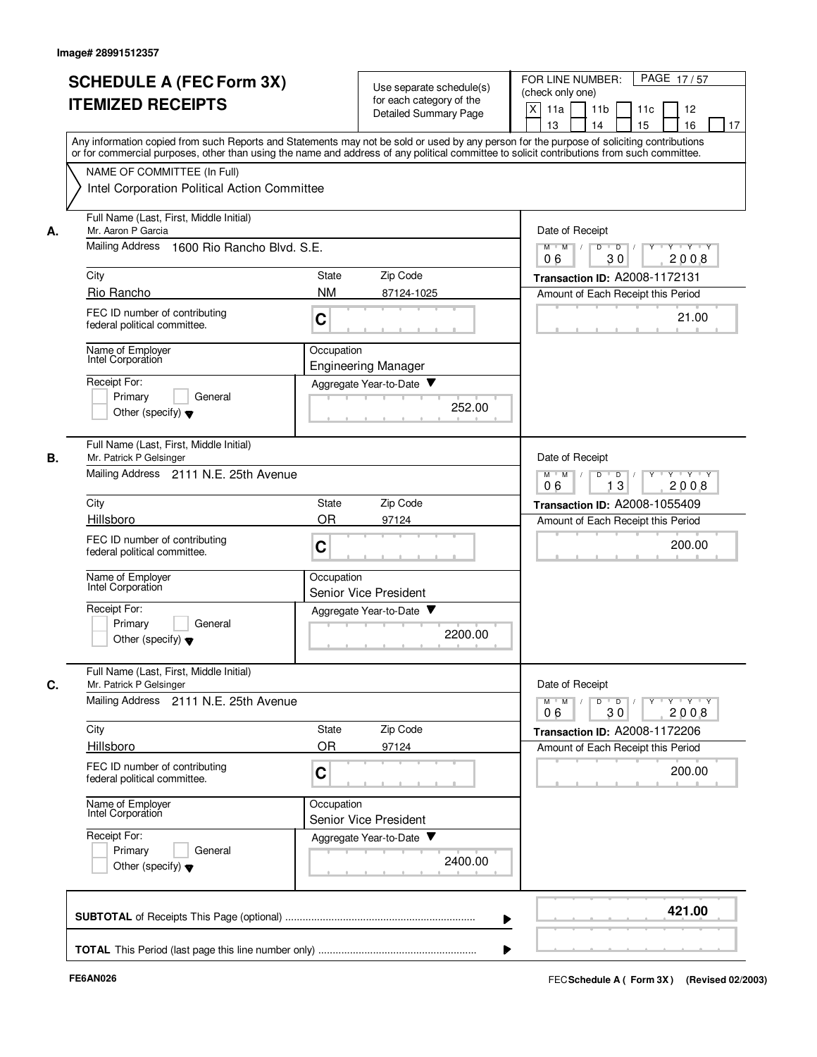Image# 28991512357

# SCHEDULE A (FEC Form 3X)
# ITEMIZED RECEIPTS

Use separate schedule(s) for each category of the Detailed Summary Page

FOR LINE NUMBER: (check only one)

[X] 11a [ ] 11b [ ] 11c [ ] 12 [ ] 13 [ ] 14 [ ] 15 [ ] 16 [ ] 17

Any information copied from such Reports and Statements may not be sold or used by any person for the purpose of soliciting contributions or for commercial purposes, other than using the name and address of any political committee to solicit contributions from such committee.

NAME OF COMMITTEE (In Full)
Intel Corporation Political Action Committee

---

**A.** Full Name (Last, First, Middle Initial): Mr. Aaron P Garcia
Mailing Address: 1600 Rio Rancho Blvd. S.E.
City: Rio Rancho | State: NM | Zip Code: 87124-1025
FEC ID number of contributing federal political committee: C
Name of Employer: Intel Corporation
Occupation: Engineering Manager
Receipt For: [ ] Primary [ ] General [ ] Other (specify)
Aggregate Year-to-Date: 252.00
Date of Receipt: 06 / 30 / 2008
Transaction ID: A2008-1172131
Amount of Each Receipt this Period: 21.00

---

**B.** Full Name (Last, First, Middle Initial): Mr. Patrick P Gelsinger
Mailing Address: 2111 N.E. 25th Avenue
City: Hillsboro | State: OR | Zip Code: 97124
FEC ID number of contributing federal political committee: C
Name of Employer: Intel Corporation
Occupation: Senior Vice President
Receipt For: [ ] Primary [ ] General [ ] Other (specify)
Aggregate Year-to-Date: 2200.00
Date of Receipt: 06 / 13 / 2008
Transaction ID: A2008-1055409
Amount of Each Receipt this Period: 200.00

---

**C.** Full Name (Last, First, Middle Initial): Mr. Patrick P Gelsinger
Mailing Address: 2111 N.E. 25th Avenue
City: Hillsboro | State: OR | Zip Code: 97124
FEC ID number of contributing federal political committee: C
Name of Employer: Intel Corporation
Occupation: Senior Vice President
Receipt For: [ ] Primary [ ] General [ ] Other (specify)
Aggregate Year-to-Date: 2400.00
Date of Receipt: 06 / 30 / 2008
Transaction ID: A2008-1172206
Amount of Each Receipt this Period: 200.00

---

**SUBTOTAL** of Receipts This Page (optional) ........ **421.00**

**TOTAL** This Period (last page this line number only) ........

FE6AN026 FEC **Schedule A ( Form 3X )** (Revised 02/2003)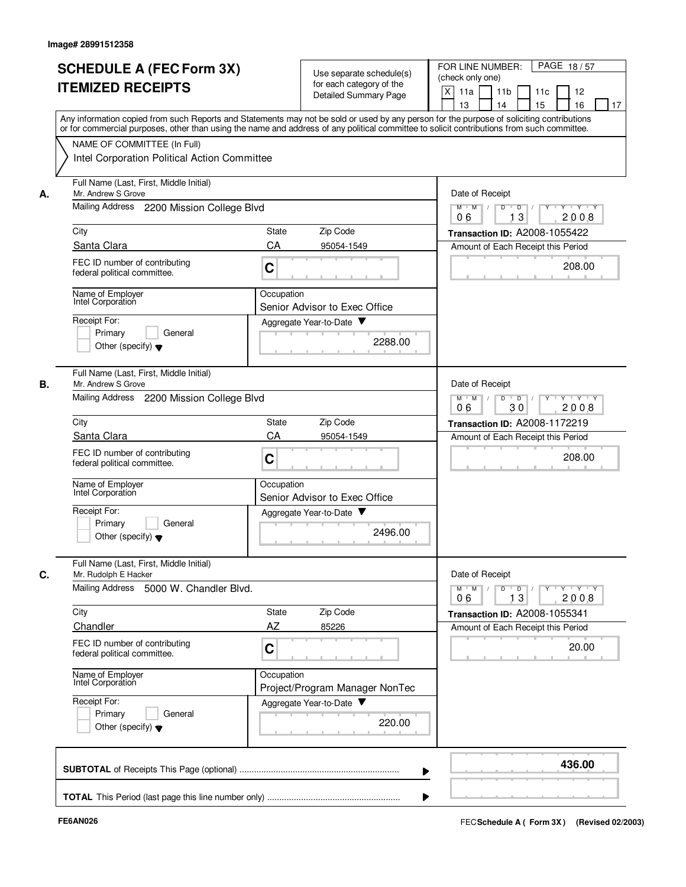Image# 28991512358

# SCHEDULE A (FEC Form 3X) ITEMIZED RECEIPTS

Use separate schedule(s) for each category of the Detailed Summary Page

FOR LINE NUMBER: (check only one)

[X] 11a [ ] 11b [ ] 11c [ ] 12 [ ] 13 [ ] 14 [ ] 15 [ ] 16 [ ] 17

Any information copied from such Reports and Statements may not be sold or used by any person for the purpose of soliciting contributions or for commercial purposes, other than using the name and address of any political committee to solicit contributions from such committee.

NAME OF COMMITTEE (In Full)
Intel Corporation Political Action Committee

---

**A.** Full Name (Last, First, Middle Initial): Mr. Andrew S Grove

Mailing Address: 2200 Mission College Blvd

City: Santa Clara | State: CA | Zip Code: 95054-1549

FEC ID number of contributing federal political committee: C

Name of Employer: Intel Corporation

Occupation: Senior Advisor to Exec Office

Receipt For: [ ] Primary [ ] General [ ] Other (specify)

Aggregate Year-to-Date: 2288.00

Date of Receipt: 06 / 13 / 2008

Transaction ID: A2008-1055422

Amount of Each Receipt this Period: 208.00

---

**B.** Full Name (Last, First, Middle Initial): Mr. Andrew S Grove

Mailing Address: 2200 Mission College Blvd

City: Santa Clara | State: CA | Zip Code: 95054-1549

FEC ID number of contributing federal political committee: C

Name of Employer: Intel Corporation

Occupation: Senior Advisor to Exec Office

Receipt For: [ ] Primary [ ] General [ ] Other (specify)

Aggregate Year-to-Date: 2496.00

Date of Receipt: 06 / 30 / 2008

Transaction ID: A2008-1172219

Amount of Each Receipt this Period: 208.00

---

**C.** Full Name (Last, First, Middle Initial): Mr. Rudolph E Hacker

Mailing Address: 5000 W. Chandler Blvd.

City: Chandler | State: AZ | Zip Code: 85226

FEC ID number of contributing federal political committee: C

Name of Employer: Intel Corporation

Occupation: Project/Program Manager NonTec

Receipt For: [ ] Primary [ ] General [ ] Other (specify)

Aggregate Year-to-Date: 220.00

Date of Receipt: 06 / 13 / 2008

Transaction ID: A2008-1055341

Amount of Each Receipt this Period: 20.00

---

**SUBTOTAL** of Receipts This Page (optional): **436.00**

**TOTAL** This Period (last page this line number only):

FE6AN026

FEC **Schedule A ( Form 3X )** (Revised 02/2003)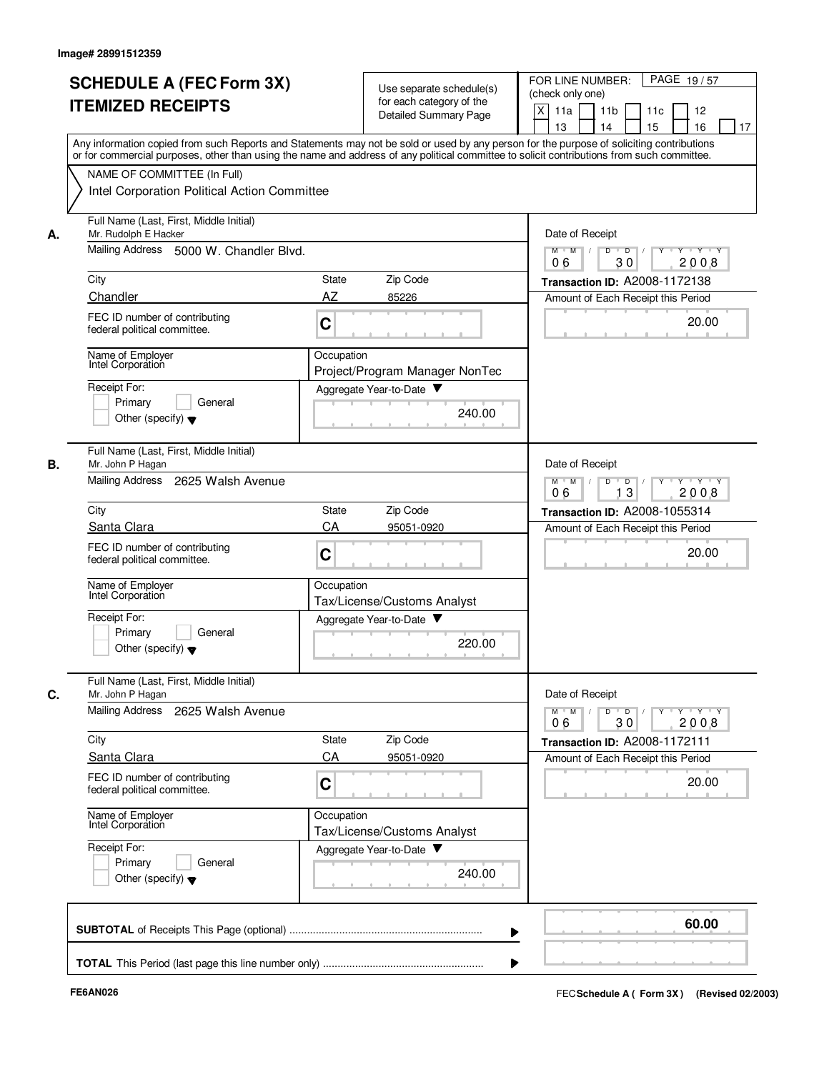Image# 28991512359

# SCHEDULE A (FEC Form 3X)
# ITEMIZED RECEIPTS

Use separate schedule(s) for each category of the Detailed Summary Page

FOR LINE NUMBER: (check only one)

[X] 11a [ ] 11b [ ] 11c [ ] 12 [ ] 13 [ ] 14 [ ] 15 [ ] 16 [ ] 17

Any information copied from such Reports and Statements may not be sold or used by any person for the purpose of soliciting contributions or for commercial purposes, other than using the name and address of any political committee to solicit contributions from such committee.

NAME OF COMMITTEE (In Full)
Intel Corporation Political Action Committee

---

**A.** Full Name (Last, First, Middle Initial): Mr. Rudolph E Hacker

Mailing Address: 5000 W. Chandler Blvd.

| City | State | Zip Code |
|---|---|---|
| Chandler | AZ | 85226 |

FEC ID number of contributing federal political committee: C

Name of Employer: Intel Corporation

Occupation: Project/Program Manager NonTec

Receipt For: [ ] Primary [ ] General [ ] Other (specify)

Aggregate Year-to-Date: 240.00

Date of Receipt: 06 / 30 / 2008

Transaction ID: A2008-1172138

Amount of Each Receipt this Period: 20.00

---

**B.** Full Name (Last, First, Middle Initial): Mr. John P Hagan

Mailing Address: 2625 Walsh Avenue

| City | State | Zip Code |
|---|---|---|
| Santa Clara | CA | 95051-0920 |

FEC ID number of contributing federal political committee: C

Name of Employer: Intel Corporation

Occupation: Tax/License/Customs Analyst

Receipt For: [ ] Primary [ ] General [ ] Other (specify)

Aggregate Year-to-Date: 220.00

Date of Receipt: 06 / 13 / 2008

Transaction ID: A2008-1055314

Amount of Each Receipt this Period: 20.00

---

**C.** Full Name (Last, First, Middle Initial): Mr. John P Hagan

Mailing Address: 2625 Walsh Avenue

| City | State | Zip Code |
|---|---|---|
| Santa Clara | CA | 95051-0920 |

FEC ID number of contributing federal political committee: C

Name of Employer: Intel Corporation

Occupation: Tax/License/Customs Analyst

Receipt For: [ ] Primary [ ] General [ ] Other (specify)

Aggregate Year-to-Date: 240.00

Date of Receipt: 06 / 30 / 2008

Transaction ID: A2008-1172111

Amount of Each Receipt this Period: 20.00

---

**SUBTOTAL** of Receipts This Page (optional): 60.00

**TOTAL** This Period (last page this line number only):

FE6AN026

FEC **Schedule A ( Form 3X )** (Revised 02/2003)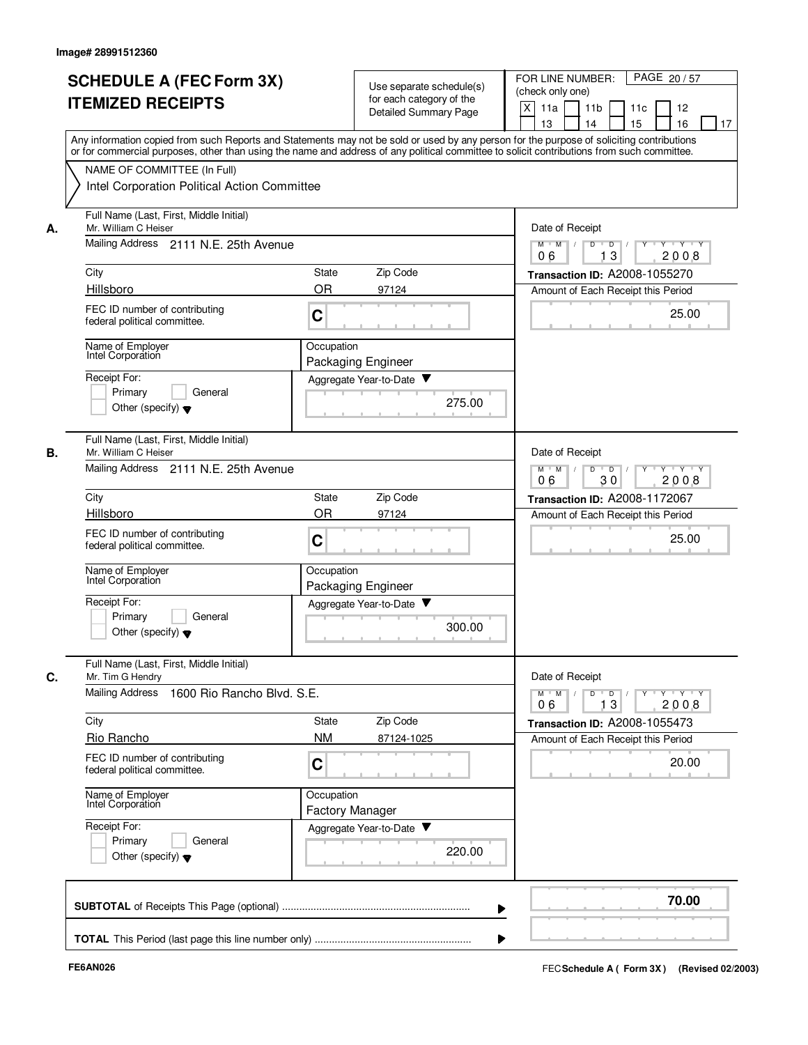Image# 28991512360

# SCHEDULE A (FEC Form 3X) ITEMIZED RECEIPTS

Use separate schedule(s) for each category of the Detailed Summary Page

FOR LINE NUMBER: (check only one)

[X] 11a [ ] 11b [ ] 11c [ ] 12 [ ] 13 [ ] 14 [ ] 15 [ ] 16 [ ] 17

Any information copied from such Reports and Statements may not be sold or used by any person for the purpose of soliciting contributions or for commercial purposes, other than using the name and address of any political committee to solicit contributions from such committee.

NAME OF COMMITTEE (In Full)
Intel Corporation Political Action Committee

---

**A.** Full Name (Last, First, Middle Initial): Mr. William C Heiser

Mailing Address: 2111 N.E. 25th Avenue

City: Hillsboro | State: OR | Zip Code: 97124

FEC ID number of contributing federal political committee: C

Name of Employer: Intel Corporation

Occupation: Packaging Engineer

Receipt For: [ ] Primary [ ] General [ ] Other (specify)

Aggregate Year-to-Date: 275.00

Date of Receipt: 06/13/2008

Transaction ID: A2008-1055270

Amount of Each Receipt this Period: 25.00

---

**B.** Full Name (Last, First, Middle Initial): Mr. William C Heiser

Mailing Address: 2111 N.E. 25th Avenue

City: Hillsboro | State: OR | Zip Code: 97124

FEC ID number of contributing federal political committee: C

Name of Employer: Intel Corporation

Occupation: Packaging Engineer

Receipt For: [ ] Primary [ ] General [ ] Other (specify)

Aggregate Year-to-Date: 300.00

Date of Receipt: 06/30/2008

Transaction ID: A2008-1172067

Amount of Each Receipt this Period: 25.00

---

**C.** Full Name (Last, First, Middle Initial): Mr. Tim G Hendry

Mailing Address: 1600 Rio Rancho Blvd. S.E.

City: Rio Rancho | State: NM | Zip Code: 87124-1025

FEC ID number of contributing federal political committee: C

Name of Employer: Intel Corporation

Occupation: Factory Manager

Receipt For: [ ] Primary [ ] General [ ] Other (specify)

Aggregate Year-to-Date: 220.00

Date of Receipt: 06/13/2008

Transaction ID: A2008-1055473

Amount of Each Receipt this Period: 20.00

---

**SUBTOTAL** of Receipts This Page (optional): 70.00

**TOTAL** This Period (last page this line number only):

FE6AN026

FEC Schedule A (Form 3X) (Revised 02/2003)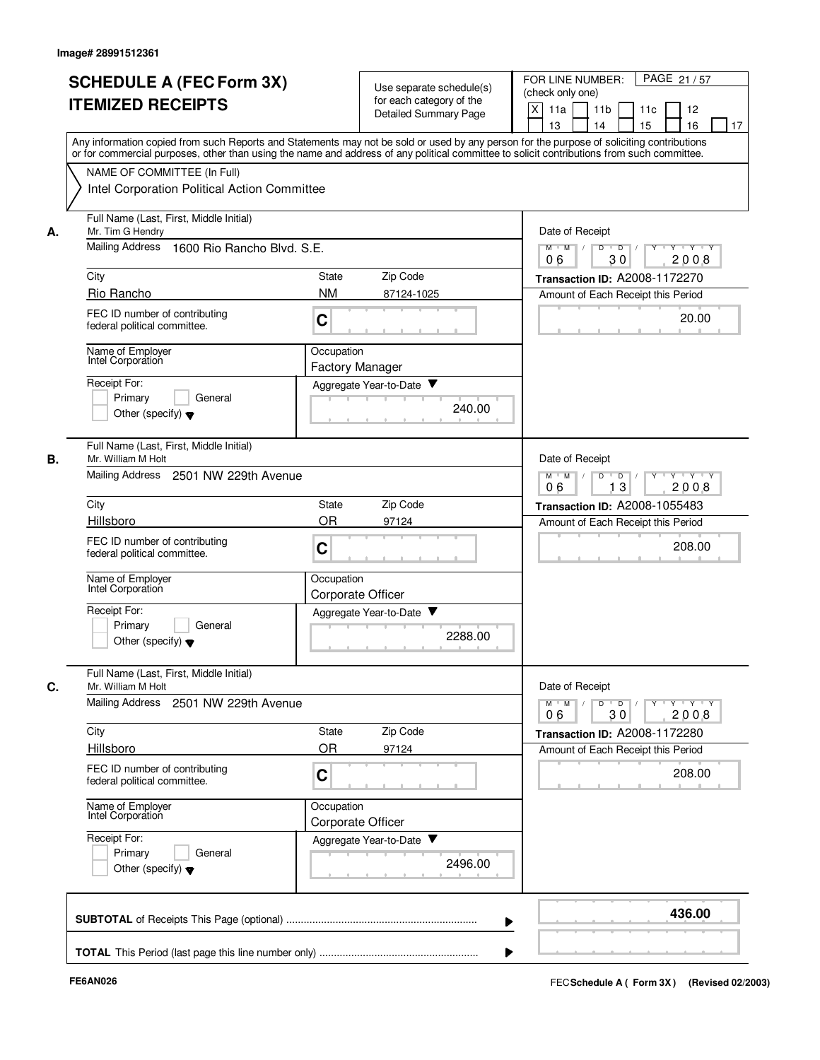Image# 28991512361

# SCHEDULE A (FEC Form 3X) ITEMIZED RECEIPTS

Use separate schedule(s) for each category of the Detailed Summary Page

FOR LINE NUMBER: (check only one)

[X] 11a [ ] 11b [ ] 11c [ ] 12 [ ] 13 [ ] 14 [ ] 15 [ ] 16 [ ] 17

PAGE 21 / 57

Any information copied from such Reports and Statements may not be sold or used by any person for the purpose of soliciting contributions or for commercial purposes, other than using the name and address of any political committee to solicit contributions from such committee.

NAME OF COMMITTEE (In Full)
Intel Corporation Political Action Committee

---

**A.**

Full Name (Last, First, Middle Initial): Mr. Tim G Hendry

Mailing Address: 1600 Rio Rancho Blvd. S.E.

City: Rio Rancho | State: NM | Zip Code: 87124-1025

FEC ID number of contributing federal political committee: C

Name of Employer: Intel Corporation

Occupation: Factory Manager

Receipt For: [ ] Primary [ ] General [ ] Other (specify)

Aggregate Year-to-Date: 240.00

Date of Receipt: 06 / 30 / 2008

Transaction ID: A2008-1172270

Amount of Each Receipt this Period: 20.00

---

**B.**

Full Name (Last, First, Middle Initial): Mr. William M Holt

Mailing Address: 2501 NW 229th Avenue

City: Hillsboro | State: OR | Zip Code: 97124

FEC ID number of contributing federal political committee: C

Name of Employer: Intel Corporation

Occupation: Corporate Officer

Receipt For: [ ] Primary [ ] General [ ] Other (specify)

Aggregate Year-to-Date: 2288.00

Date of Receipt: 06 / 13 / 2008

Transaction ID: A2008-1055483

Amount of Each Receipt this Period: 208.00

---

**C.**

Full Name (Last, First, Middle Initial): Mr. William M Holt

Mailing Address: 2501 NW 229th Avenue

City: Hillsboro | State: OR | Zip Code: 97124

FEC ID number of contributing federal political committee: C

Name of Employer: Intel Corporation

Occupation: Corporate Officer

Receipt For: [ ] Primary [ ] General [ ] Other (specify)

Aggregate Year-to-Date: 2496.00

Date of Receipt: 06 / 30 / 2008

Transaction ID: A2008-1172280

Amount of Each Receipt this Period: 208.00

---

**SUBTOTAL** of Receipts This Page (optional) ........ **436.00**

**TOTAL** This Period (last page this line number only) ........

FE6AN026

FEC **Schedule A ( Form 3X )** (Revised 02/2003)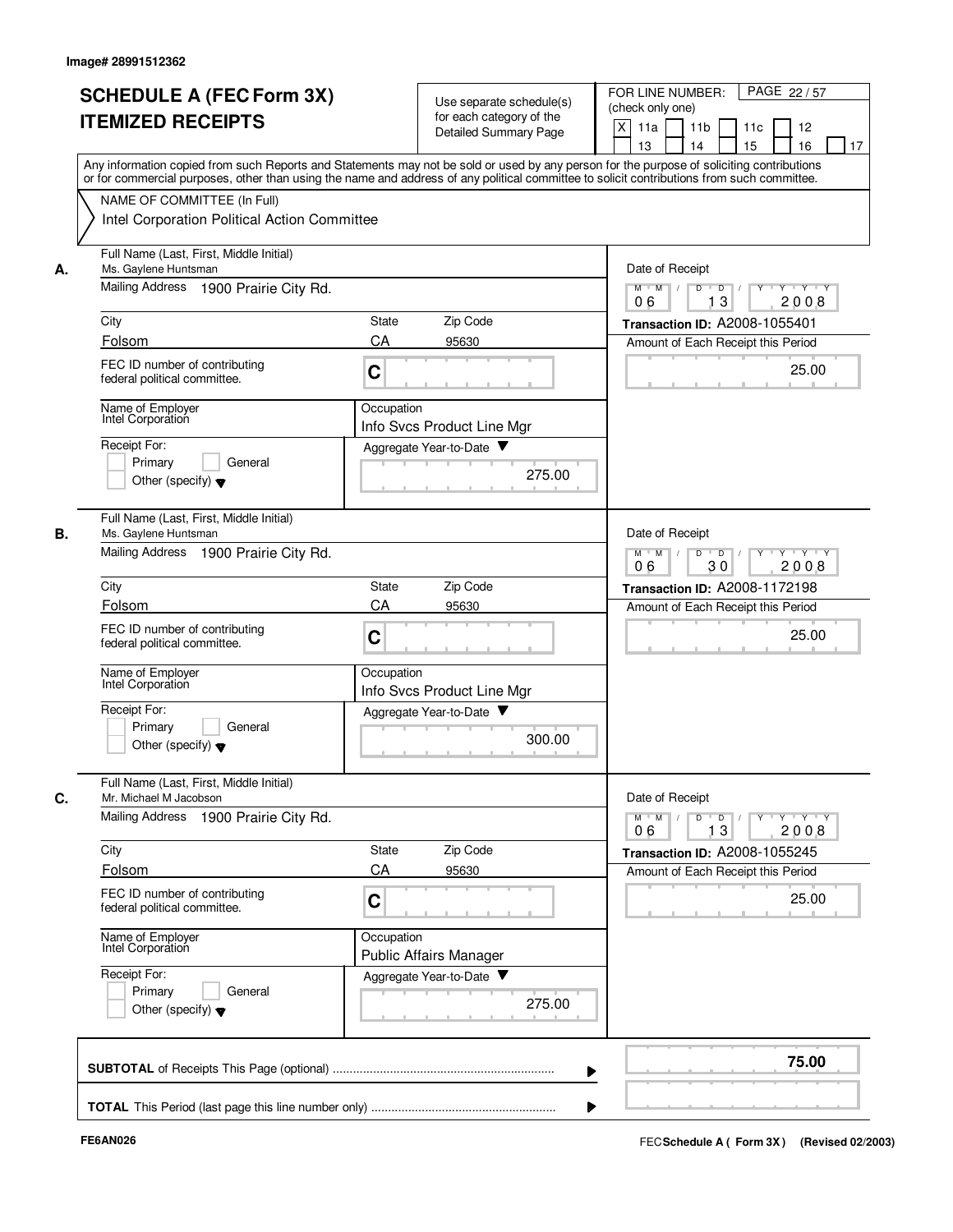Image# 28991512362

# SCHEDULE A (FEC Form 3X) ITEMIZED RECEIPTS

Use separate schedule(s) for each category of the Detailed Summary Page

FOR LINE NUMBER: (check only one)

[X] 11a [ ] 11b [ ] 11c [ ] 12 [ ] 13 [ ] 14 [ ] 15 [ ] 16 [ ] 17

Any information copied from such Reports and Statements may not be sold or used by any person for the purpose of soliciting contributions or for commercial purposes, other than using the name and address of any political committee to solicit contributions from such committee.

NAME OF COMMITTEE (In Full)
Intel Corporation Political Action Committee

**A.**

| Field | Value |
|---|---|
| Full Name (Last, First, Middle Initial) | Ms. Gaylene Huntsman |
| Mailing Address | 1900 Prairie City Rd. |
| City | Folsom |
| State | CA |
| Zip Code | 95630 |
| FEC ID number of contributing federal political committee. | C |
| Name of Employer | Intel Corporation |
| Occupation | Info Svcs Product Line Mgr |
| Receipt For: | [ ] Primary [ ] General [ ] Other (specify) |
| Aggregate Year-to-Date | 275.00 |
| Date of Receipt | 06 / 13 / 2008 |
| Transaction ID | A2008-1055401 |
| Amount of Each Receipt this Period | 25.00 |

**B.**

| Field | Value |
|---|---|
| Full Name (Last, First, Middle Initial) | Ms. Gaylene Huntsman |
| Mailing Address | 1900 Prairie City Rd. |
| City | Folsom |
| State | CA |
| Zip Code | 95630 |
| FEC ID number of contributing federal political committee. | C |
| Name of Employer | Intel Corporation |
| Occupation | Info Svcs Product Line Mgr |
| Receipt For: | [ ] Primary [ ] General [ ] Other (specify) |
| Aggregate Year-to-Date | 300.00 |
| Date of Receipt | 06 / 30 / 2008 |
| Transaction ID | A2008-1172198 |
| Amount of Each Receipt this Period | 25.00 |

**C.**

| Field | Value |
|---|---|
| Full Name (Last, First, Middle Initial) | Mr. Michael M Jacobson |
| Mailing Address | 1900 Prairie City Rd. |
| City | Folsom |
| State | CA |
| Zip Code | 95630 |
| FEC ID number of contributing federal political committee. | C |
| Name of Employer | Intel Corporation |
| Occupation | Public Affairs Manager |
| Receipt For: | [ ] Primary [ ] General [ ] Other (specify) |
| Aggregate Year-to-Date | 275.00 |
| Date of Receipt | 06 / 13 / 2008 |
| Transaction ID | A2008-1055245 |
| Amount of Each Receipt this Period | 25.00 |

**SUBTOTAL** of Receipts This Page (optional) ........ 75.00

**TOTAL** This Period (last page this line number only) ........

FE6AN026

FEC **Schedule A ( Form 3X )** (Revised 02/2003)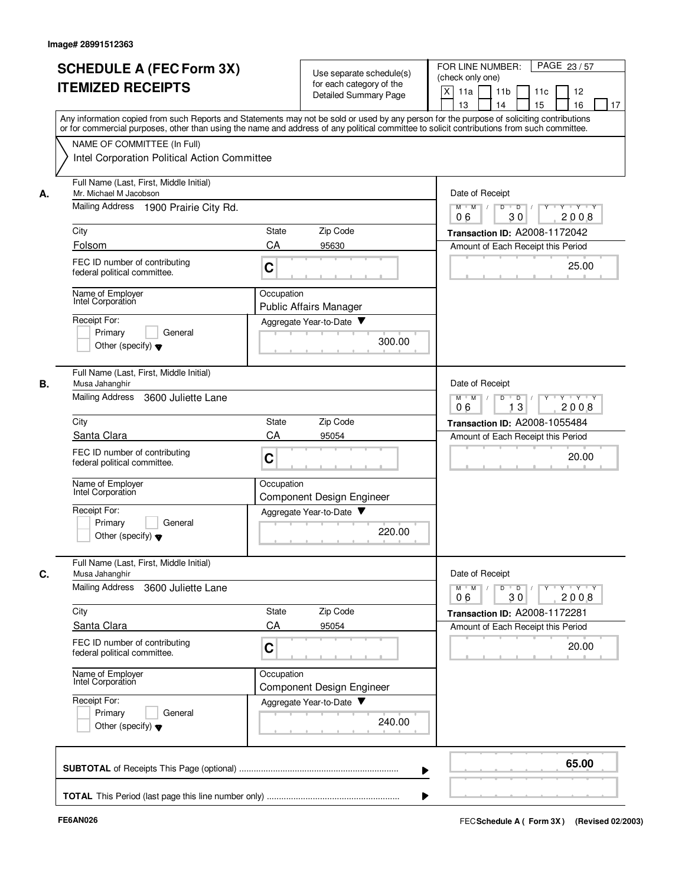Image# 28991512363

# SCHEDULE A (FEC Form 3X) ITEMIZED RECEIPTS

Use separate schedule(s) for each category of the Detailed Summary Page

FOR LINE NUMBER: (check only one)

[X] 11a [ ] 11b [ ] 11c [ ] 12 [ ] 13 [ ] 14 [ ] 15 [ ] 16 [ ] 17

PAGE 23 / 57

Any information copied from such Reports and Statements may not be sold or used by any person for the purpose of soliciting contributions or for commercial purposes, other than using the name and address of any political committee to solicit contributions from such committee.

NAME OF COMMITTEE (In Full)
Intel Corporation Political Action Committee

---

**A.**

Full Name (Last, First, Middle Initial): Mr. Michael M Jacobson

Mailing Address: 1900 Prairie City Rd.

City: Folsom | State: CA | Zip Code: 95630

FEC ID number of contributing federal political committee: C

Name of Employer: Intel Corporation

Occupation: Public Affairs Manager

Receipt For: [ ] Primary [ ] General [ ] Other (specify)

Aggregate Year-to-Date: 300.00

Date of Receipt: 06 / 30 / 2008

Transaction ID: A2008-1172042

Amount of Each Receipt this Period: 25.00

---

**B.**

Full Name (Last, First, Middle Initial): Musa Jahanghir

Mailing Address: 3600 Juliette Lane

City: Santa Clara | State: CA | Zip Code: 95054

FEC ID number of contributing federal political committee: C

Name of Employer: Intel Corporation

Occupation: Component Design Engineer

Receipt For: [ ] Primary [ ] General [ ] Other (specify)

Aggregate Year-to-Date: 220.00

Date of Receipt: 06 / 13 / 2008

Transaction ID: A2008-1055484

Amount of Each Receipt this Period: 20.00

---

**C.**

Full Name (Last, First, Middle Initial): Musa Jahanghir

Mailing Address: 3600 Juliette Lane

City: Santa Clara | State: CA | Zip Code: 95054

FEC ID number of contributing federal political committee: C

Name of Employer: Intel Corporation

Occupation: Component Design Engineer

Receipt For: [ ] Primary [ ] General [ ] Other (specify)

Aggregate Year-to-Date: 240.00

Date of Receipt: 06 / 30 / 2008

Transaction ID: A2008-1172281

Amount of Each Receipt this Period: 20.00

---

**SUBTOTAL** of Receipts This Page (optional) ........ 65.00

**TOTAL** This Period (last page this line number only) ........

FE6AN026

FEC Schedule A ( Form 3X ) (Revised 02/2003)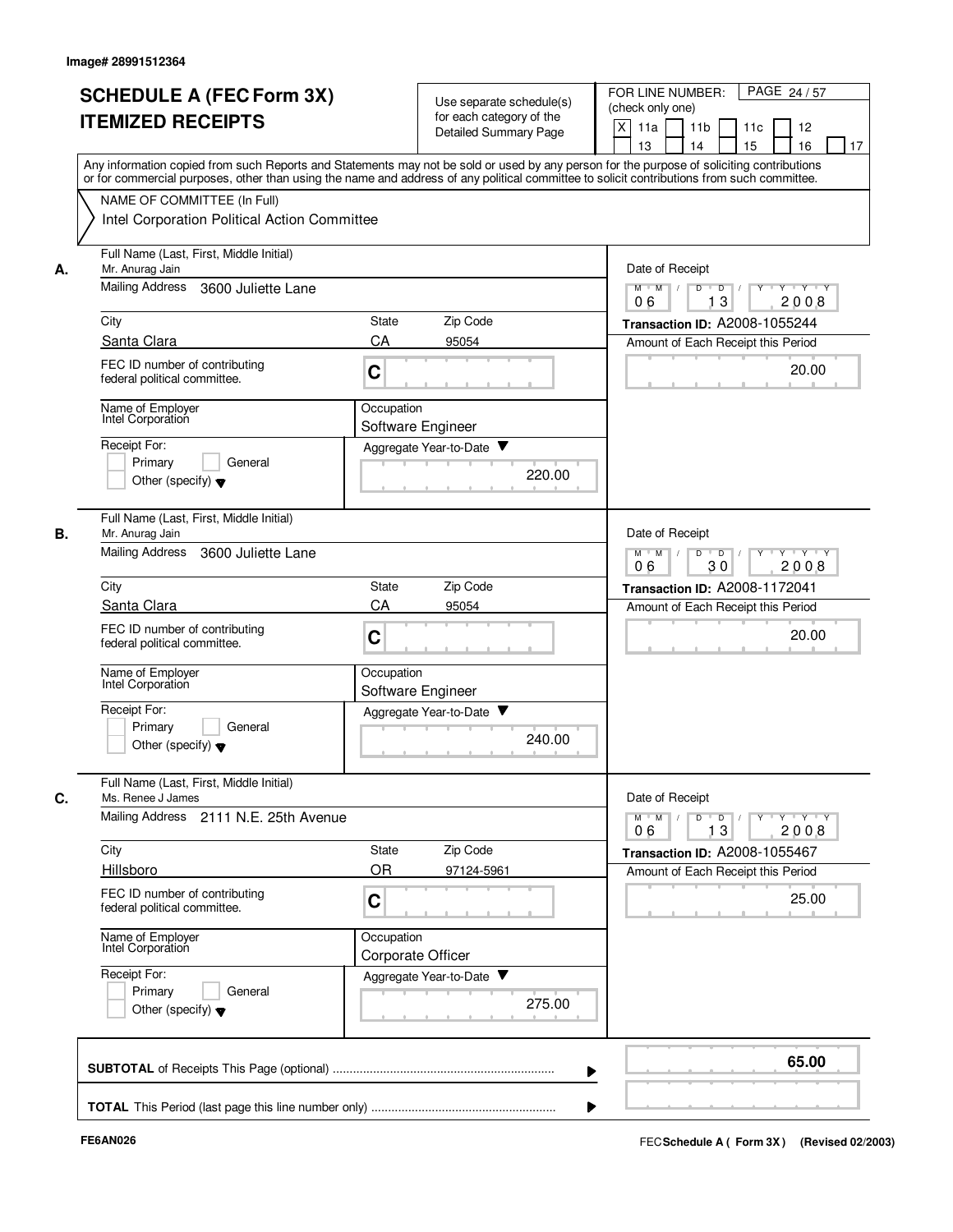Image# 28991512364

# SCHEDULE A (FEC Form 3X) ITEMIZED RECEIPTS

Use separate schedule(s) for each category of the Detailed Summary Page

FOR LINE NUMBER: (check only one)

[X] 11a [ ] 11b [ ] 11c [ ] 12 [ ] 13 [ ] 14 [ ] 15 [ ] 16 [ ] 17

PAGE 24 / 57

Any information copied from such Reports and Statements may not be sold or used by any person for the purpose of soliciting contributions or for commercial purposes, other than using the name and address of any political committee to solicit contributions from such committee.

NAME OF COMMITTEE (In Full)
Intel Corporation Political Action Committee

**A.**

Full Name (Last, First, Middle Initial): Mr. Anurag Jain
Mailing Address: 3600 Juliette Lane
City: Santa Clara | State: CA | Zip Code: 95054
FEC ID number of contributing federal political committee: C
Name of Employer: Intel Corporation
Occupation: Software Engineer
Receipt For: Primary / General / Other (specify)
Aggregate Year-to-Date: 220.00
Date of Receipt: 06 / 13 / 2008
Transaction ID: A2008-1055244
Amount of Each Receipt this Period: 20.00

**B.**

Full Name (Last, First, Middle Initial): Mr. Anurag Jain
Mailing Address: 3600 Juliette Lane
City: Santa Clara | State: CA | Zip Code: 95054
FEC ID number of contributing federal political committee: C
Name of Employer: Intel Corporation
Occupation: Software Engineer
Receipt For: Primary / General / Other (specify)
Aggregate Year-to-Date: 240.00
Date of Receipt: 06 / 30 / 2008
Transaction ID: A2008-1172041
Amount of Each Receipt this Period: 20.00

**C.**

Full Name (Last, First, Middle Initial): Ms. Renee J James
Mailing Address: 2111 N.E. 25th Avenue
City: Hillsboro | State: OR | Zip Code: 97124-5961
FEC ID number of contributing federal political committee: C
Name of Employer: Intel Corporation
Occupation: Corporate Officer
Receipt For: Primary / General / Other (specify)
Aggregate Year-to-Date: 275.00
Date of Receipt: 06 / 13 / 2008
Transaction ID: A2008-1055467
Amount of Each Receipt this Period: 25.00

**SUBTOTAL** of Receipts This Page (optional): 65.00

**TOTAL** This Period (last page this line number only):

FE6AN026

FEC **Schedule A ( Form 3X )** (Revised 02/2003)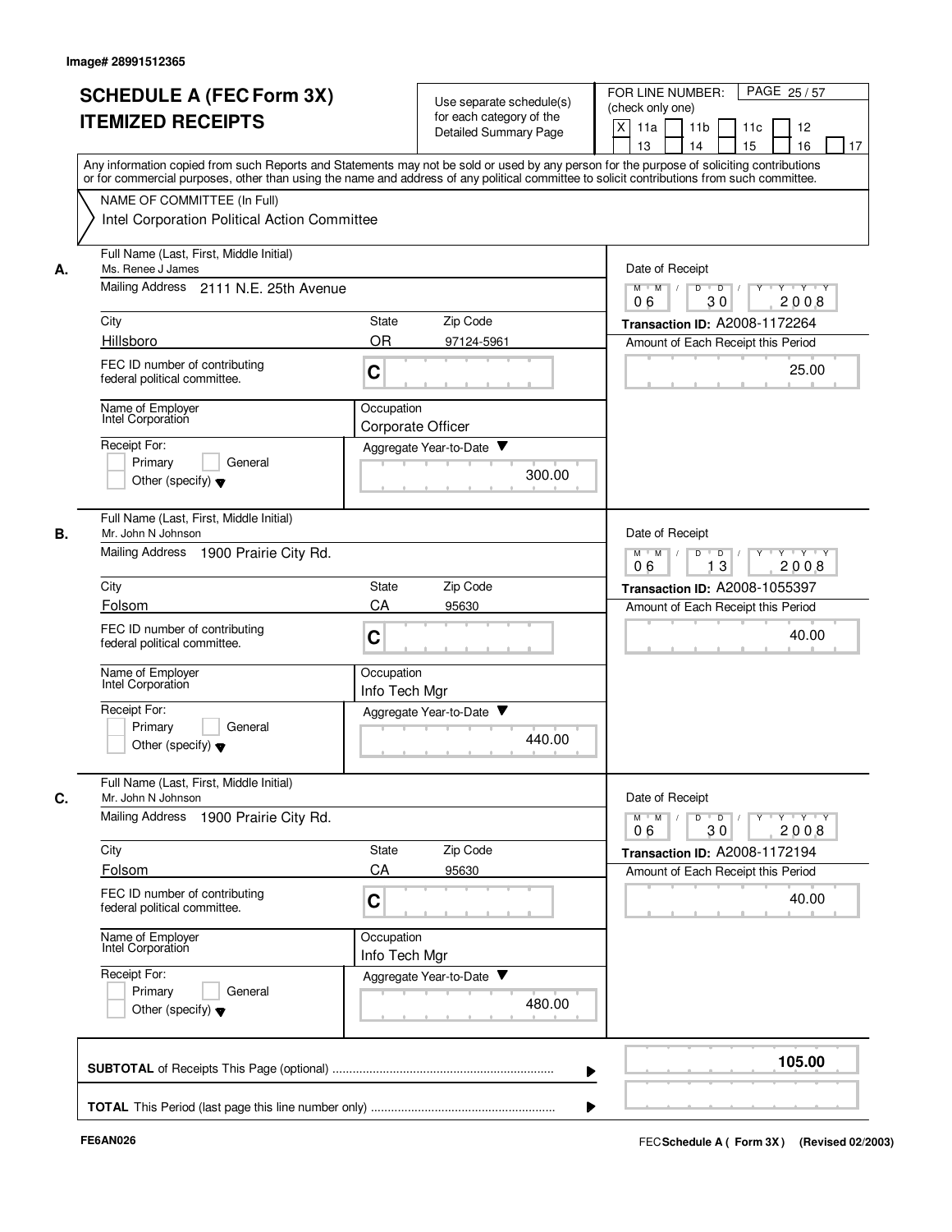Image# 28991512365

# SCHEDULE A (FEC Form 3X) ITEMIZED RECEIPTS

Use separate schedule(s) for each category of the Detailed Summary Page

FOR LINE NUMBER: (check only one)

- [X] 11a
- [ ] 11b
- [ ] 11c
- [ ] 12
- [ ] 13
- [ ] 14
- [ ] 15
- [ ] 16
- [ ] 17

PAGE 25 / 57

Any information copied from such Reports and Statements may not be sold or used by any person for the purpose of soliciting contributions or for commercial purposes, other than using the name and address of any political committee to solicit contributions from such committee.

NAME OF COMMITTEE (In Full)
Intel Corporation Political Action Committee

---

**A.** Full Name (Last, First, Middle Initial): Ms. Renee J James

Mailing Address: 2111 N.E. 25th Avenue

City: Hillsboro | State: OR | Zip Code: 97124-5961

FEC ID number of contributing federal political committee: C

Name of Employer: Intel Corporation

Occupation: Corporate Officer

Receipt For: Primary / General / Other (specify)

Aggregate Year-to-Date: 300.00

Date of Receipt: 06 / 30 / 2008

Transaction ID: A2008-1172264

Amount of Each Receipt this Period: 25.00

---

**B.** Full Name (Last, First, Middle Initial): Mr. John N Johnson

Mailing Address: 1900 Prairie City Rd.

City: Folsom | State: CA | Zip Code: 95630

FEC ID number of contributing federal political committee: C

Name of Employer: Intel Corporation

Occupation: Info Tech Mgr

Receipt For: Primary / General / Other (specify)

Aggregate Year-to-Date: 440.00

Date of Receipt: 06 / 13 / 2008

Transaction ID: A2008-1055397

Amount of Each Receipt this Period: 40.00

---

**C.** Full Name (Last, First, Middle Initial): Mr. John N Johnson

Mailing Address: 1900 Prairie City Rd.

City: Folsom | State: CA | Zip Code: 95630

FEC ID number of contributing federal political committee: C

Name of Employer: Intel Corporation

Occupation: Info Tech Mgr

Receipt For: Primary / General / Other (specify)

Aggregate Year-to-Date: 480.00

Date of Receipt: 06 / 30 / 2008

Transaction ID: A2008-1172194

Amount of Each Receipt this Period: 40.00

---

**SUBTOTAL** of Receipts This Page (optional): **105.00**

**TOTAL** This Period (last page this line number only):

FE6AN026

FEC Schedule A ( Form 3X ) (Revised 02/2003)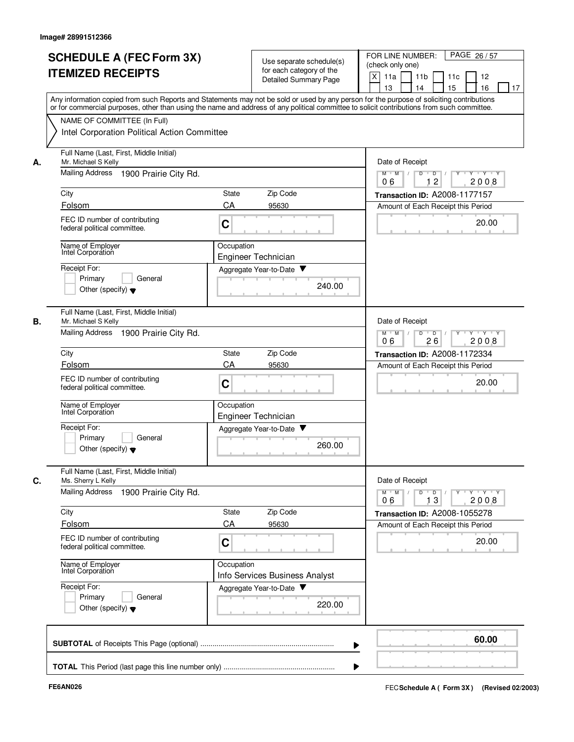Image# 28991512366

# SCHEDULE A (FEC Form 3X)
# ITEMIZED RECEIPTS

Use separate schedule(s) for each category of the Detailed Summary Page

FOR LINE NUMBER: (check only one)

[X] 11a [ ] 11b [ ] 11c [ ] 12 [ ] 13 [ ] 14 [ ] 15 [ ] 16 [ ] 17

PAGE 26 / 57

Any information copied from such Reports and Statements may not be sold or used by any person for the purpose of soliciting contributions or for commercial purposes, other than using the name and address of any political committee to solicit contributions from such committee.

NAME OF COMMITTEE (In Full)
Intel Corporation Political Action Committee

---

**A.**

Full Name (Last, First, Middle Initial): Mr. Michael S Kelly

Mailing Address: 1900 Prairie City Rd.

City: Folsom | State: CA | Zip Code: 95630

FEC ID number of contributing federal political committee: C

Name of Employer: Intel Corporation

Occupation: Engineer Technician

Receipt For: [ ] Primary [ ] General [ ] Other (specify)

Aggregate Year-to-Date: 240.00

Date of Receipt: 06 / 12 / 2008

Transaction ID: A2008-1177157

Amount of Each Receipt this Period: 20.00

---

**B.**

Full Name (Last, First, Middle Initial): Mr. Michael S Kelly

Mailing Address: 1900 Prairie City Rd.

City: Folsom | State: CA | Zip Code: 95630

FEC ID number of contributing federal political committee: C

Name of Employer: Intel Corporation

Occupation: Engineer Technician

Receipt For: [ ] Primary [ ] General [ ] Other (specify)

Aggregate Year-to-Date: 260.00

Date of Receipt: 06 / 26 / 2008

Transaction ID: A2008-1172334

Amount of Each Receipt this Period: 20.00

---

**C.**

Full Name (Last, First, Middle Initial): Ms. Sherry L Kelly

Mailing Address: 1900 Prairie City Rd.

City: Folsom | State: CA | Zip Code: 95630

FEC ID number of contributing federal political committee: C

Name of Employer: Intel Corporation

Occupation: Info Services Business Analyst

Receipt For: [ ] Primary [ ] General [ ] Other (specify)

Aggregate Year-to-Date: 220.00

Date of Receipt: 06 / 13 / 2008

Transaction ID: A2008-1055278

Amount of Each Receipt this Period: 20.00

---

**SUBTOTAL** of Receipts This Page (optional): **60.00**

**TOTAL** This Period (last page this line number only):

FE6AN026

FEC **Schedule A ( Form 3X )** (Revised 02/2003)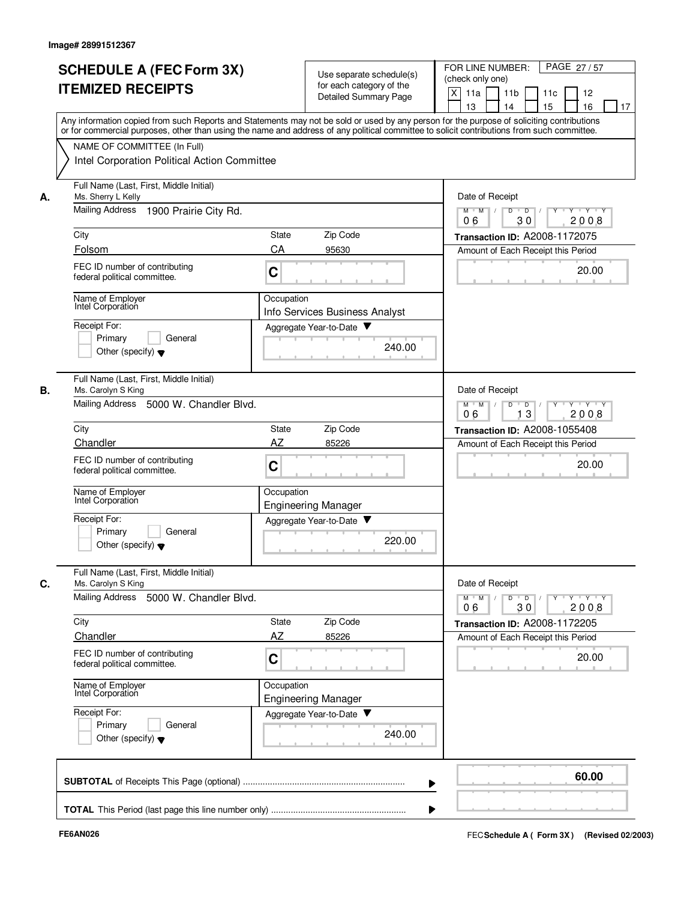Image# 28991512367

# SCHEDULE A (FEC Form 3X) ITEMIZED RECEIPTS

Use separate schedule(s) for each category of the Detailed Summary Page

FOR LINE NUMBER: (check only one)

[X] 11a [ ] 11b [ ] 11c [ ] 12 [ ] 13 [ ] 14 [ ] 15 [ ] 16 [ ] 17

Any information copied from such Reports and Statements may not be sold or used by any person for the purpose of soliciting contributions or for commercial purposes, other than using the name and address of any political committee to solicit contributions from such committee.

NAME OF COMMITTEE (In Full)

Intel Corporation Political Action Committee

---

**A.** Full Name (Last, First, Middle Initial): Ms. Sherry L Kelly

Mailing Address: 1900 Prairie City Rd.

City: Folsom | State: CA | Zip Code: 95630

FEC ID number of contributing federal political committee: C

Name of Employer: Intel Corporation

Occupation: Info Services Business Analyst

Receipt For: [ ] Primary [ ] General [ ] Other (specify)

Aggregate Year-to-Date: 240.00

Date of Receipt: 06 / 30 / 2008

Transaction ID: A2008-1172075

Amount of Each Receipt this Period: 20.00

---

**B.** Full Name (Last, First, Middle Initial): Ms. Carolyn S King

Mailing Address: 5000 W. Chandler Blvd.

City: Chandler | State: AZ | Zip Code: 85226

FEC ID number of contributing federal political committee: C

Name of Employer: Intel Corporation

Occupation: Engineering Manager

Receipt For: [ ] Primary [ ] General [ ] Other (specify)

Aggregate Year-to-Date: 220.00

Date of Receipt: 06 / 13 / 2008

Transaction ID: A2008-1055408

Amount of Each Receipt this Period: 20.00

---

**C.** Full Name (Last, First, Middle Initial): Ms. Carolyn S King

Mailing Address: 5000 W. Chandler Blvd.

City: Chandler | State: AZ | Zip Code: 85226

FEC ID number of contributing federal political committee: C

Name of Employer: Intel Corporation

Occupation: Engineering Manager

Receipt For: [ ] Primary [ ] General [ ] Other (specify)

Aggregate Year-to-Date: 240.00

Date of Receipt: 06 / 30 / 2008

Transaction ID: A2008-1172205

Amount of Each Receipt this Period: 20.00

---

**SUBTOTAL** of Receipts This Page (optional) ........ 60.00

**TOTAL** This Period (last page this line number only) ........

FE6AN026

FEC Schedule A ( Form 3X ) (Revised 02/2003)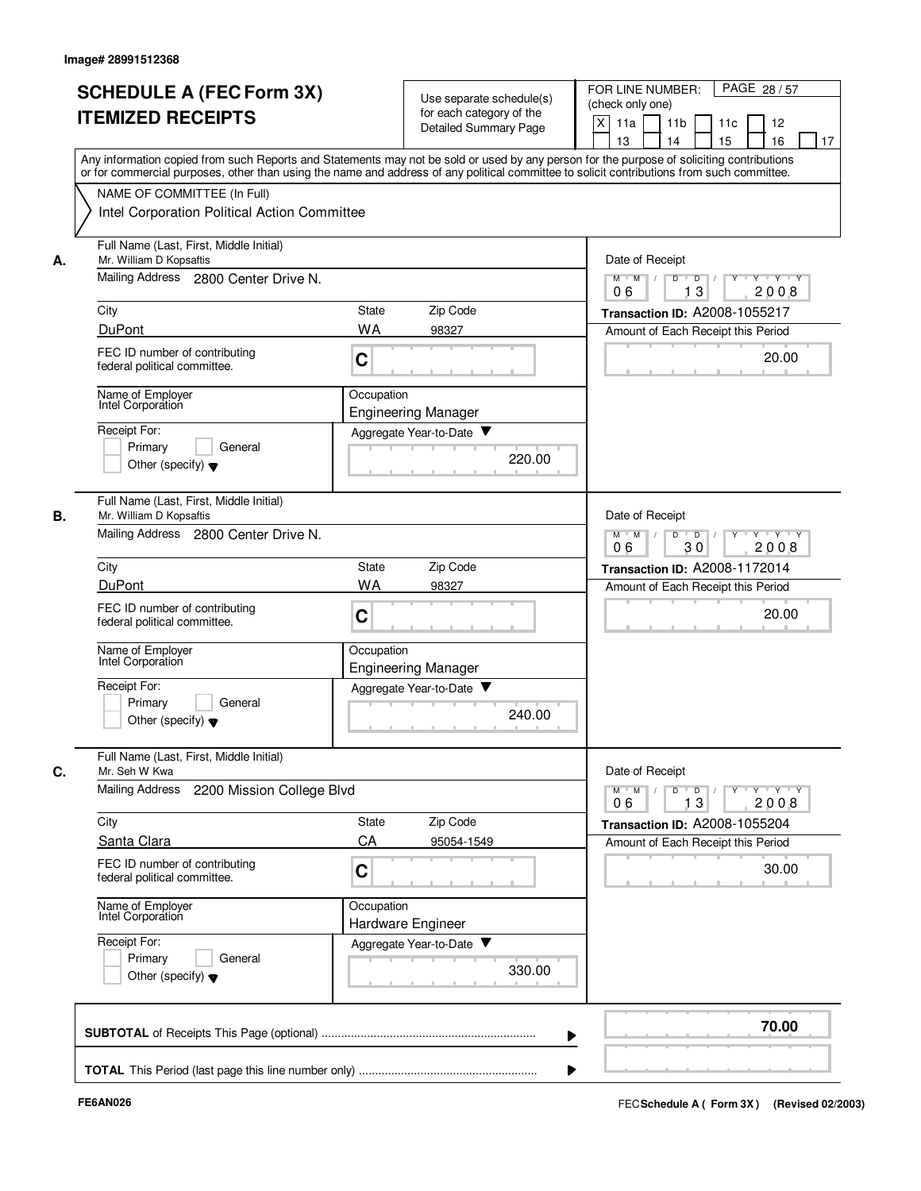Image# 28991512368

# SCHEDULE A (FEC Form 3X) ITEMIZED RECEIPTS

Use separate schedule(s) for each category of the Detailed Summary Page

FOR LINE NUMBER: (check only one)

[X] 11a [ ] 11b [ ] 11c [ ] 12 [ ] 13 [ ] 14 [ ] 15 [ ] 16 [ ] 17

Any information copied from such Reports and Statements may not be sold or used by any person for the purpose of soliciting contributions or for commercial purposes, other than using the name and address of any political committee to solicit contributions from such committee.

NAME OF COMMITTEE (In Full)
Intel Corporation Political Action Committee

---

**A.**

Full Name (Last, First, Middle Initial): Mr. William D Kopsaftis

Mailing Address: 2800 Center Drive N.

City: DuPont | State: WA | Zip Code: 98327

FEC ID number of contributing federal political committee: C

Name of Employer: Intel Corporation

Occupation: Engineering Manager

Receipt For: [ ] Primary [ ] General [ ] Other (specify)

Aggregate Year-to-Date: 220.00

Date of Receipt: 06 / 13 / 2008

Transaction ID: A2008-1055217

Amount of Each Receipt this Period: 20.00

---

**B.**

Full Name (Last, First, Middle Initial): Mr. William D Kopsaftis

Mailing Address: 2800 Center Drive N.

City: DuPont | State: WA | Zip Code: 98327

FEC ID number of contributing federal political committee: C

Name of Employer: Intel Corporation

Occupation: Engineering Manager

Receipt For: [ ] Primary [ ] General [ ] Other (specify)

Aggregate Year-to-Date: 240.00

Date of Receipt: 06 / 30 / 2008

Transaction ID: A2008-1172014

Amount of Each Receipt this Period: 20.00

---

**C.**

Full Name (Last, First, Middle Initial): Mr. Seh W Kwa

Mailing Address: 2200 Mission College Blvd

City: Santa Clara | State: CA | Zip Code: 95054-1549

FEC ID number of contributing federal political committee: C

Name of Employer: Intel Corporation

Occupation: Hardware Engineer

Receipt For: [ ] Primary [ ] General [ ] Other (specify)

Aggregate Year-to-Date: 330.00

Date of Receipt: 06 / 13 / 2008

Transaction ID: A2008-1055204

Amount of Each Receipt this Period: 30.00

---

**SUBTOTAL** of Receipts This Page (optional): 70.00

**TOTAL** This Period (last page this line number only):

FE6AN026

FEC **Schedule A ( Form 3X)** (Revised 02/2003)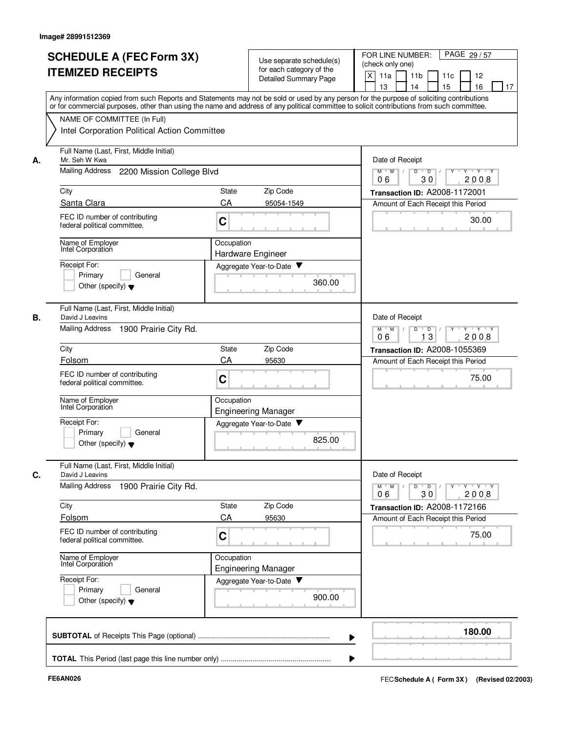Image# 28991512369

# SCHEDULE A (FEC Form 3X) ITEMIZED RECEIPTS

Use separate schedule(s) for each category of the Detailed Summary Page

FOR LINE NUMBER: (check only one)

[X] 11a [ ] 11b [ ] 11c [ ] 12 [ ] 13 [ ] 14 [ ] 15 [ ] 16 [ ] 17

PAGE 29 / 57

Any information copied from such Reports and Statements may not be sold or used by any person for the purpose of soliciting contributions or for commercial purposes, other than using the name and address of any political committee to solicit contributions from such committee.

NAME OF COMMITTEE (In Full)
Intel Corporation Political Action Committee

---

**A.**

Full Name (Last, First, Middle Initial): Mr. Seh W Kwa

Mailing Address: 2200 Mission College Blvd

City: Santa Clara | State: CA | Zip Code: 95054-1549

FEC ID number of contributing federal political committee: C

Name of Employer: Intel Corporation

Occupation: Hardware Engineer

Receipt For: [ ] Primary [ ] General [ ] Other (specify)

Aggregate Year-to-Date: 360.00

Date of Receipt: 06 / 30 / 2008

Transaction ID: A2008-1172001

Amount of Each Receipt this Period: 30.00

---

**B.**

Full Name (Last, First, Middle Initial): David J Leavins

Mailing Address: 1900 Prairie City Rd.

City: Folsom | State: CA | Zip Code: 95630

FEC ID number of contributing federal political committee: C

Name of Employer: Intel Corporation

Occupation: Engineering Manager

Receipt For: [ ] Primary [ ] General [ ] Other (specify)

Aggregate Year-to-Date: 825.00

Date of Receipt: 06 / 13 / 2008

Transaction ID: A2008-1055369

Amount of Each Receipt this Period: 75.00

---

**C.**

Full Name (Last, First, Middle Initial): David J Leavins

Mailing Address: 1900 Prairie City Rd.

City: Folsom | State: CA | Zip Code: 95630

FEC ID number of contributing federal political committee: C

Name of Employer: Intel Corporation

Occupation: Engineering Manager

Receipt For: [ ] Primary [ ] General [ ] Other (specify)

Aggregate Year-to-Date: 900.00

Date of Receipt: 06 / 30 / 2008

Transaction ID: A2008-1172166

Amount of Each Receipt this Period: 75.00

---

**SUBTOTAL** of Receipts This Page (optional): **180.00**

**TOTAL** This Period (last page this line number only):

FE6AN026 | FEC **Schedule A ( Form 3X )** (Revised 02/2003)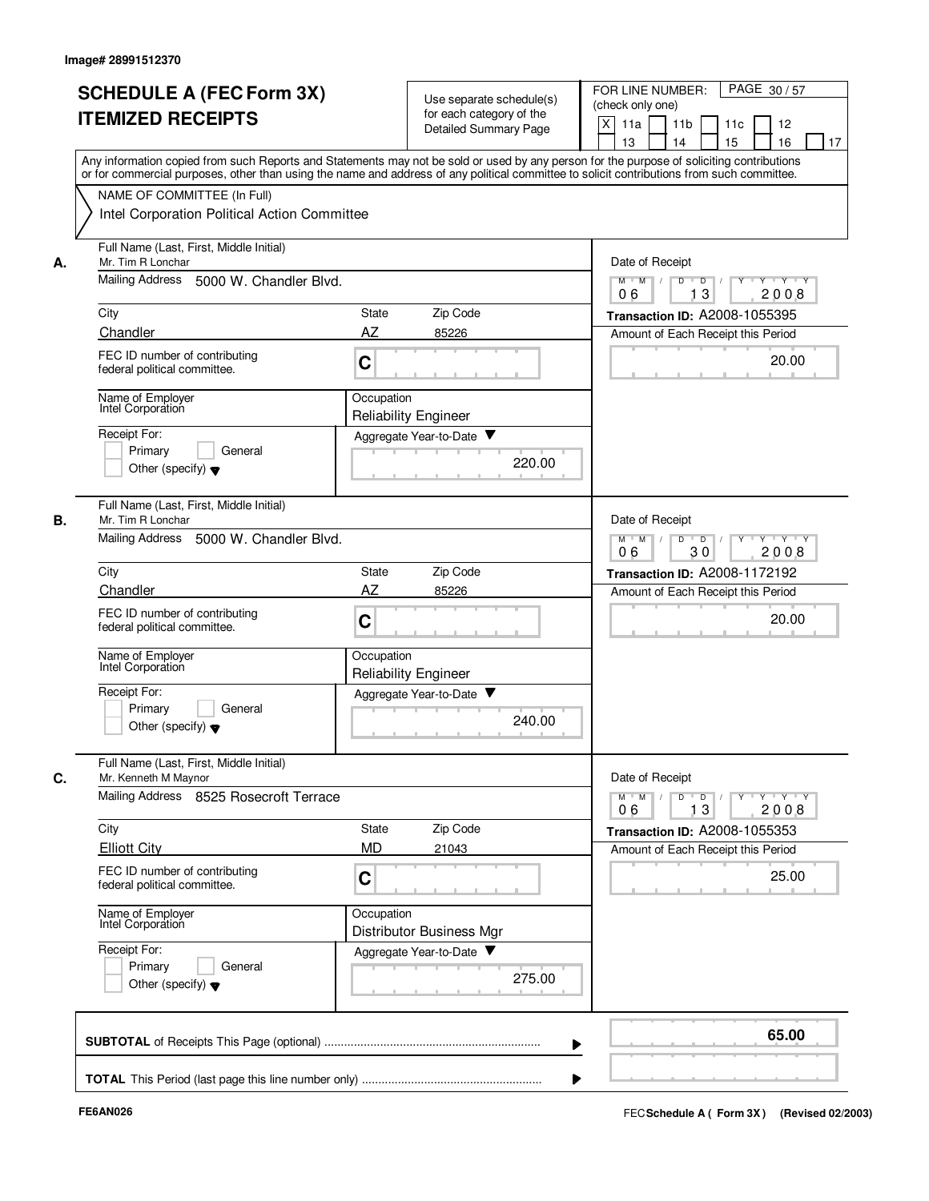Image# 28991512370

# SCHEDULE A (FEC Form 3X) ITEMIZED RECEIPTS

Use separate schedule(s) for each category of the Detailed Summary Page

FOR LINE NUMBER: (check only one)

[X] 11a [ ] 11b [ ] 11c [ ] 12 [ ] 13 [ ] 14 [ ] 15 [ ] 16 [ ] 17

PAGE 30 / 57

Any information copied from such Reports and Statements may not be sold or used by any person for the purpose of soliciting contributions or for commercial purposes, other than using the name and address of any political committee to solicit contributions from such committee.

NAME OF COMMITTEE (In Full)
Intel Corporation Political Action Committee

**A.**

| Field | Value |
|---|---|
| Full Name (Last, First, Middle Initial) | Mr. Tim R Lonchar |
| Mailing Address | 5000 W. Chandler Blvd. |
| City | Chandler |
| State | AZ |
| Zip Code | 85226 |
| FEC ID number of contributing federal political committee. | C |
| Name of Employer | Intel Corporation |
| Occupation | Reliability Engineer |
| Receipt For: | Primary / General / Other (specify) |
| Aggregate Year-to-Date | 220.00 |
| Date of Receipt | 06 / 13 / 2008 |
| Transaction ID | A2008-1055395 |
| Amount of Each Receipt this Period | 20.00 |

**B.**

| Field | Value |
|---|---|
| Full Name (Last, First, Middle Initial) | Mr. Tim R Lonchar |
| Mailing Address | 5000 W. Chandler Blvd. |
| City | Chandler |
| State | AZ |
| Zip Code | 85226 |
| FEC ID number of contributing federal political committee. | C |
| Name of Employer | Intel Corporation |
| Occupation | Reliability Engineer |
| Receipt For: | Primary / General / Other (specify) |
| Aggregate Year-to-Date | 240.00 |
| Date of Receipt | 06 / 30 / 2008 |
| Transaction ID | A2008-1172192 |
| Amount of Each Receipt this Period | 20.00 |

**C.**

| Field | Value |
|---|---|
| Full Name (Last, First, Middle Initial) | Mr. Kenneth M Maynor |
| Mailing Address | 8525 Rosecroft Terrace |
| City | Elliott City |
| State | MD |
| Zip Code | 21043 |
| FEC ID number of contributing federal political committee. | C |
| Name of Employer | Intel Corporation |
| Occupation | Distributor Business Mgr |
| Receipt For: | Primary / General / Other (specify) |
| Aggregate Year-to-Date | 275.00 |
| Date of Receipt | 06 / 13 / 2008 |
| Transaction ID | A2008-1055353 |
| Amount of Each Receipt this Period | 25.00 |

**SUBTOTAL** of Receipts This Page (optional) ........ 65.00

**TOTAL** This Period (last page this line number only) ........

FE6AN026

FEC **Schedule A ( Form 3X )** (Revised 02/2003)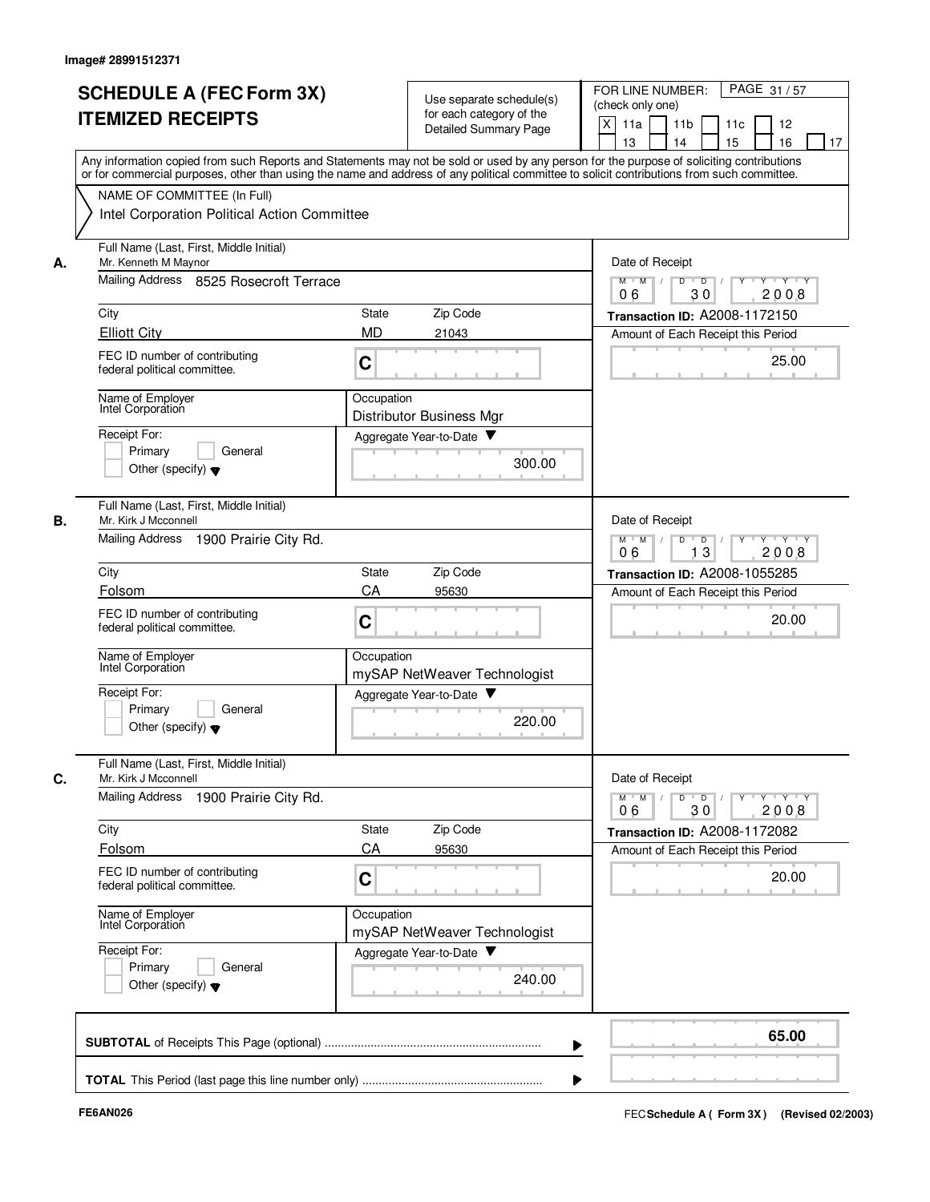Image# 28991512371

# SCHEDULE A (FEC Form 3X) ITEMIZED RECEIPTS

Use separate schedule(s) for each category of the Detailed Summary Page

FOR LINE NUMBER: (check only one)

[X] 11a [ ] 11b [ ] 11c [ ] 12 [ ] 13 [ ] 14 [ ] 15 [ ] 16 [ ] 17

PAGE 31 / 57

Any information copied from such Reports and Statements may not be sold or used by any person for the purpose of soliciting contributions or for commercial purposes, other than using the name and address of any political committee to solicit contributions from such committee.

NAME OF COMMITTEE (In Full)
Intel Corporation Political Action Committee

## A.

Full Name (Last, First, Middle Initial): Mr. Kenneth M Maynor
Mailing Address: 8525 Rosecroft Terrace
City: Elliott City
State: MD
Zip Code: 21043
FEC ID number of contributing federal political committee: C
Name of Employer: Intel Corporation
Occupation: Distributor Business Mgr
Receipt For: [ ] Primary [ ] General [ ] Other (specify)
Aggregate Year-to-Date: 300.00
Date of Receipt: 06 / 30 / 2008
Transaction ID: A2008-1172150
Amount of Each Receipt this Period: 25.00

## B.

Full Name (Last, First, Middle Initial): Mr. Kirk J Mcconnell
Mailing Address: 1900 Prairie City Rd.
City: Folsom
State: CA
Zip Code: 95630
FEC ID number of contributing federal political committee: C
Name of Employer: Intel Corporation
Occupation: mySAP NetWeaver Technologist
Receipt For: [ ] Primary [ ] General [ ] Other (specify)
Aggregate Year-to-Date: 220.00
Date of Receipt: 06 / 13 / 2008
Transaction ID: A2008-1055285
Amount of Each Receipt this Period: 20.00

## C.

Full Name (Last, First, Middle Initial): Mr. Kirk J Mcconnell
Mailing Address: 1900 Prairie City Rd.
City: Folsom
State: CA
Zip Code: 95630
FEC ID number of contributing federal political committee: C
Name of Employer: Intel Corporation
Occupation: mySAP NetWeaver Technologist
Receipt For: [ ] Primary [ ] General [ ] Other (specify)
Aggregate Year-to-Date: 240.00
Date of Receipt: 06 / 30 / 2008
Transaction ID: A2008-1172082
Amount of Each Receipt this Period: 20.00

**SUBTOTAL** of Receipts This Page (optional) ........ 65.00

**TOTAL** This Period (last page this line number only) ........

FE6AN026

FEC **Schedule A ( Form 3X )** (Revised 02/2003)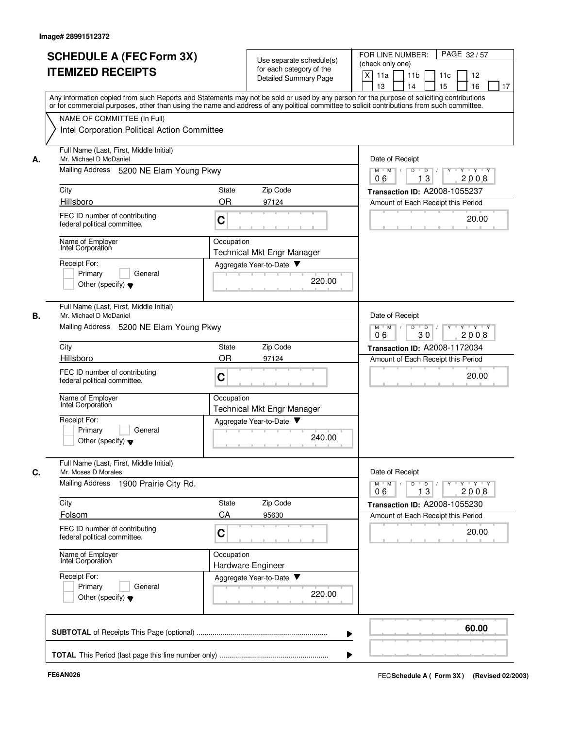Image# 28991512372

# SCHEDULE A (FEC Form 3X)
# ITEMIZED RECEIPTS

Use separate schedule(s) for each category of the Detailed Summary Page

FOR LINE NUMBER: (check only one)

[X] 11a [ ] 11b [ ] 11c [ ] 12 [ ] 13 [ ] 14 [ ] 15 [ ] 16 [ ] 17

Any information copied from such Reports and Statements may not be sold or used by any person for the purpose of soliciting contributions or for commercial purposes, other than using the name and address of any political committee to solicit contributions from such committee.

NAME OF COMMITTEE (In Full)
Intel Corporation Political Action Committee

**A.**

Full Name (Last, First, Middle Initial): Mr. Michael D McDaniel
Mailing Address: 5200 NE Elam Young Pkwy
City: Hillsboro | State: OR | Zip Code: 97124
FEC ID number of contributing federal political committee: C
Name of Employer: Intel Corporation
Occupation: Technical Mkt Engr Manager
Receipt For: [ ] Primary [ ] General [ ] Other (specify)
Aggregate Year-to-Date: 220.00
Date of Receipt: 06 13 2008
Transaction ID: A2008-1055237
Amount of Each Receipt this Period: 20.00

**B.**

Full Name (Last, First, Middle Initial): Mr. Michael D McDaniel
Mailing Address: 5200 NE Elam Young Pkwy
City: Hillsboro | State: OR | Zip Code: 97124
FEC ID number of contributing federal political committee: C
Name of Employer: Intel Corporation
Occupation: Technical Mkt Engr Manager
Receipt For: [ ] Primary [ ] General [ ] Other (specify)
Aggregate Year-to-Date: 240.00
Date of Receipt: 06 30 2008
Transaction ID: A2008-1172034
Amount of Each Receipt this Period: 20.00

**C.**

Full Name (Last, First, Middle Initial): Mr. Moses D Morales
Mailing Address: 1900 Prairie City Rd.
City: Folsom | State: CA | Zip Code: 95630
FEC ID number of contributing federal political committee: C
Name of Employer: Intel Corporation
Occupation: Hardware Engineer
Receipt For: [ ] Primary [ ] General [ ] Other (specify)
Aggregate Year-to-Date: 220.00
Date of Receipt: 06 13 2008
Transaction ID: A2008-1055230
Amount of Each Receipt this Period: 20.00

**SUBTOTAL** of Receipts This Page (optional): 60.00

**TOTAL** This Period (last page this line number only):

FE6AN026

FEC **Schedule A ( Form 3X )** (Revised 02/2003)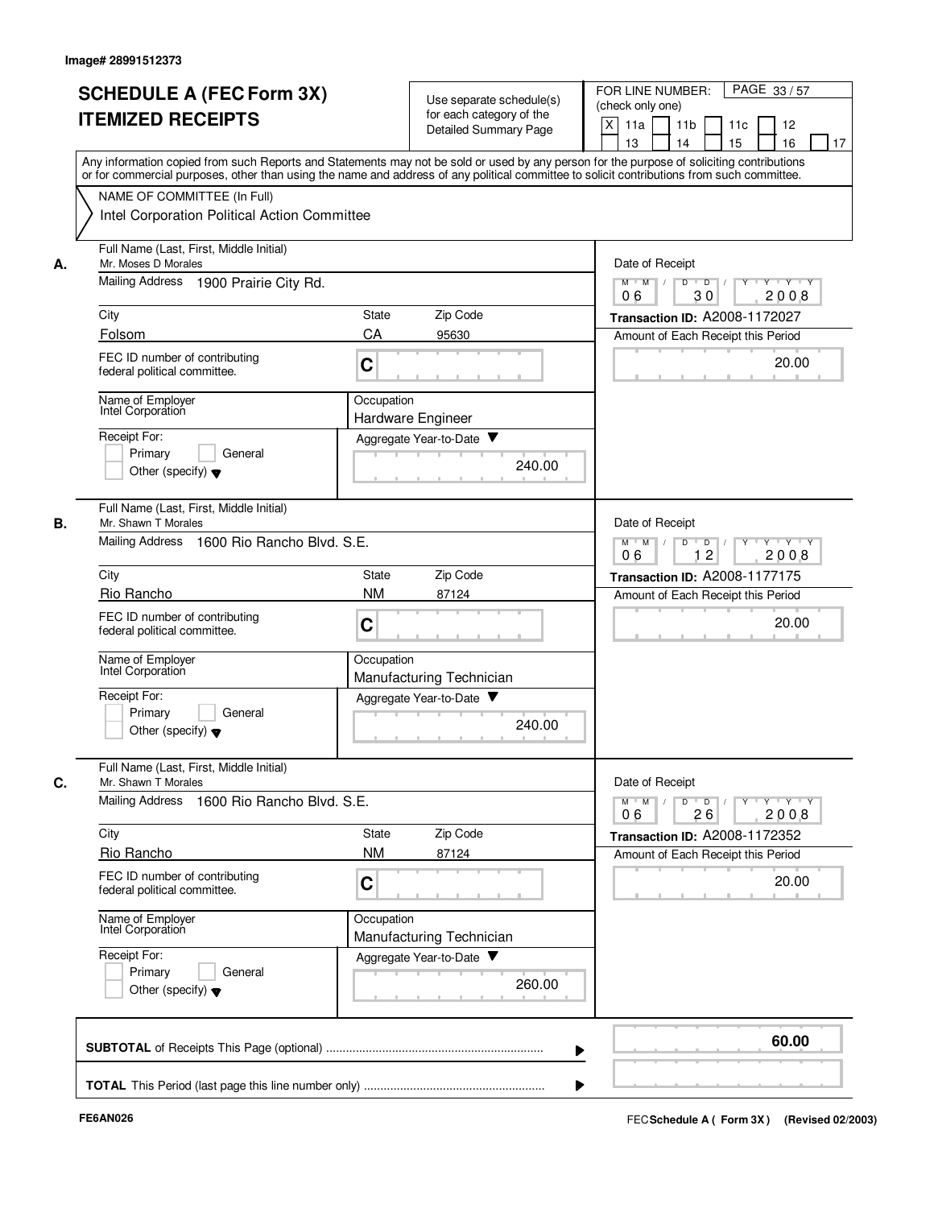Image# 28991512373

# SCHEDULE A (FEC Form 3X) ITEMIZED RECEIPTS

Use separate schedule(s) for each category of the Detailed Summary Page

FOR LINE NUMBER: (check only one)

[X] 11a [ ] 11b [ ] 11c [ ] 12 [ ] 13 [ ] 14 [ ] 15 [ ] 16 [ ] 17

Any information copied from such Reports and Statements may not be sold or used by any person for the purpose of soliciting contributions or for commercial purposes, other than using the name and address of any political committee to solicit contributions from such committee.

NAME OF COMMITTEE (In Full)
Intel Corporation Political Action Committee

**A.**

| Field | Value |
|---|---|
| Full Name (Last, First, Middle Initial) | Mr. Moses D Morales |
| Mailing Address | 1900 Prairie City Rd. |
| City | Folsom |
| State | CA |
| Zip Code | 95630 |
| FEC ID number of contributing federal political committee. | C |
| Name of Employer | Intel Corporation |
| Occupation | Hardware Engineer |
| Receipt For: | Primary / General / Other (specify) |
| Aggregate Year-to-Date | 240.00 |
| Date of Receipt | 06 / 30 / 2008 |
| Transaction ID | A2008-1172027 |
| Amount of Each Receipt this Period | 20.00 |

**B.**

| Field | Value |
|---|---|
| Full Name (Last, First, Middle Initial) | Mr. Shawn T Morales |
| Mailing Address | 1600 Rio Rancho Blvd. S.E. |
| City | Rio Rancho |
| State | NM |
| Zip Code | 87124 |
| FEC ID number of contributing federal political committee. | C |
| Name of Employer | Intel Corporation |
| Occupation | Manufacturing Technician |
| Receipt For: | Primary / General / Other (specify) |
| Aggregate Year-to-Date | 240.00 |
| Date of Receipt | 06 / 12 / 2008 |
| Transaction ID | A2008-1177175 |
| Amount of Each Receipt this Period | 20.00 |

**C.**

| Field | Value |
|---|---|
| Full Name (Last, First, Middle Initial) | Mr. Shawn T Morales |
| Mailing Address | 1600 Rio Rancho Blvd. S.E. |
| City | Rio Rancho |
| State | NM |
| Zip Code | 87124 |
| FEC ID number of contributing federal political committee. | C |
| Name of Employer | Intel Corporation |
| Occupation | Manufacturing Technician |
| Receipt For: | Primary / General / Other (specify) |
| Aggregate Year-to-Date | 260.00 |
| Date of Receipt | 06 / 26 / 2008 |
| Transaction ID | A2008-1172352 |
| Amount of Each Receipt this Period | 20.00 |

**SUBTOTAL** of Receipts This Page (optional) ........ 60.00

**TOTAL** This Period (last page this line number only) ........

FE6AN026

FEC **Schedule A ( Form 3X )** (Revised 02/2003)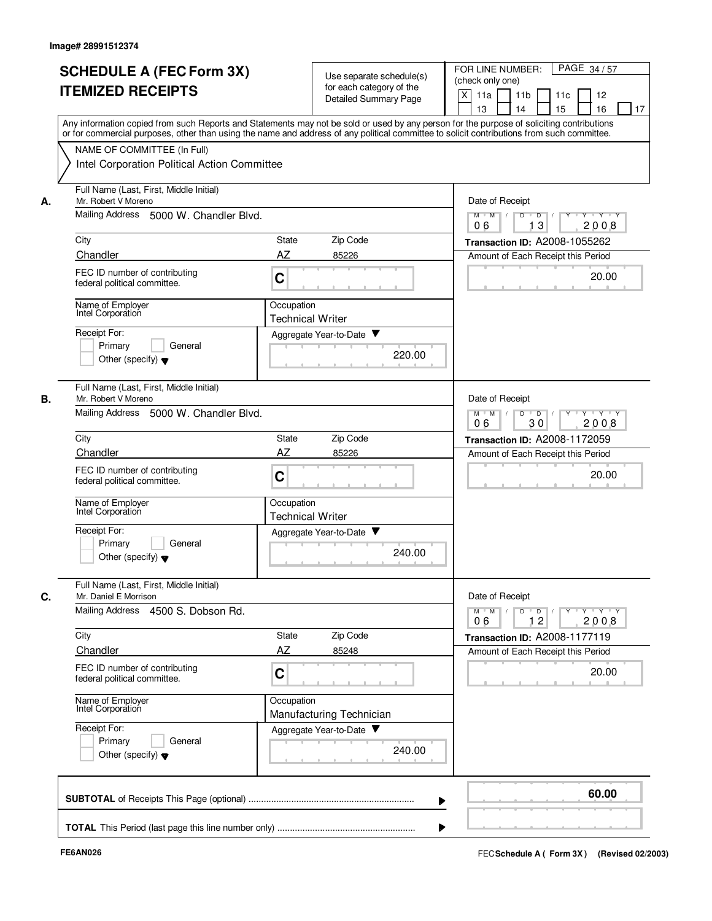Image# 28991512374

# SCHEDULE A (FEC Form 3X)
## ITEMIZED RECEIPTS

Use separate schedule(s) for each category of the Detailed Summary Page

FOR LINE NUMBER: (check only one)
[X] 11a [ ] 11b [ ] 11c [ ] 12 [ ] 13 [ ] 14 [ ] 15 [ ] 16 [ ] 17

Any information copied from such Reports and Statements may not be sold or used by any person for the purpose of soliciting contributions or for commercial purposes, other than using the name and address of any political committee to solicit contributions from such committee.

NAME OF COMMITTEE (In Full)
Intel Corporation Political Action Committee

**A.**
Full Name (Last, First, Middle Initial): Mr. Robert V Moreno
Mailing Address: 5000 W. Chandler Blvd.
City: Chandler
State: AZ
Zip Code: 85226
FEC ID number of contributing federal political committee: C
Name of Employer: Intel Corporation
Occupation: Technical Writer
Receipt For: [ ] Primary [ ] General [ ] Other (specify)
Aggregate Year-to-Date: 220.00
Date of Receipt: 06 / 13 / 2008
Transaction ID: A2008-1055262
Amount of Each Receipt this Period: 20.00

**B.**
Full Name (Last, First, Middle Initial): Mr. Robert V Moreno
Mailing Address: 5000 W. Chandler Blvd.
City: Chandler
State: AZ
Zip Code: 85226
FEC ID number of contributing federal political committee: C
Name of Employer: Intel Corporation
Occupation: Technical Writer
Receipt For: [ ] Primary [ ] General [ ] Other (specify)
Aggregate Year-to-Date: 240.00
Date of Receipt: 06 / 30 / 2008
Transaction ID: A2008-1172059
Amount of Each Receipt this Period: 20.00

**C.**
Full Name (Last, First, Middle Initial): Mr. Daniel E Morrison
Mailing Address: 4500 S. Dobson Rd.
City: Chandler
State: AZ
Zip Code: 85248
FEC ID number of contributing federal political committee: C
Name of Employer: Intel Corporation
Occupation: Manufacturing Technician
Receipt For: [ ] Primary [ ] General [ ] Other (specify)
Aggregate Year-to-Date: 240.00
Date of Receipt: 06 / 12 / 2008
Transaction ID: A2008-1177119
Amount of Each Receipt this Period: 20.00

**SUBTOTAL** of Receipts This Page (optional): **60.00**

**TOTAL** This Period (last page this line number only):

FE6AN026

FEC **Schedule A ( Form 3X )** (Revised 02/2003)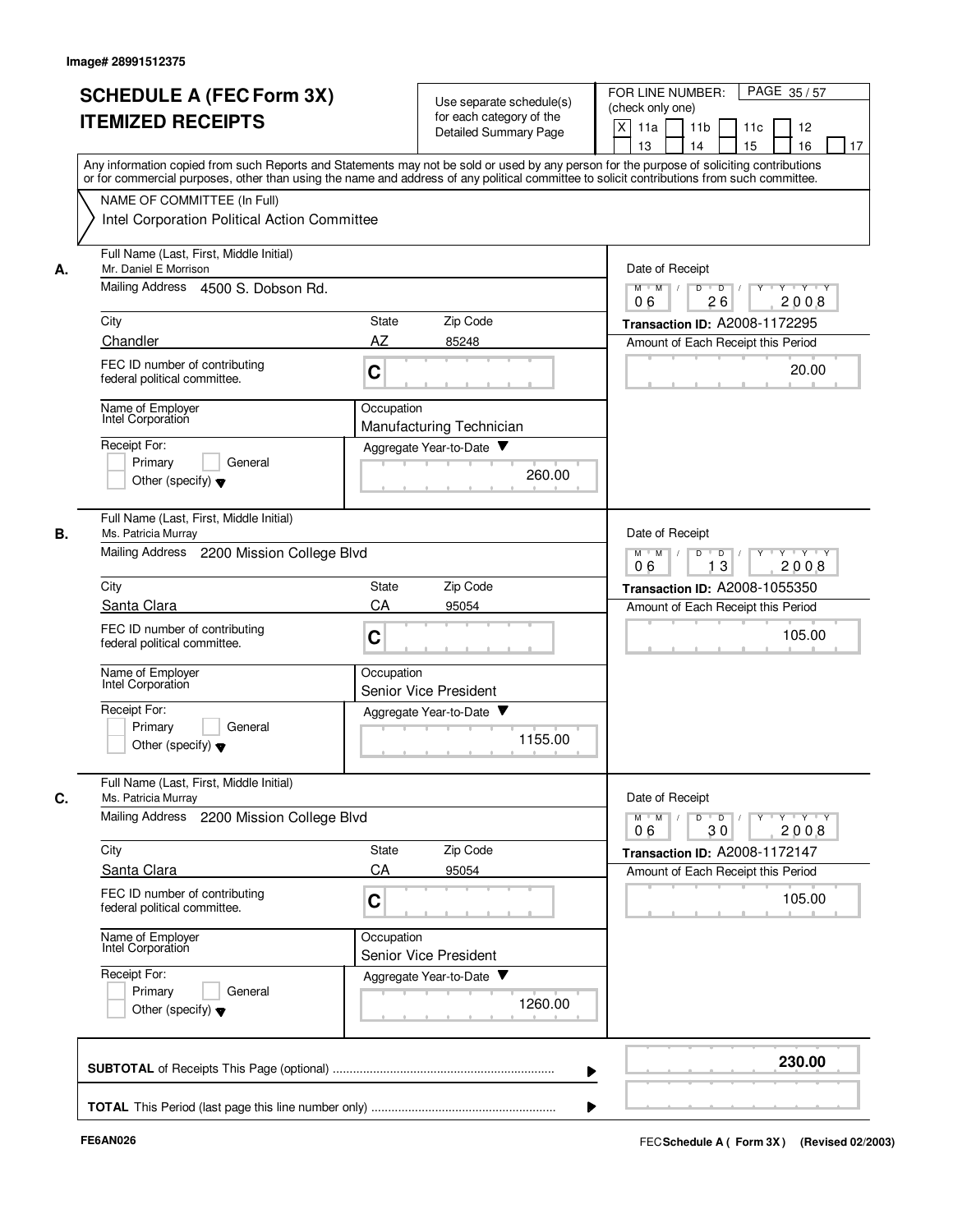Image# 28991512375

# SCHEDULE A (FEC Form 3X) ITEMIZED RECEIPTS

Use separate schedule(s) for each category of the Detailed Summary Page

FOR LINE NUMBER: (check only one)

[X] 11a [ ] 11b [ ] 11c [ ] 12 [ ] 13 [ ] 14 [ ] 15 [ ] 16 [ ] 17

PAGE 35 / 57

Any information copied from such Reports and Statements may not be sold or used by any person for the purpose of soliciting contributions or for commercial purposes, other than using the name and address of any political committee to solicit contributions from such committee.

NAME OF COMMITTEE (In Full)
Intel Corporation Political Action Committee

**A.**

Full Name (Last, First, Middle Initial): Mr. Daniel E Morrison
Mailing Address: 4500 S. Dobson Rd.
City: Chandler | State: AZ | Zip Code: 85248
FEC ID number of contributing federal political committee: C
Name of Employer: Intel Corporation
Occupation: Manufacturing Technician
Receipt For: [ ] Primary [ ] General [ ] Other (specify)
Aggregate Year-to-Date: 260.00
Date of Receipt: 06 / 26 / 2008
Transaction ID: A2008-1172295
Amount of Each Receipt this Period: 20.00

**B.**

Full Name (Last, First, Middle Initial): Ms. Patricia Murray
Mailing Address: 2200 Mission College Blvd
City: Santa Clara | State: CA | Zip Code: 95054
FEC ID number of contributing federal political committee: C
Name of Employer: Intel Corporation
Occupation: Senior Vice President
Receipt For: [ ] Primary [ ] General [ ] Other (specify)
Aggregate Year-to-Date: 1155.00
Date of Receipt: 06 / 13 / 2008
Transaction ID: A2008-1055350
Amount of Each Receipt this Period: 105.00

**C.**

Full Name (Last, First, Middle Initial): Ms. Patricia Murray
Mailing Address: 2200 Mission College Blvd
City: Santa Clara | State: CA | Zip Code: 95054
FEC ID number of contributing federal political committee: C
Name of Employer: Intel Corporation
Occupation: Senior Vice President
Receipt For: [ ] Primary [ ] General [ ] Other (specify)
Aggregate Year-to-Date: 1260.00
Date of Receipt: 06 / 30 / 2008
Transaction ID: A2008-1172147
Amount of Each Receipt this Period: 105.00

**SUBTOTAL** of Receipts This Page (optional) ........ **230.00**

**TOTAL** This Period (last page this line number only) ........

FE6AN026 — FEC Schedule A ( Form 3X ) (Revised 02/2003)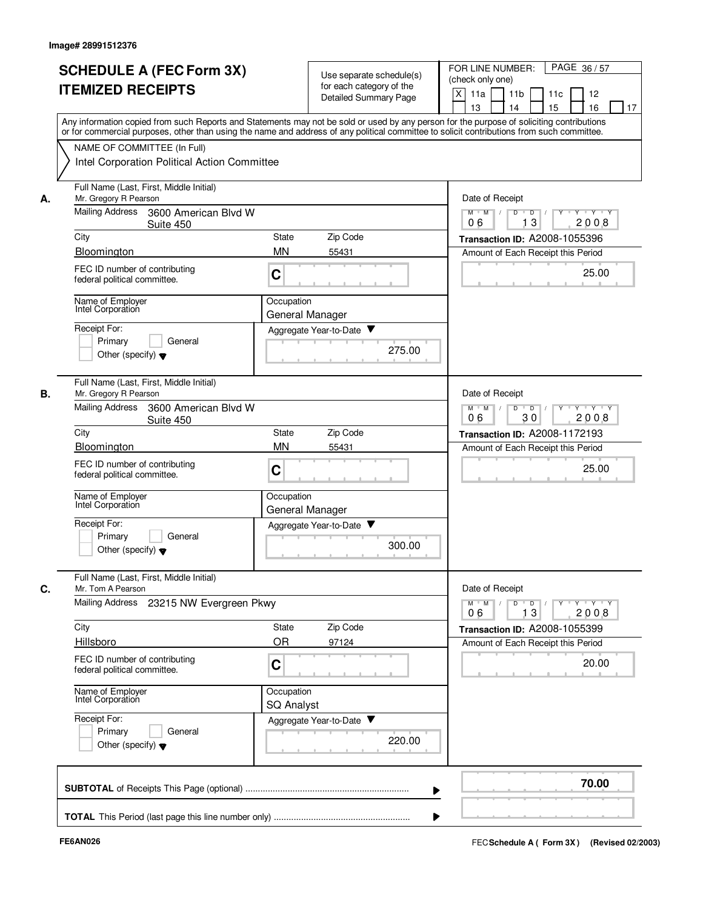Image# 28991512376

# SCHEDULE A (FEC Form 3X)
# ITEMIZED RECEIPTS

Use separate schedule(s) for each category of the Detailed Summary Page

FOR LINE NUMBER: (check only one)

[X] 11a [ ] 11b [ ] 11c [ ] 12 [ ] 13 [ ] 14 [ ] 15 [ ] 16 [ ] 17

Any information copied from such Reports and Statements may not be sold or used by any person for the purpose of soliciting contributions or for commercial purposes, other than using the name and address of any political committee to solicit contributions from such committee.

NAME OF COMMITTEE (In Full)
Intel Corporation Political Action Committee

---

**A.**

Full Name (Last, First, Middle Initial): Mr. Gregory R Pearson

Mailing Address: 3600 American Blvd W Suite 450

City: Bloomington | State: MN | Zip Code: 55431

FEC ID number of contributing federal political committee: C

Name of Employer: Intel Corporation

Occupation: General Manager

Receipt For: Primary / General / Other (specify)

Aggregate Year-to-Date: 275.00

Date of Receipt: 06 / 13 / 2008

Transaction ID: A2008-1055396

Amount of Each Receipt this Period: 25.00

---

**B.**

Full Name (Last, First, Middle Initial): Mr. Gregory R Pearson

Mailing Address: 3600 American Blvd W Suite 450

City: Bloomington | State: MN | Zip Code: 55431

FEC ID number of contributing federal political committee: C

Name of Employer: Intel Corporation

Occupation: General Manager

Receipt For: Primary / General / Other (specify)

Aggregate Year-to-Date: 300.00

Date of Receipt: 06 / 30 / 2008

Transaction ID: A2008-1172193

Amount of Each Receipt this Period: 25.00

---

**C.**

Full Name (Last, First, Middle Initial): Mr. Tom A Pearson

Mailing Address: 23215 NW Evergreen Pkwy

City: Hillsboro | State: OR | Zip Code: 97124

FEC ID number of contributing federal political committee: C

Name of Employer: Intel Corporation

Occupation: SQ Analyst

Receipt For: Primary / General / Other (specify)

Aggregate Year-to-Date: 220.00

Date of Receipt: 06 / 13 / 2008

Transaction ID: A2008-1055399

Amount of Each Receipt this Period: 20.00

---

**SUBTOTAL** of Receipts This Page (optional): 70.00

**TOTAL** This Period (last page this line number only):

FE6AN026

FEC **Schedule A ( Form 3X )** (Revised 02/2003)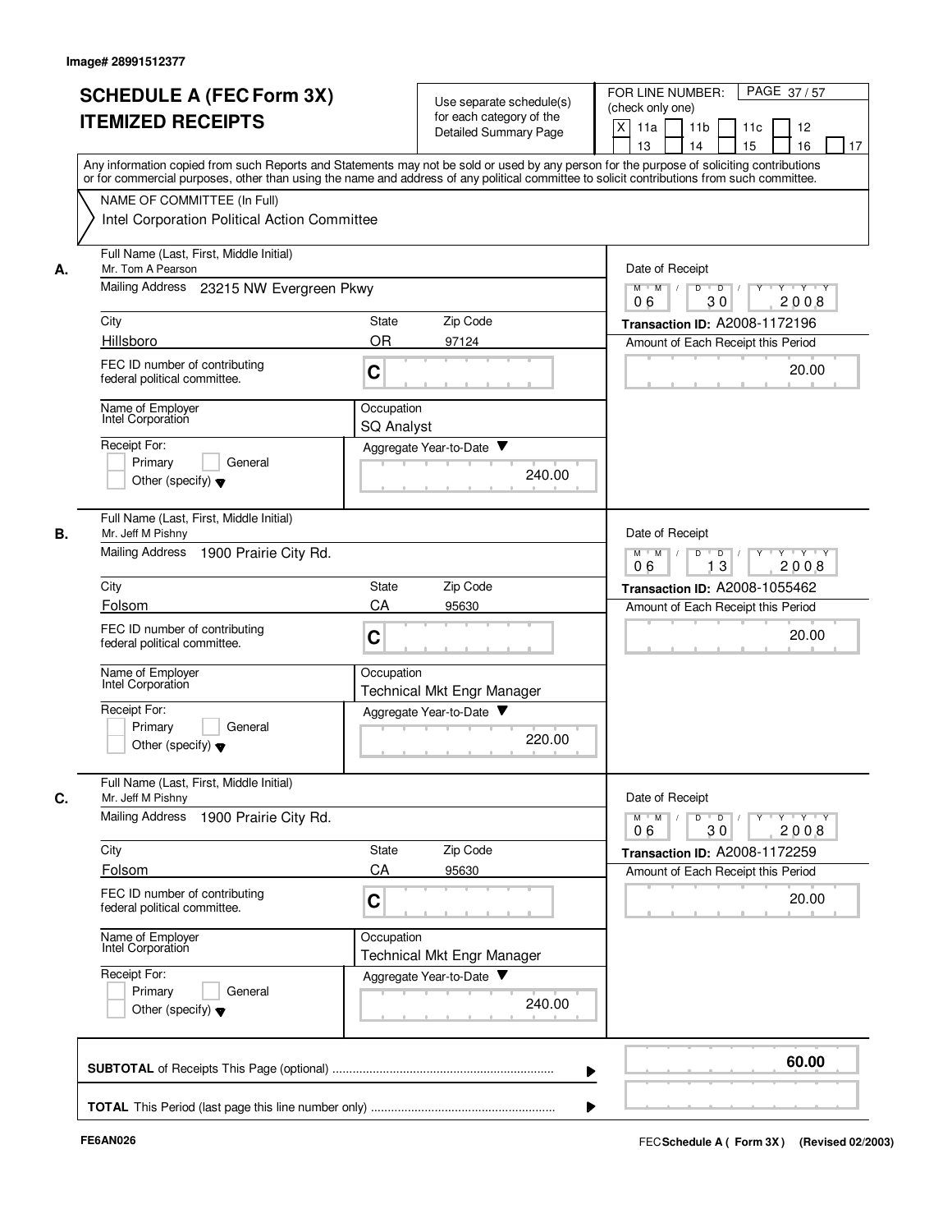Image# 28991512377

# SCHEDULE A (FEC Form 3X) ITEMIZED RECEIPTS

Use separate schedule(s) for each category of the Detailed Summary Page

FOR LINE NUMBER: (check only one)

[X] 11a [ ] 11b [ ] 11c [ ] 12 [ ] 13 [ ] 14 [ ] 15 [ ] 16 [ ] 17

Any information copied from such Reports and Statements may not be sold or used by any person for the purpose of soliciting contributions or for commercial purposes, other than using the name and address of any political committee to solicit contributions from such committee.

NAME OF COMMITTEE (In Full)

Intel Corporation Political Action Committee

---

**A.** Full Name (Last, First, Middle Initial): Mr. Tom A Pearson

Mailing Address: 23215 NW Evergreen Pkwy

City: Hillsboro | State: OR | Zip Code: 97124

FEC ID number of contributing federal political committee: C

Name of Employer: Intel Corporation

Occupation: SQ Analyst

Receipt For: [ ] Primary [ ] General [ ] Other (specify)

Aggregate Year-to-Date: 240.00

Date of Receipt: 06 / 30 / 2008

Transaction ID: A2008-1172196

Amount of Each Receipt this Period: 20.00

---

**B.** Full Name (Last, First, Middle Initial): Mr. Jeff M Pishny

Mailing Address: 1900 Prairie City Rd.

City: Folsom | State: CA | Zip Code: 95630

FEC ID number of contributing federal political committee: C

Name of Employer: Intel Corporation

Occupation: Technical Mkt Engr Manager

Receipt For: [ ] Primary [ ] General [ ] Other (specify)

Aggregate Year-to-Date: 220.00

Date of Receipt: 06 / 13 / 2008

Transaction ID: A2008-1055462

Amount of Each Receipt this Period: 20.00

---

**C.** Full Name (Last, First, Middle Initial): Mr. Jeff M Pishny

Mailing Address: 1900 Prairie City Rd.

City: Folsom | State: CA | Zip Code: 95630

FEC ID number of contributing federal political committee: C

Name of Employer: Intel Corporation

Occupation: Technical Mkt Engr Manager

Receipt For: [ ] Primary [ ] General [ ] Other (specify)

Aggregate Year-to-Date: 240.00

Date of Receipt: 06 / 30 / 2008

Transaction ID: A2008-1172259

Amount of Each Receipt this Period: 20.00

---

**SUBTOTAL** of Receipts This Page (optional): 60.00

**TOTAL** This Period (last page this line number only):

FE6AN026

FEC Schedule A ( Form 3X ) (Revised 02/2003)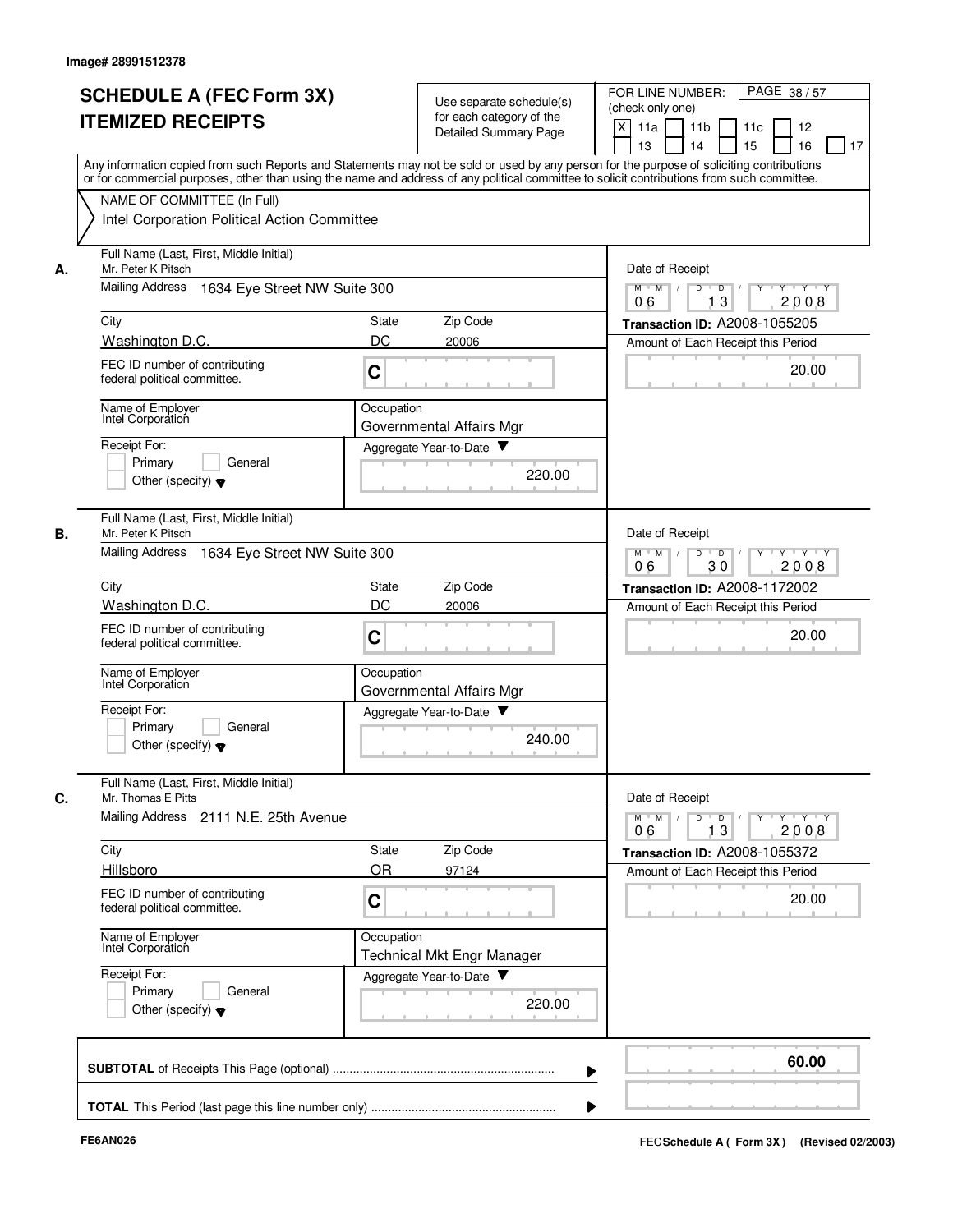Image# 28991512378

# SCHEDULE A (FEC Form 3X) ITEMIZED RECEIPTS

Use separate schedule(s) for each category of the Detailed Summary Page

FOR LINE NUMBER: (check only one)

[X] 11a [ ] 11b [ ] 11c [ ] 12 [ ] 13 [ ] 14 [ ] 15 [ ] 16 [ ] 17

Any information copied from such Reports and Statements may not be sold or used by any person for the purpose of soliciting contributions or for commercial purposes, other than using the name and address of any political committee to solicit contributions from such committee.

NAME OF COMMITTEE (In Full)
Intel Corporation Political Action Committee

---

**A.**

Full Name (Last, First, Middle Initial): Mr. Peter K Pitsch
Mailing Address: 1634 Eye Street NW Suite 300
City: Washington D.C. | State: DC | Zip Code: 20006
FEC ID number of contributing federal political committee: C
Name of Employer: Intel Corporation
Occupation: Governmental Affairs Mgr
Receipt For: Primary / General / Other (specify)
Aggregate Year-to-Date: 220.00
Date of Receipt: 06 13 2008
Transaction ID: A2008-1055205
Amount of Each Receipt this Period: 20.00

---

**B.**

Full Name (Last, First, Middle Initial): Mr. Peter K Pitsch
Mailing Address: 1634 Eye Street NW Suite 300
City: Washington D.C. | State: DC | Zip Code: 20006
FEC ID number of contributing federal political committee: C
Name of Employer: Intel Corporation
Occupation: Governmental Affairs Mgr
Receipt For: Primary / General / Other (specify)
Aggregate Year-to-Date: 240.00
Date of Receipt: 06 30 2008
Transaction ID: A2008-1172002
Amount of Each Receipt this Period: 20.00

---

**C.**

Full Name (Last, First, Middle Initial): Mr. Thomas E Pitts
Mailing Address: 2111 N.E. 25th Avenue
City: Hillsboro | State: OR | Zip Code: 97124
FEC ID number of contributing federal political committee: C
Name of Employer: Intel Corporation
Occupation: Technical Mkt Engr Manager
Receipt For: Primary / General / Other (specify)
Aggregate Year-to-Date: 220.00
Date of Receipt: 06 13 2008
Transaction ID: A2008-1055372
Amount of Each Receipt this Period: 20.00

---

**SUBTOTAL** of Receipts This Page (optional): 60.00

**TOTAL** This Period (last page this line number only):

FE6AN026

FEC **Schedule A ( Form 3X )** (Revised 02/2003)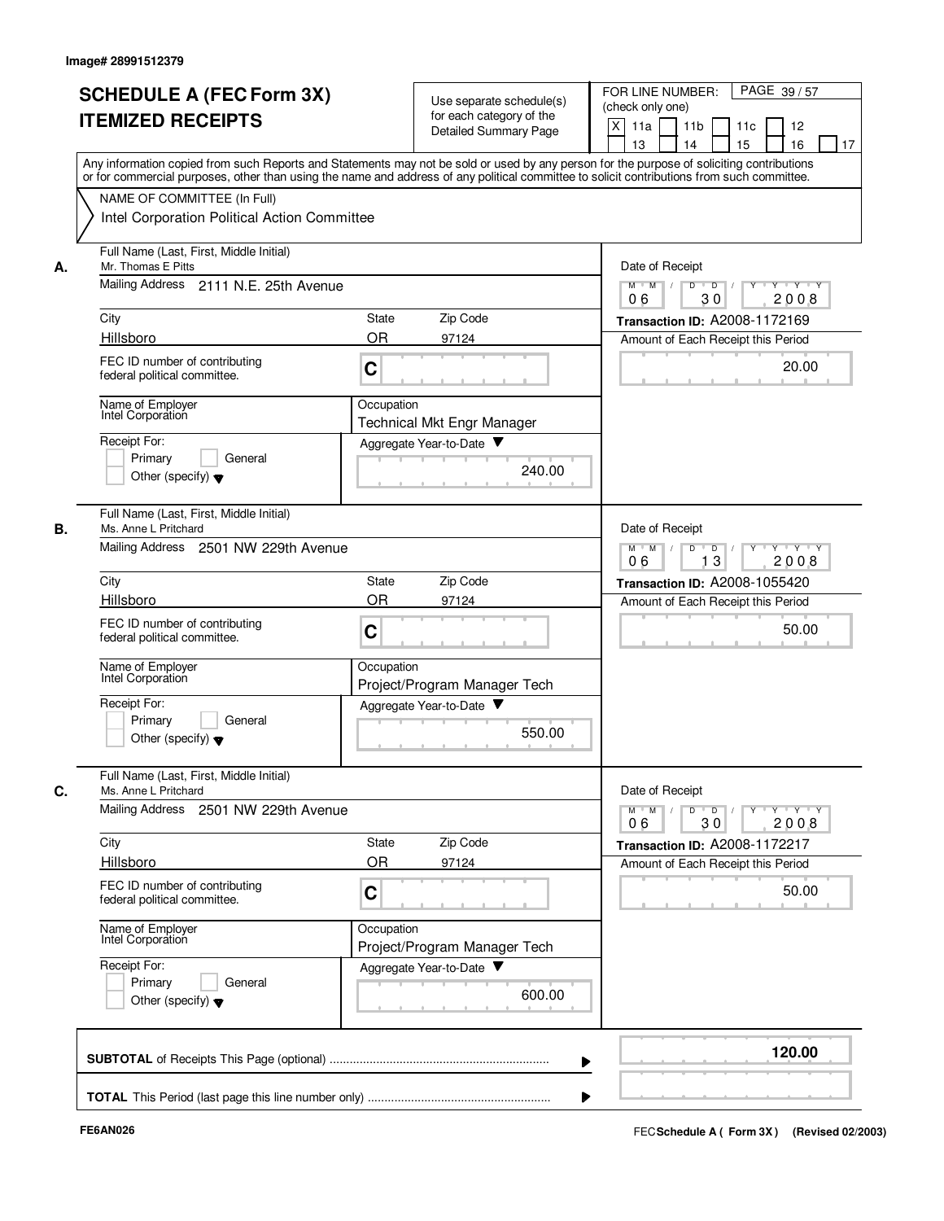Image# 28991512379

# SCHEDULE A (FEC Form 3X) ITEMIZED RECEIPTS

Use separate schedule(s) for each category of the Detailed Summary Page

FOR LINE NUMBER: (check only one)
[X] 11a [ ] 11b [ ] 11c [ ] 12 [ ] 13 [ ] 14 [ ] 15 [ ] 16 [ ] 17

Any information copied from such Reports and Statements may not be sold or used by any person for the purpose of soliciting contributions or for commercial purposes, other than using the name and address of any political committee to solicit contributions from such committee.

NAME OF COMMITTEE (In Full)
Intel Corporation Political Action Committee

---

**A.**

Full Name (Last, First, Middle Initial): Mr. Thomas E Pitts

Mailing Address: 2111 N.E. 25th Avenue

| City | State | Zip Code |
|---|---|---|
| Hillsboro | OR | 97124 |

FEC ID number of contributing federal political committee: C

Name of Employer: Intel Corporation

Occupation: Technical Mkt Engr Manager

Receipt For: [ ] Primary [ ] General [ ] Other (specify)

Aggregate Year-to-Date: 240.00

Date of Receipt: 06 / 30 / 2008

Transaction ID: A2008-1172169

Amount of Each Receipt this Period: 20.00

---

**B.**

Full Name (Last, First, Middle Initial): Ms. Anne L Pritchard

Mailing Address: 2501 NW 229th Avenue

| City | State | Zip Code |
|---|---|---|
| Hillsboro | OR | 97124 |

FEC ID number of contributing federal political committee: C

Name of Employer: Intel Corporation

Occupation: Project/Program Manager Tech

Receipt For: [ ] Primary [ ] General [ ] Other (specify)

Aggregate Year-to-Date: 550.00

Date of Receipt: 06 / 13 / 2008

Transaction ID: A2008-1055420

Amount of Each Receipt this Period: 50.00

---

**C.**

Full Name (Last, First, Middle Initial): Ms. Anne L Pritchard

Mailing Address: 2501 NW 229th Avenue

| City | State | Zip Code |
|---|---|---|
| Hillsboro | OR | 97124 |

FEC ID number of contributing federal political committee: C

Name of Employer: Intel Corporation

Occupation: Project/Program Manager Tech

Receipt For: [ ] Primary [ ] General [ ] Other (specify)

Aggregate Year-to-Date: 600.00

Date of Receipt: 06 / 30 / 2008

Transaction ID: A2008-1172217

Amount of Each Receipt this Period: 50.00

---

**SUBTOTAL** of Receipts This Page (optional): **120.00**

**TOTAL** This Period (last page this line number only):

FE6AN026

FEC Schedule A ( Form 3X) (Revised 02/2003)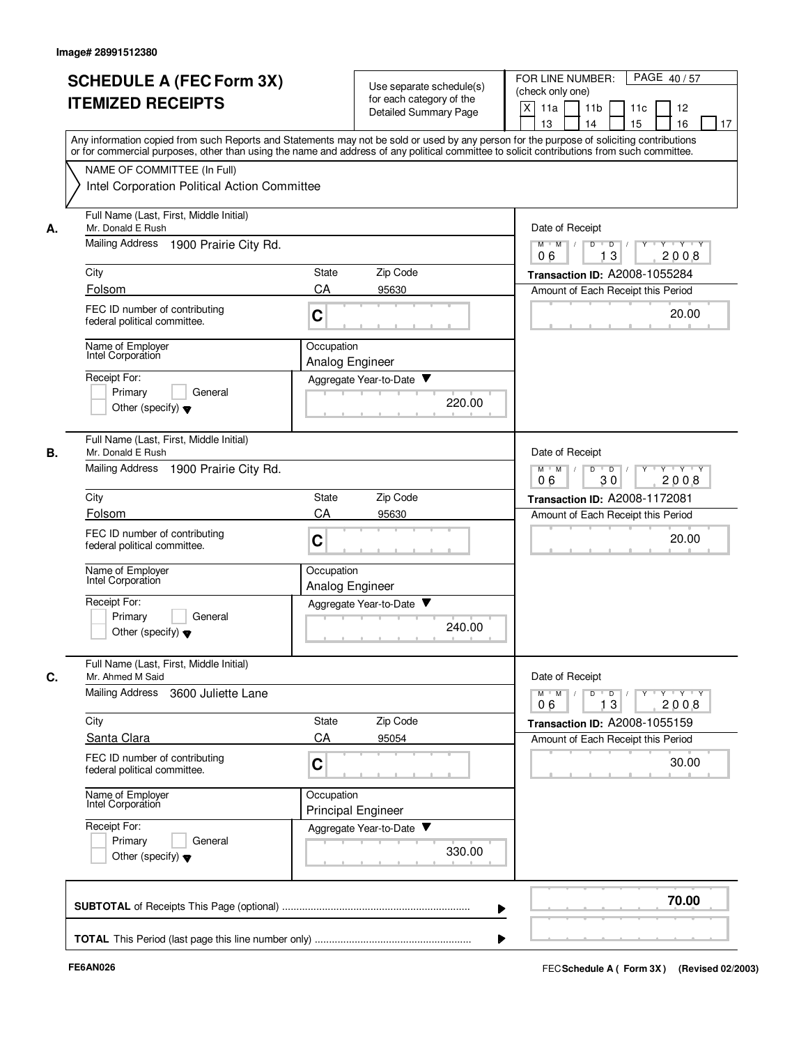Image# 28991512380

# SCHEDULE A (FEC Form 3X) ITEMIZED RECEIPTS

Use separate schedule(s) for each category of the Detailed Summary Page

FOR LINE NUMBER: (check only one)

- [X] 11a
- [ ] 11b
- [ ] 11c
- [ ] 12
- [ ] 13
- [ ] 14
- [ ] 15
- [ ] 16
- [ ] 17

PAGE 40 / 57

Any information copied from such Reports and Statements may not be sold or used by any person for the purpose of soliciting contributions or for commercial purposes, other than using the name and address of any political committee to solicit contributions from such committee.

NAME OF COMMITTEE (In Full)
Intel Corporation Political Action Committee

**A.**

Full Name (Last, First, Middle Initial): Mr. Donald E Rush
Mailing Address: 1900 Prairie City Rd.
City: Folsom | State: CA | Zip Code: 95630
FEC ID number of contributing federal political committee: C
Name of Employer: Intel Corporation
Occupation: Analog Engineer
Receipt For: Primary / General / Other (specify)
Aggregate Year-to-Date: 220.00
Date of Receipt: 06 / 13 / 2008
Transaction ID: A2008-1055284
Amount of Each Receipt this Period: 20.00

**B.**

Full Name (Last, First, Middle Initial): Mr. Donald E Rush
Mailing Address: 1900 Prairie City Rd.
City: Folsom | State: CA | Zip Code: 95630
FEC ID number of contributing federal political committee: C
Name of Employer: Intel Corporation
Occupation: Analog Engineer
Receipt For: Primary / General / Other (specify)
Aggregate Year-to-Date: 240.00
Date of Receipt: 06 / 30 / 2008
Transaction ID: A2008-1172081
Amount of Each Receipt this Period: 20.00

**C.**

Full Name (Last, First, Middle Initial): Mr. Ahmed M Said
Mailing Address: 3600 Juliette Lane
City: Santa Clara | State: CA | Zip Code: 95054
FEC ID number of contributing federal political committee: C
Name of Employer: Intel Corporation
Occupation: Principal Engineer
Receipt For: Primary / General / Other (specify)
Aggregate Year-to-Date: 330.00
Date of Receipt: 06 / 13 / 2008
Transaction ID: A2008-1055159
Amount of Each Receipt this Period: 30.00

**SUBTOTAL** of Receipts This Page (optional): 70.00

**TOTAL** This Period (last page this line number only):

FE6AN026

FEC Schedule A ( Form 3X ) (Revised 02/2003)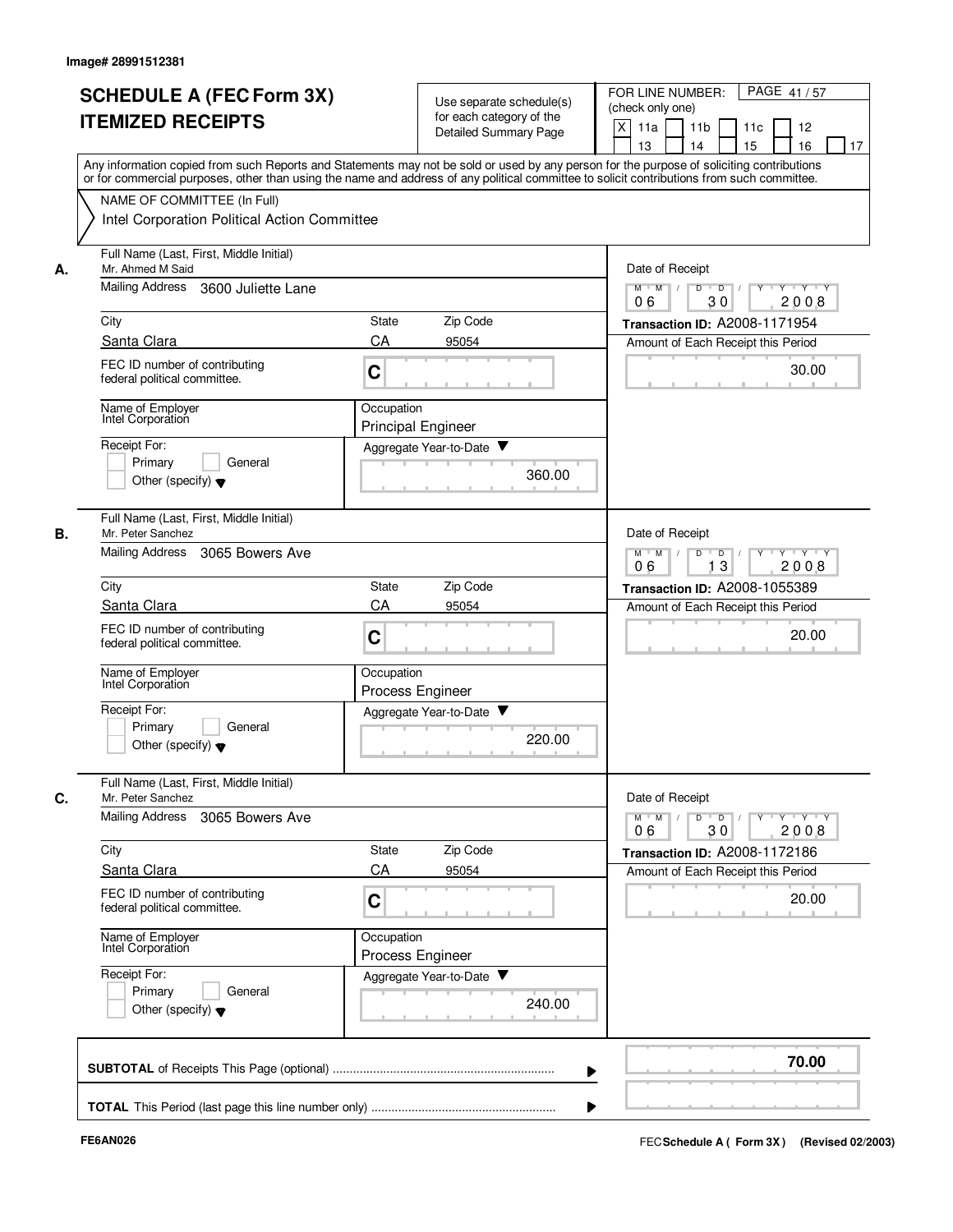Image# 28991512381

# SCHEDULE A (FEC Form 3X) ITEMIZED RECEIPTS

Use separate schedule(s) for each category of the Detailed Summary Page

FOR LINE NUMBER: (check only one)

[X] 11a [ ] 11b [ ] 11c [ ] 12 [ ] 13 [ ] 14 [ ] 15 [ ] 16 [ ] 17

PAGE 41 / 57

Any information copied from such Reports and Statements may not be sold or used by any person for the purpose of soliciting contributions or for commercial purposes, other than using the name and address of any political committee to solicit contributions from such committee.

NAME OF COMMITTEE (In Full)
Intel Corporation Political Action Committee

---

**A.** Full Name (Last, First, Middle Initial): Mr. Ahmed M Said
Mailing Address: 3600 Juliette Lane
City: Santa Clara | State: CA | Zip Code: 95054
FEC ID number of contributing federal political committee: C
Name of Employer: Intel Corporation
Occupation: Principal Engineer
Receipt For: [ ] Primary [ ] General [ ] Other (specify)
Aggregate Year-to-Date: 360.00
Date of Receipt: 06 / 30 / 2008
Transaction ID: A2008-1171954
Amount of Each Receipt this Period: 30.00

---

**B.** Full Name (Last, First, Middle Initial): Mr. Peter Sanchez
Mailing Address: 3065 Bowers Ave
City: Santa Clara | State: CA | Zip Code: 95054
FEC ID number of contributing federal political committee: C
Name of Employer: Intel Corporation
Occupation: Process Engineer
Receipt For: [ ] Primary [ ] General [ ] Other (specify)
Aggregate Year-to-Date: 220.00
Date of Receipt: 06 / 13 / 2008
Transaction ID: A2008-1055389
Amount of Each Receipt this Period: 20.00

---

**C.** Full Name (Last, First, Middle Initial): Mr. Peter Sanchez
Mailing Address: 3065 Bowers Ave
City: Santa Clara | State: CA | Zip Code: 95054
FEC ID number of contributing federal political committee: C
Name of Employer: Intel Corporation
Occupation: Process Engineer
Receipt For: [ ] Primary [ ] General [ ] Other (specify)
Aggregate Year-to-Date: 240.00
Date of Receipt: 06 / 30 / 2008
Transaction ID: A2008-1172186
Amount of Each Receipt this Period: 20.00

---

**SUBTOTAL** of Receipts This Page (optional) ........ 70.00

**TOTAL** This Period (last page this line number only) ........

FE6AN026 FEC **Schedule A ( Form 3X)** (Revised 02/2003)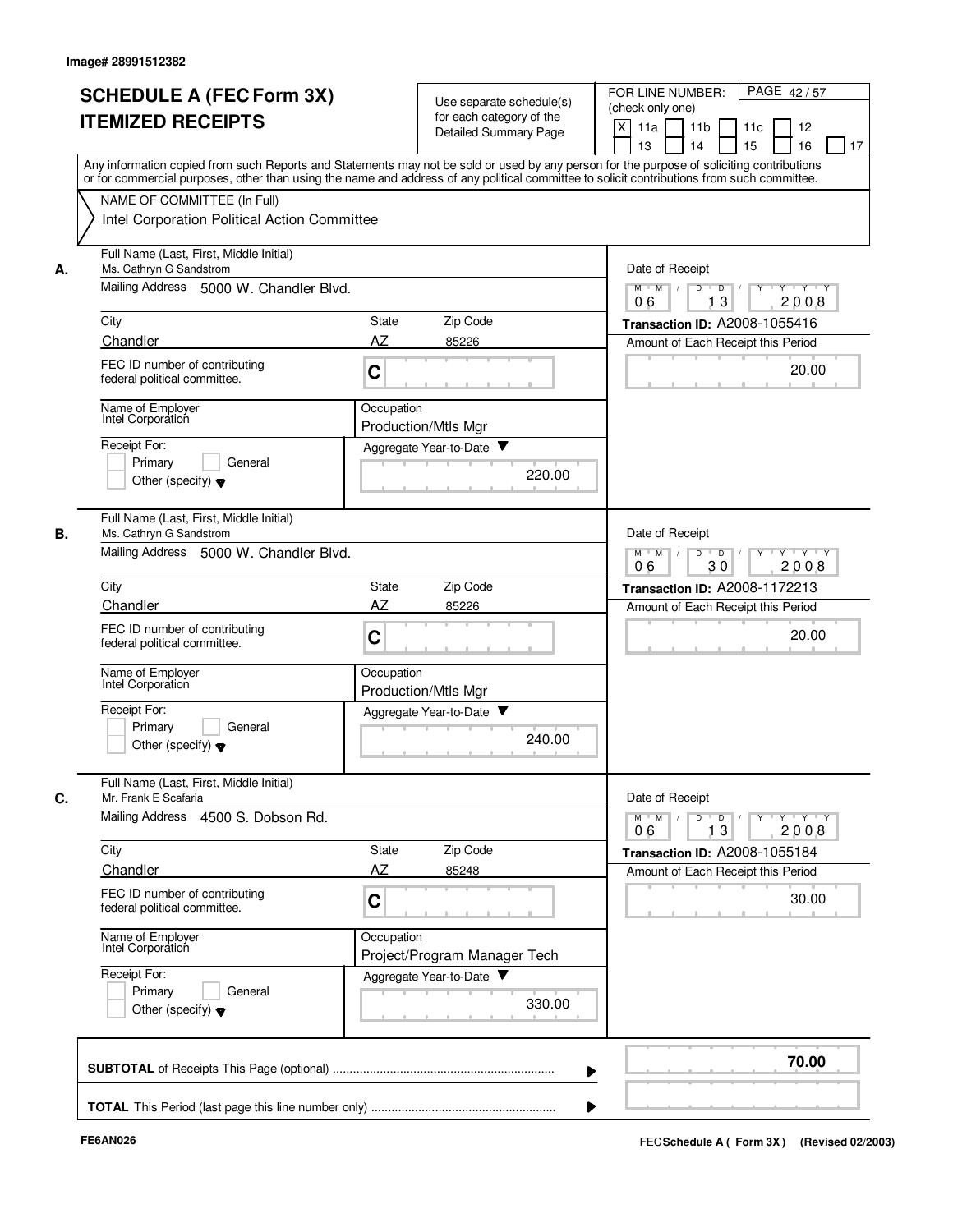Image# 28991512382

# SCHEDULE A (FEC Form 3X) ITEMIZED RECEIPTS

Use separate schedule(s) for each category of the Detailed Summary Page

FOR LINE NUMBER: (check only one)

[X] 11a [ ] 11b [ ] 11c [ ] 12 [ ] 13 [ ] 14 [ ] 15 [ ] 16 [ ] 17

PAGE 42 / 57

Any information copied from such Reports and Statements may not be sold or used by any person for the purpose of soliciting contributions or for commercial purposes, other than using the name and address of any political committee to solicit contributions from such committee.

NAME OF COMMITTEE (In Full)
Intel Corporation Political Action Committee

---

**A.**

Full Name (Last, First, Middle Initial): Ms. Cathryn G Sandstrom

Mailing Address: 5000 W. Chandler Blvd.

City: Chandler | State: AZ | Zip Code: 85226

FEC ID number of contributing federal political committee: C

Name of Employer: Intel Corporation

Occupation: Production/Mtls Mgr

Receipt For: [ ] Primary [ ] General [ ] Other (specify)

Aggregate Year-to-Date: 220.00

Date of Receipt: 06 13 2008

Transaction ID: A2008-1055416

Amount of Each Receipt this Period: 20.00

---

**B.**

Full Name (Last, First, Middle Initial): Ms. Cathryn G Sandstrom

Mailing Address: 5000 W. Chandler Blvd.

City: Chandler | State: AZ | Zip Code: 85226

FEC ID number of contributing federal political committee: C

Name of Employer: Intel Corporation

Occupation: Production/Mtls Mgr

Receipt For: [ ] Primary [ ] General [ ] Other (specify)

Aggregate Year-to-Date: 240.00

Date of Receipt: 06 30 2008

Transaction ID: A2008-1172213

Amount of Each Receipt this Period: 20.00

---

**C.**

Full Name (Last, First, Middle Initial): Mr. Frank E Scafaria

Mailing Address: 4500 S. Dobson Rd.

City: Chandler | State: AZ | Zip Code: 85248

FEC ID number of contributing federal political committee: C

Name of Employer: Intel Corporation

Occupation: Project/Program Manager Tech

Receipt For: [ ] Primary [ ] General [ ] Other (specify)

Aggregate Year-to-Date: 330.00

Date of Receipt: 06 13 2008

Transaction ID: A2008-1055184

Amount of Each Receipt this Period: 30.00

---

**SUBTOTAL** of Receipts This Page (optional): 70.00

**TOTAL** This Period (last page this line number only):

FE6AN026

FEC Schedule A ( Form 3X ) (Revised 02/2003)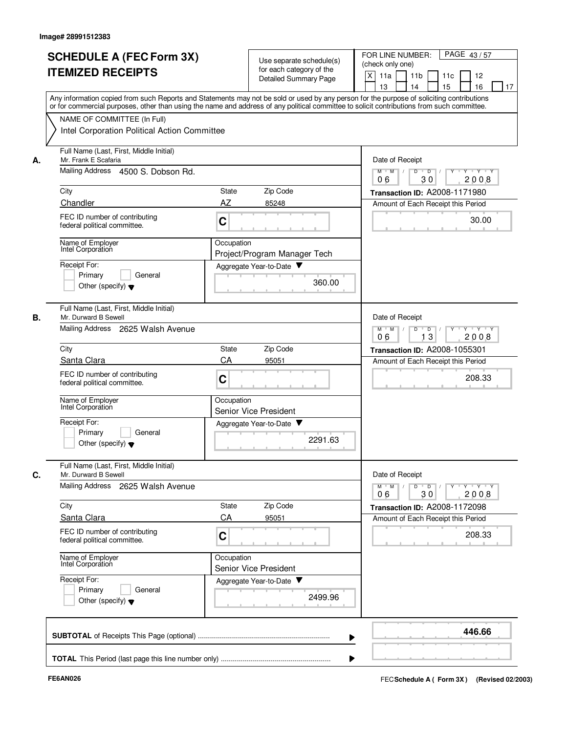Image# 28991512383

# SCHEDULE A (FEC Form 3X) ITEMIZED RECEIPTS

Use separate schedule(s) for each category of the Detailed Summary Page

FOR LINE NUMBER: (check only one)
[X] 11a [ ] 11b [ ] 11c [ ] 12 [ ] 13 [ ] 14 [ ] 15 [ ] 16 [ ] 17

PAGE 43 / 57

Any information copied from such Reports and Statements may not be sold or used by any person for the purpose of soliciting contributions or for commercial purposes, other than using the name and address of any political committee to solicit contributions from such committee.

NAME OF COMMITTEE (In Full)
Intel Corporation Political Action Committee

**A.** Full Name (Last, First, Middle Initial): Mr. Frank E Scafaria
Mailing Address: 4500 S. Dobson Rd.
City: Chandler | State: AZ | Zip Code: 85248
FEC ID number of contributing federal political committee: C
Name of Employer: Intel Corporation
Occupation: Project/Program Manager Tech
Receipt For: [ ] Primary [ ] General [ ] Other (specify)
Aggregate Year-to-Date: 360.00
Date of Receipt: 06 / 30 / 2008
Transaction ID: A2008-1171980
Amount of Each Receipt this Period: 30.00

**B.** Full Name (Last, First, Middle Initial): Mr. Durward B Sewell
Mailing Address: 2625 Walsh Avenue
City: Santa Clara | State: CA | Zip Code: 95051
FEC ID number of contributing federal political committee: C
Name of Employer: Intel Corporation
Occupation: Senior Vice President
Receipt For: [ ] Primary [ ] General [ ] Other (specify)
Aggregate Year-to-Date: 2291.63
Date of Receipt: 06 / 13 / 2008
Transaction ID: A2008-1055301
Amount of Each Receipt this Period: 208.33

**C.** Full Name (Last, First, Middle Initial): Mr. Durward B Sewell
Mailing Address: 2625 Walsh Avenue
City: Santa Clara | State: CA | Zip Code: 95051
FEC ID number of contributing federal political committee: C
Name of Employer: Intel Corporation
Occupation: Senior Vice President
Receipt For: [ ] Primary [ ] General [ ] Other (specify)
Aggregate Year-to-Date: 2499.96
Date of Receipt: 06 / 30 / 2008
Transaction ID: A2008-1172098
Amount of Each Receipt this Period: 208.33

**SUBTOTAL** of Receipts This Page (optional): **446.66**

**TOTAL** This Period (last page this line number only):

FE6AN026

FEC **Schedule A ( Form 3X )** (Revised 02/2003)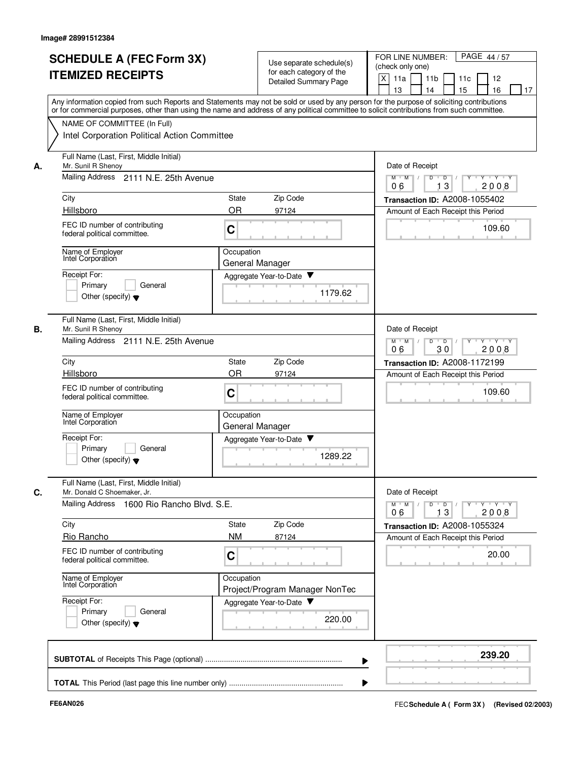Image# 28991512384

# SCHEDULE A (FEC Form 3X) ITEMIZED RECEIPTS

Use separate schedule(s) for each category of the Detailed Summary Page

FOR LINE NUMBER: (check only one)

[X] 11a [ ] 11b [ ] 11c [ ] 12 [ ] 13 [ ] 14 [ ] 15 [ ] 16 [ ] 17

PAGE 44 / 57

Any information copied from such Reports and Statements may not be sold or used by any person for the purpose of soliciting contributions or for commercial purposes, other than using the name and address of any political committee to solicit contributions from such committee.

NAME OF COMMITTEE (In Full)

Intel Corporation Political Action Committee

---

**A.** Full Name (Last, First, Middle Initial): Mr. Sunil R Shenoy

Mailing Address: 2111 N.E. 25th Avenue

City: Hillsboro | State: OR | Zip Code: 97124

FEC ID number of contributing federal political committee: C

Name of Employer: Intel Corporation

Occupation: General Manager

Receipt For: [ ] Primary [ ] General [ ] Other (specify)

Aggregate Year-to-Date: 1179.62

Date of Receipt: 06/13/2008

Transaction ID: A2008-1055402

Amount of Each Receipt this Period: 109.60

---

**B.** Full Name (Last, First, Middle Initial): Mr. Sunil R Shenoy

Mailing Address: 2111 N.E. 25th Avenue

City: Hillsboro | State: OR | Zip Code: 97124

FEC ID number of contributing federal political committee: C

Name of Employer: Intel Corporation

Occupation: General Manager

Receipt For: [ ] Primary [ ] General [ ] Other (specify)

Aggregate Year-to-Date: 1289.22

Date of Receipt: 06/30/2008

Transaction ID: A2008-1172199

Amount of Each Receipt this Period: 109.60

---

**C.** Full Name (Last, First, Middle Initial): Mr. Donald C Shoemaker, Jr.

Mailing Address: 1600 Rio Rancho Blvd. S.E.

City: Rio Rancho | State: NM | Zip Code: 87124

FEC ID number of contributing federal political committee: C

Name of Employer: Intel Corporation

Occupation: Project/Program Manager NonTec

Receipt For: [ ] Primary [ ] General [ ] Other (specify)

Aggregate Year-to-Date: 220.00

Date of Receipt: 06/13/2008

Transaction ID: A2008-1055324

Amount of Each Receipt this Period: 20.00

---

**SUBTOTAL** of Receipts This Page (optional): **239.20**

**TOTAL** This Period (last page this line number only):

FE6AN026

FEC Schedule A ( Form 3X ) (Revised 02/2003)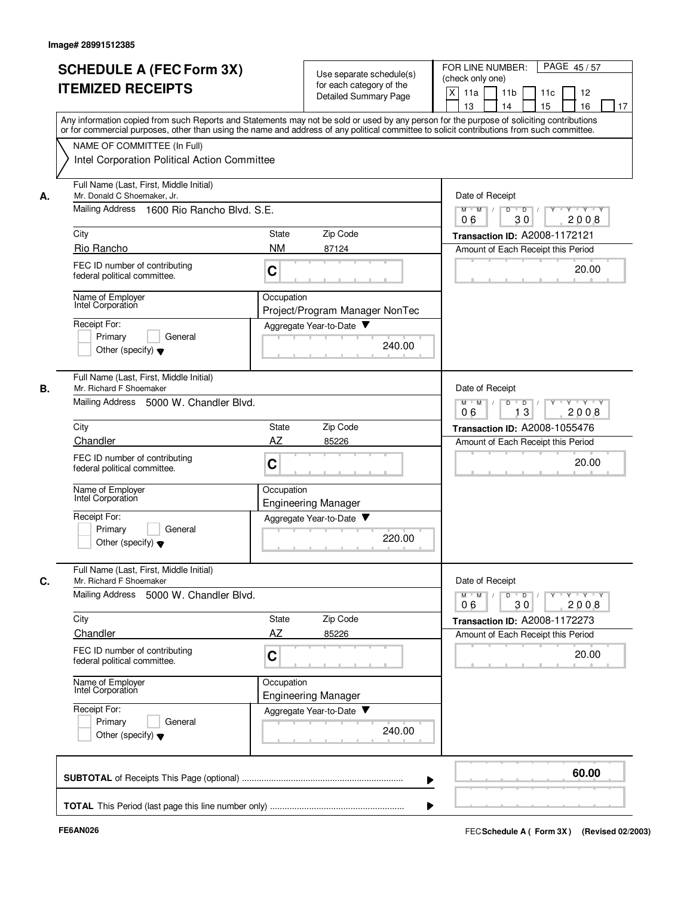Image# 28991512385

# SCHEDULE A (FEC Form 3X)
# ITEMIZED RECEIPTS

Use separate schedule(s) for each category of the Detailed Summary Page

FOR LINE NUMBER: (check only one)
[X] 11a [ ] 11b [ ] 11c [ ] 12 [ ] 13 [ ] 14 [ ] 15 [ ] 16 [ ] 17

PAGE 45 / 57

Any information copied from such Reports and Statements may not be sold or used by any person for the purpose of soliciting contributions or for commercial purposes, other than using the name and address of any political committee to solicit contributions from such committee.

NAME OF COMMITTEE (In Full)
Intel Corporation Political Action Committee

---

**A.** Full Name (Last, First, Middle Initial)
Mr. Donald C Shoemaker, Jr.

Mailing Address: 1600 Rio Rancho Blvd. S.E.

| City | State | Zip Code |
|---|---|---|
| Rio Rancho | NM | 87124 |

FEC ID number of contributing federal political committee: C

Name of Employer: Intel Corporation

Occupation: Project/Program Manager NonTec

Receipt For: [ ] Primary [ ] General [ ] Other (specify)

Aggregate Year-to-Date: 240.00

Date of Receipt: 06 / 30 / 2008

Transaction ID: A2008-1172121

Amount of Each Receipt this Period: 20.00

---

**B.** Full Name (Last, First, Middle Initial)
Mr. Richard F Shoemaker

Mailing Address: 5000 W. Chandler Blvd.

| City | State | Zip Code |
|---|---|---|
| Chandler | AZ | 85226 |

FEC ID number of contributing federal political committee: C

Name of Employer: Intel Corporation

Occupation: Engineering Manager

Receipt For: [ ] Primary [ ] General [ ] Other (specify)

Aggregate Year-to-Date: 220.00

Date of Receipt: 06 / 13 / 2008

Transaction ID: A2008-1055476

Amount of Each Receipt this Period: 20.00

---

**C.** Full Name (Last, First, Middle Initial)
Mr. Richard F Shoemaker

Mailing Address: 5000 W. Chandler Blvd.

| City | State | Zip Code |
|---|---|---|
| Chandler | AZ | 85226 |

FEC ID number of contributing federal political committee: C

Name of Employer: Intel Corporation

Occupation: Engineering Manager

Receipt For: [ ] Primary [ ] General [ ] Other (specify)

Aggregate Year-to-Date: 240.00

Date of Receipt: 06 / 30 / 2008

Transaction ID: A2008-1172273

Amount of Each Receipt this Period: 20.00

---

**SUBTOTAL** of Receipts This Page (optional) ........ 60.00

**TOTAL** This Period (last page this line number only) ........

FE6AN026

FEC **Schedule A ( Form 3X )** (Revised 02/2003)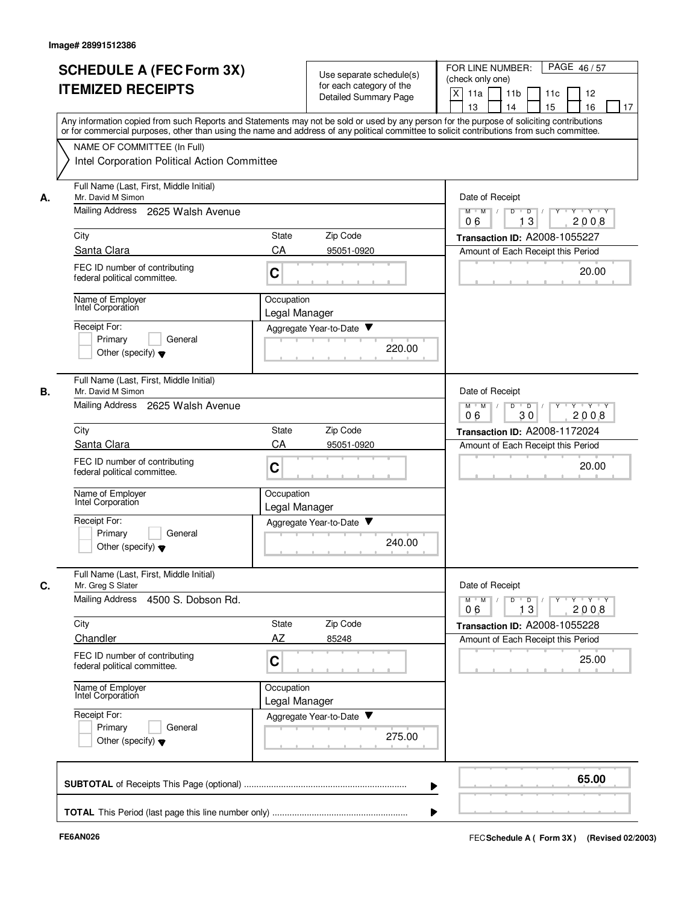Image# 28991512386

# SCHEDULE A (FEC Form 3X) ITEMIZED RECEIPTS

Use separate schedule(s) for each category of the Detailed Summary Page

FOR LINE NUMBER: (check only one)

[X] 11a [ ] 11b [ ] 11c [ ] 12 [ ] 13 [ ] 14 [ ] 15 [ ] 16 [ ] 17

PAGE 46 / 57

Any information copied from such Reports and Statements may not be sold or used by any person for the purpose of soliciting contributions or for commercial purposes, other than using the name and address of any political committee to solicit contributions from such committee.

NAME OF COMMITTEE (In Full)
Intel Corporation Political Action Committee

---

**A.** Full Name (Last, First, Middle Initial): Mr. David M Simon

Mailing Address: 2625 Walsh Avenue

City: Santa Clara | State: CA | Zip Code: 95051-0920

FEC ID number of contributing federal political committee: C

Name of Employer: Intel Corporation

Occupation: Legal Manager

Receipt For: [ ] Primary [ ] General [ ] Other (specify)

Aggregate Year-to-Date: 220.00

Date of Receipt: 06 / 13 / 2008

Transaction ID: A2008-1055227

Amount of Each Receipt this Period: 20.00

---

**B.** Full Name (Last, First, Middle Initial): Mr. David M Simon

Mailing Address: 2625 Walsh Avenue

City: Santa Clara | State: CA | Zip Code: 95051-0920

FEC ID number of contributing federal political committee: C

Name of Employer: Intel Corporation

Occupation: Legal Manager

Receipt For: [ ] Primary [ ] General [ ] Other (specify)

Aggregate Year-to-Date: 240.00

Date of Receipt: 06 / 30 / 2008

Transaction ID: A2008-1172024

Amount of Each Receipt this Period: 20.00

---

**C.** Full Name (Last, First, Middle Initial): Mr. Greg S Slater

Mailing Address: 4500 S. Dobson Rd.

City: Chandler | State: AZ | Zip Code: 85248

FEC ID number of contributing federal political committee: C

Name of Employer: Intel Corporation

Occupation: Legal Manager

Receipt For: [ ] Primary [ ] General [ ] Other (specify)

Aggregate Year-to-Date: 275.00

Date of Receipt: 06 / 13 / 2008

Transaction ID: A2008-1055228

Amount of Each Receipt this Period: 25.00

---

**SUBTOTAL** of Receipts This Page (optional): 65.00

**TOTAL** This Period (last page this line number only):

FE6AN026

FEC **Schedule A ( Form 3X)** (Revised 02/2003)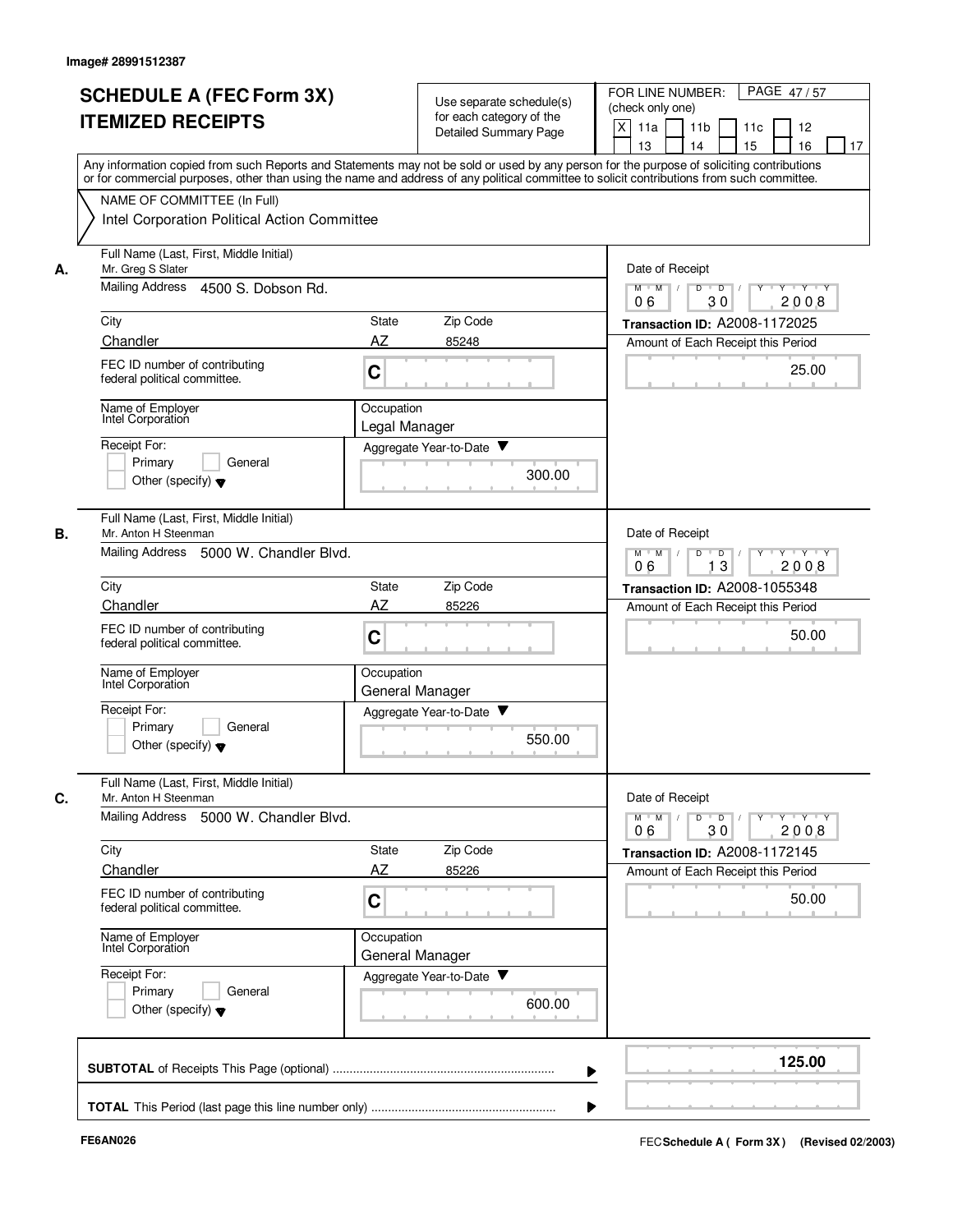Image# 28991512387

# SCHEDULE A (FEC Form 3X)
# ITEMIZED RECEIPTS

Use separate schedule(s) for each category of the Detailed Summary Page

FOR LINE NUMBER: (check only one)

[X] 11a [ ] 11b [ ] 11c [ ] 12 [ ] 13 [ ] 14 [ ] 15 [ ] 16 [ ] 17

PAGE 47 / 57

Any information copied from such Reports and Statements may not be sold or used by any person for the purpose of soliciting contributions or for commercial purposes, other than using the name and address of any political committee to solicit contributions from such committee.

NAME OF COMMITTEE (In Full)
Intel Corporation Political Action Committee

---

**A.**

Full Name (Last, First, Middle Initial): Mr. Greg S Slater

Mailing Address: 4500 S. Dobson Rd.

City: Chandler | State: AZ | Zip Code: 85248

FEC ID number of contributing federal political committee: C

Name of Employer: Intel Corporation

Occupation: Legal Manager

Receipt For: [ ] Primary [ ] General [ ] Other (specify)

Aggregate Year-to-Date: 300.00

Date of Receipt: 06 / 30 / 2008

Transaction ID: A2008-1172025

Amount of Each Receipt this Period: 25.00

---

**B.**

Full Name (Last, First, Middle Initial): Mr. Anton H Steenman

Mailing Address: 5000 W. Chandler Blvd.

City: Chandler | State: AZ | Zip Code: 85226

FEC ID number of contributing federal political committee: C

Name of Employer: Intel Corporation

Occupation: General Manager

Receipt For: [ ] Primary [ ] General [ ] Other (specify)

Aggregate Year-to-Date: 550.00

Date of Receipt: 06 / 13 / 2008

Transaction ID: A2008-1055348

Amount of Each Receipt this Period: 50.00

---

**C.**

Full Name (Last, First, Middle Initial): Mr. Anton H Steenman

Mailing Address: 5000 W. Chandler Blvd.

City: Chandler | State: AZ | Zip Code: 85226

FEC ID number of contributing federal political committee: C

Name of Employer: Intel Corporation

Occupation: General Manager

Receipt For: [ ] Primary [ ] General [ ] Other (specify)

Aggregate Year-to-Date: 600.00

Date of Receipt: 06 / 30 / 2008

Transaction ID: A2008-1172145

Amount of Each Receipt this Period: 50.00

---

**SUBTOTAL** of Receipts This Page (optional): **125.00**

**TOTAL** This Period (last page this line number only):

FE6AN026

FEC **Schedule A ( Form 3X )** (Revised 02/2003)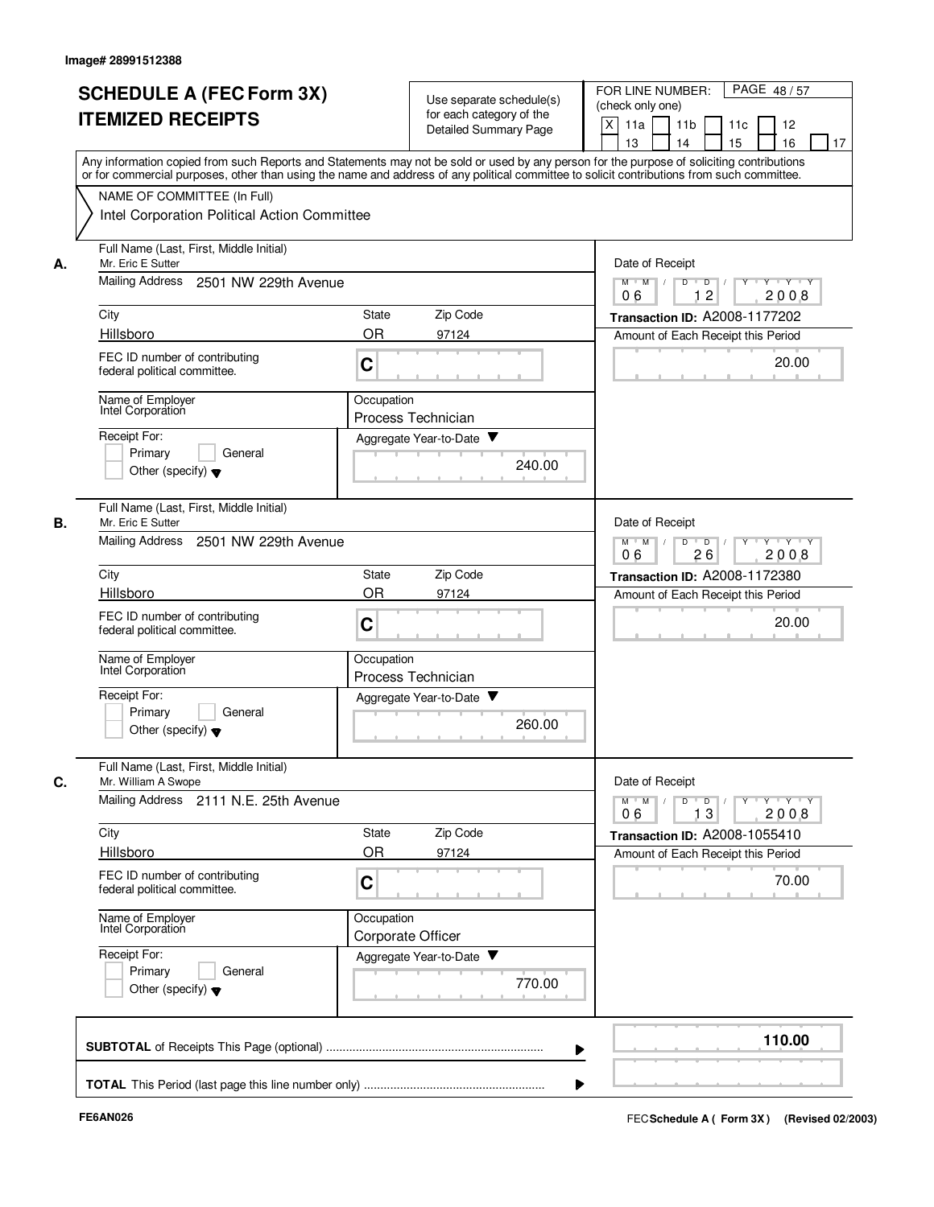Image# 28991512388

# SCHEDULE A (FEC Form 3X) ITEMIZED RECEIPTS

Use separate schedule(s) for each category of the Detailed Summary Page

FOR LINE NUMBER: (check only one)

- [X] 11a
- [ ] 11b
- [ ] 11c
- [ ] 12
- [ ] 13
- [ ] 14
- [ ] 15
- [ ] 16
- [ ] 17

PAGE 48 / 57

Any information copied from such Reports and Statements may not be sold or used by any person for the purpose of soliciting contributions or for commercial purposes, other than using the name and address of any political committee to solicit contributions from such committee.

NAME OF COMMITTEE (In Full)
Intel Corporation Political Action Committee

---

**A.** Full Name (Last, First, Middle Initial): Mr. Eric E Sutter

Mailing Address: 2501 NW 229th Avenue

City: Hillsboro | State: OR | Zip Code: 97124

FEC ID number of contributing federal political committee: C

Name of Employer: Intel Corporation

Occupation: Process Technician

Receipt For: Primary / General / Other (specify)

Aggregate Year-to-Date: 240.00

Date of Receipt: 06 / 12 / 2008

Transaction ID: A2008-1177202

Amount of Each Receipt this Period: 20.00

---

**B.** Full Name (Last, First, Middle Initial): Mr. Eric E Sutter

Mailing Address: 2501 NW 229th Avenue

City: Hillsboro | State: OR | Zip Code: 97124

FEC ID number of contributing federal political committee: C

Name of Employer: Intel Corporation

Occupation: Process Technician

Receipt For: Primary / General / Other (specify)

Aggregate Year-to-Date: 260.00

Date of Receipt: 06 / 26 / 2008

Transaction ID: A2008-1172380

Amount of Each Receipt this Period: 20.00

---

**C.** Full Name (Last, First, Middle Initial): Mr. William A Swope

Mailing Address: 2111 N.E. 25th Avenue

City: Hillsboro | State: OR | Zip Code: 97124

FEC ID number of contributing federal political committee: C

Name of Employer: Intel Corporation

Occupation: Corporate Officer

Receipt For: Primary / General / Other (specify)

Aggregate Year-to-Date: 770.00

Date of Receipt: 06 / 13 / 2008

Transaction ID: A2008-1055410

Amount of Each Receipt this Period: 70.00

---

**SUBTOTAL** of Receipts This Page (optional): **110.00**

**TOTAL** This Period (last page this line number only):

FE6AN026

FEC **Schedule A ( Form 3X)** (Revised 02/2003)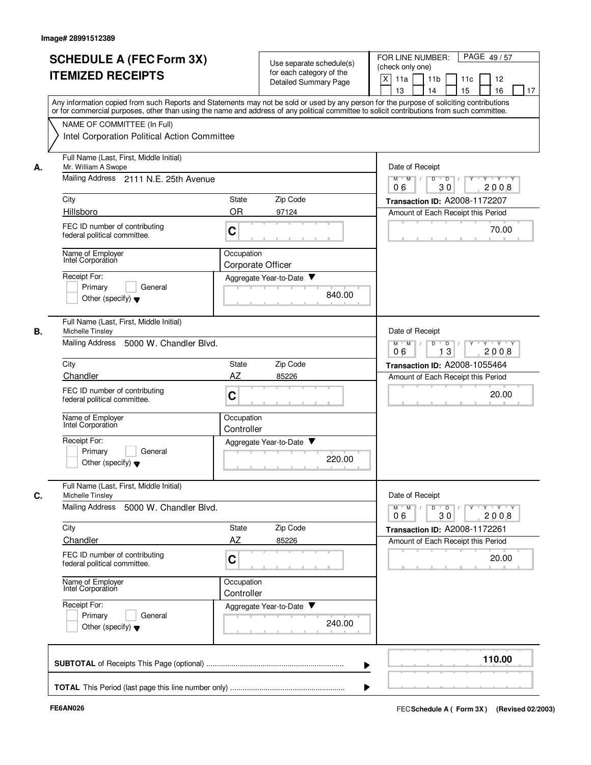Image# 28991512389

# SCHEDULE A (FEC Form 3X) ITEMIZED RECEIPTS

Use separate schedule(s) for each category of the Detailed Summary Page

FOR LINE NUMBER: (check only one)

[X] 11a [ ] 11b [ ] 11c [ ] 12 [ ] 13 [ ] 14 [ ] 15 [ ] 16 [ ] 17

PAGE 49 / 57

Any information copied from such Reports and Statements may not be sold or used by any person for the purpose of soliciting contributions or for commercial purposes, other than using the name and address of any political committee to solicit contributions from such committee.

NAME OF COMMITTEE (In Full)

Intel Corporation Political Action Committee

---

**A.** Full Name (Last, First, Middle Initial): Mr. William A Swope

Mailing Address: 2111 N.E. 25th Avenue

City: Hillsboro | State: OR | Zip Code: 97124

FEC ID number of contributing federal political committee: C

Name of Employer: Intel Corporation

Occupation: Corporate Officer

Receipt For: [ ] Primary [ ] General [ ] Other (specify)

Aggregate Year-to-Date: 840.00

Date of Receipt: 06 / 30 / 2008

Transaction ID: A2008-1172207

Amount of Each Receipt this Period: 70.00

---

**B.** Full Name (Last, First, Middle Initial): Michelle Tinsley

Mailing Address: 5000 W. Chandler Blvd.

City: Chandler | State: AZ | Zip Code: 85226

FEC ID number of contributing federal political committee: C

Name of Employer: Intel Corporation

Occupation: Controller

Receipt For: [ ] Primary [ ] General [ ] Other (specify)

Aggregate Year-to-Date: 220.00

Date of Receipt: 06 / 13 / 2008

Transaction ID: A2008-1055464

Amount of Each Receipt this Period: 20.00

---

**C.** Full Name (Last, First, Middle Initial): Michelle Tinsley

Mailing Address: 5000 W. Chandler Blvd.

City: Chandler | State: AZ | Zip Code: 85226

FEC ID number of contributing federal political committee: C

Name of Employer: Intel Corporation

Occupation: Controller

Receipt For: [ ] Primary [ ] General [ ] Other (specify)

Aggregate Year-to-Date: 240.00

Date of Receipt: 06 / 30 / 2008

Transaction ID: A2008-1172261

Amount of Each Receipt this Period: 20.00

---

**SUBTOTAL** of Receipts This Page (optional): **110.00**

**TOTAL** This Period (last page this line number only):

FE6AN026

FEC **Schedule A ( Form 3X )** (Revised 02/2003)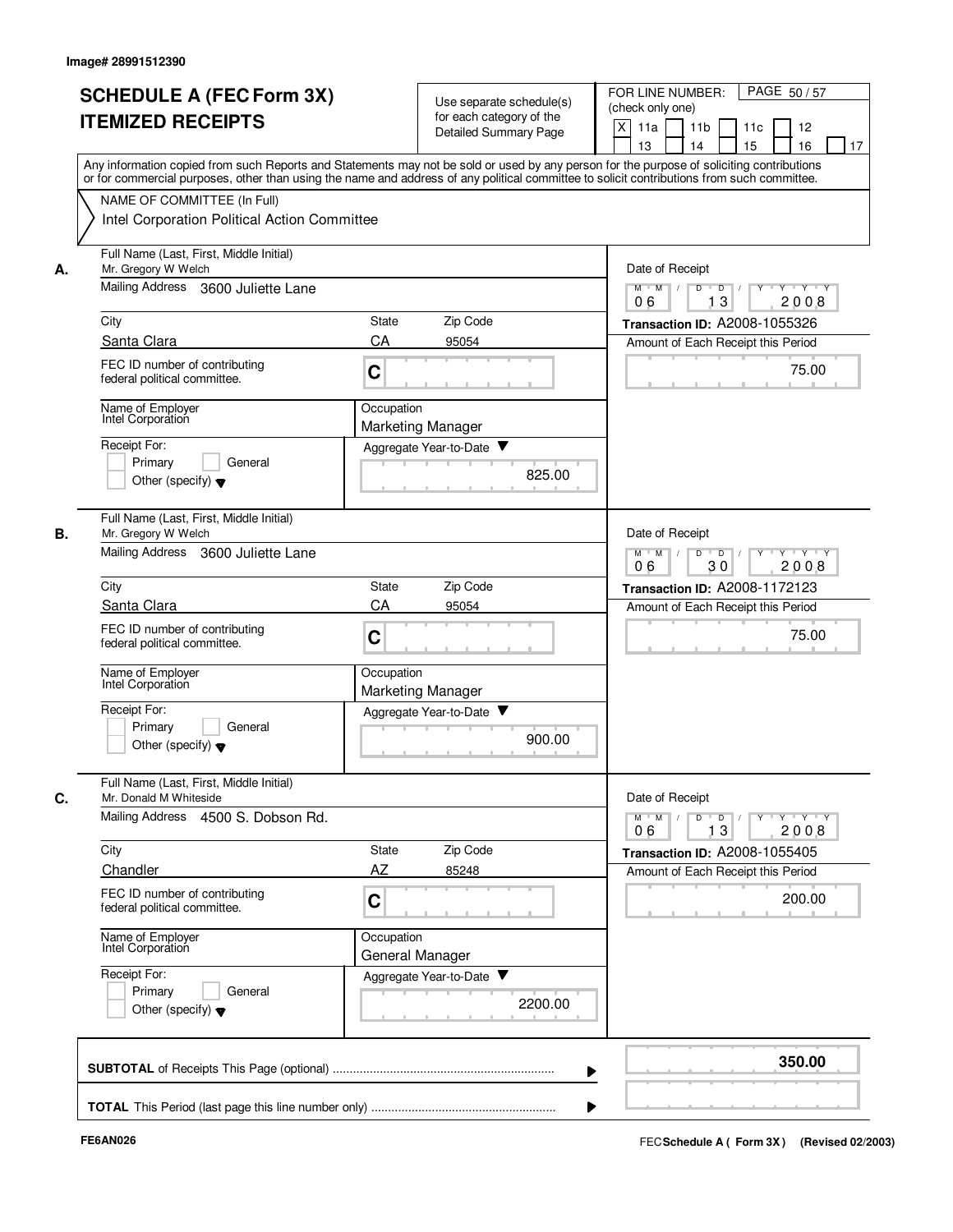Image# 28991512390

# SCHEDULE A (FEC Form 3X)
# ITEMIZED RECEIPTS

Use separate schedule(s) for each category of the Detailed Summary Page

FOR LINE NUMBER: (check only one)
X 11a | 11b | 11c | 12 | 13 | 14 | 15 | 16 | 17

PAGE 50 / 57

Any information copied from such Reports and Statements may not be sold or used by any person for the purpose of soliciting contributions or for commercial purposes, other than using the name and address of any political committee to solicit contributions from such committee.

NAME OF COMMITTEE (In Full)
Intel Corporation Political Action Committee

---

**A.** Full Name (Last, First, Middle Initial): Mr. Gregory W Welch
Mailing Address: 3600 Juliette Lane
City: Santa Clara | State: CA | Zip Code: 95054
FEC ID number of contributing federal political committee: C
Name of Employer: Intel Corporation
Occupation: Marketing Manager
Receipt For: Primary / General / Other (specify)
Aggregate Year-to-Date: 825.00
Date of Receipt: 06 13 2008
Transaction ID: A2008-1055326
Amount of Each Receipt this Period: 75.00

---

**B.** Full Name (Last, First, Middle Initial): Mr. Gregory W Welch
Mailing Address: 3600 Juliette Lane
City: Santa Clara | State: CA | Zip Code: 95054
FEC ID number of contributing federal political committee: C
Name of Employer: Intel Corporation
Occupation: Marketing Manager
Receipt For: Primary / General / Other (specify)
Aggregate Year-to-Date: 900.00
Date of Receipt: 06 30 2008
Transaction ID: A2008-1172123
Amount of Each Receipt this Period: 75.00

---

**C.** Full Name (Last, First, Middle Initial): Mr. Donald M Whiteside
Mailing Address: 4500 S. Dobson Rd.
City: Chandler | State: AZ | Zip Code: 85248
FEC ID number of contributing federal political committee: C
Name of Employer: Intel Corporation
Occupation: General Manager
Receipt For: Primary / General / Other (specify)
Aggregate Year-to-Date: 2200.00
Date of Receipt: 06 13 2008
Transaction ID: A2008-1055405
Amount of Each Receipt this Period: 200.00

---

**SUBTOTAL** of Receipts This Page (optional): **350.00**

**TOTAL** This Period (last page this line number only):

FE6AN026

FEC **Schedule A ( Form 3X )** (Revised 02/2003)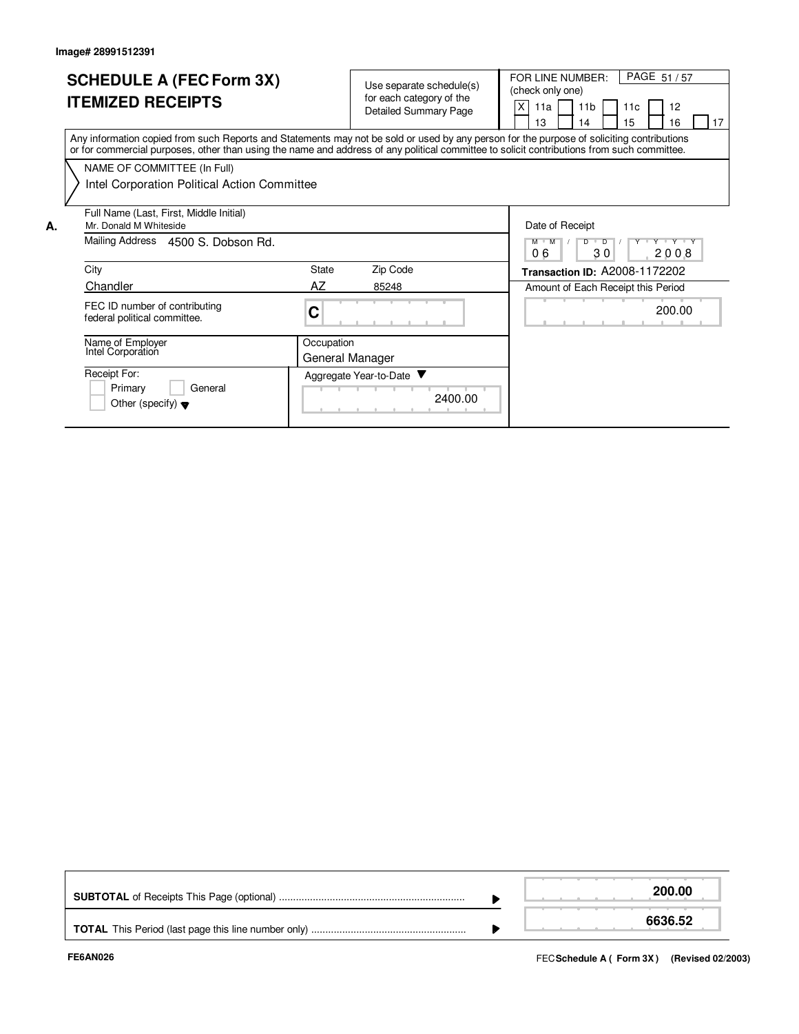Image# 28991512391

# SCHEDULE A (FEC Form 3X) ITEMIZED RECEIPTS

Use separate schedule(s) for each category of the Detailed Summary Page

FOR LINE NUMBER: (check only one)

[X] 11a [ ] 11b [ ] 11c [ ] 12 [ ] 13 [ ] 14 [ ] 15 [ ] 16 [ ] 17

Any information copied from such Reports and Statements may not be sold or used by any person for the purpose of soliciting contributions or for commercial purposes, other than using the name and address of any political committee to solicit contributions from such committee.

NAME OF COMMITTEE (In Full)

Intel Corporation Political Action Committee

**A.** Full Name (Last, First, Middle Initial)
Mr. Donald M Whiteside

Mailing Address 4500 S. Dobson Rd.

| City | State | Zip Code |
|---|---|---|
| Chandler | AZ | 85248 |

FEC ID number of contributing federal political committee. C

Name of Employer: Intel Corporation

Occupation: General Manager

Receipt For: [ ] Primary [ ] General [ ] Other (specify)

Aggregate Year-to-Date: 2400.00

Date of Receipt: 06 / 30 / 2008

**Transaction ID:** A2008-1172202

Amount of Each Receipt this Period: 200.00

| | |
|---|---|
| **SUBTOTAL** of Receipts This Page (optional) | **200.00** |
| **TOTAL** This Period (last page this line number only) | **6636.52** |

FE6AN026

FEC **Schedule A ( Form 3X )** (Revised 02/2003)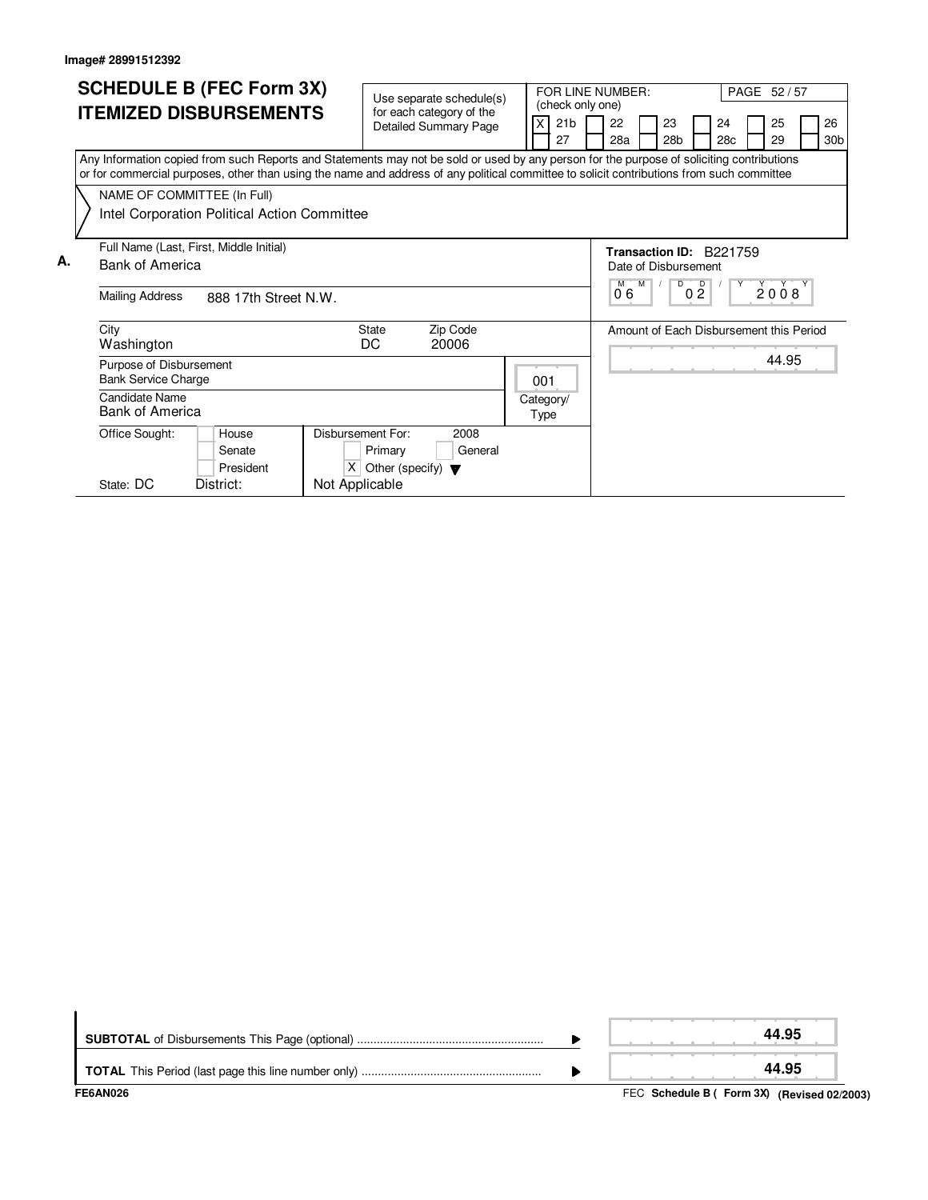Image# 28991512392

# SCHEDULE B (FEC Form 3X)
# ITEMIZED DISBURSEMENTS

Use separate schedule(s) for each category of the Detailed Summary Page

FOR LINE NUMBER: (check only one)

| | | | | | |
|---|---|---|---|---|---|
| [X] 21b | [ ] 22 | [ ] 23 | [ ] 24 | [ ] 25 | [ ] 26 |
| [ ] 27 | [ ] 28a | [ ] 28b | [ ] 28c | [ ] 29 | [ ] 30b |

PAGE 52 / 57

Any Information copied from such Reports and Statements may not be sold or used by any person for the purpose of soliciting contributions or for commercial purposes, other than using the name and address of any political committee to solicit contributions from such committee

NAME OF COMMITTEE (In Full)
Intel Corporation Political Action Committee

**A.** Full Name (Last, First, Middle Initial)
Bank of America

Mailing Address: 888 17th Street N.W.

City: Washington | State: DC | Zip Code: 20006

Transaction ID: B221759

Date of Disbursement: 06 / 02 / 2008

Amount of Each Disbursement this Period: 44.95

Purpose of Disbursement: Bank Service Charge

Category/Type: 001

Candidate Name: Bank of America

Office Sought: [ ] House [ ] Senate [ ] President

State: DC District:

Disbursement For: 2008 [ ] Primary [ ] General [X] Other (specify) Not Applicable

| | |
|---|---|
| **SUBTOTAL** of Disbursements This Page (optional) | 44.95 |
| **TOTAL** This Period (last page this line number only) | 44.95 |

FE6AN026

FEC **Schedule B ( Form 3X) (Revised 02/2003)**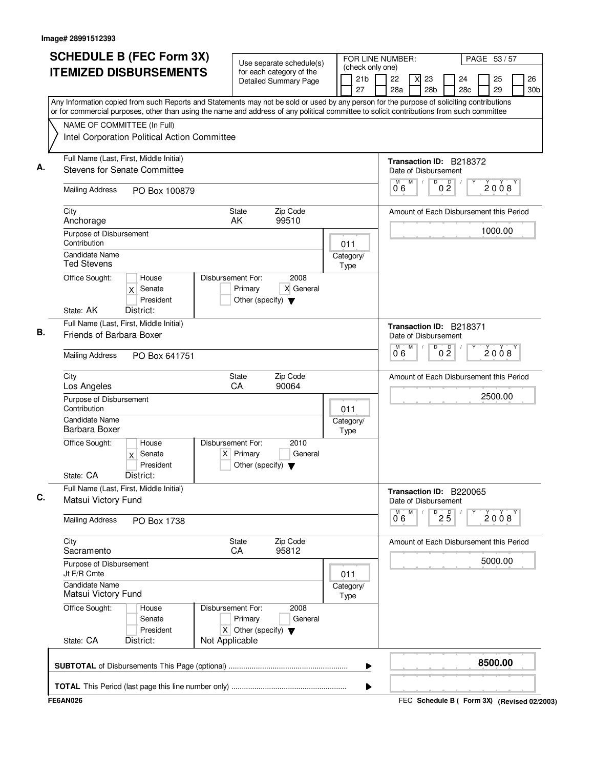Image# 28991512393

# SCHEDULE B (FEC Form 3X) ITEMIZED DISBURSEMENTS

Use separate schedule(s) for each category of the Detailed Summary Page

FOR LINE NUMBER: (check only one)

[ ] 21b [ ] 22 [X] 23 [ ] 24 [ ] 25 [ ] 26
[ ] 27 [ ] 28a [ ] 28b [ ] 28c [ ] 29 [ ] 30b

Any Information copied from such Reports and Statements may not be sold or used by any person for the purpose of soliciting contributions or for commercial purposes, other than using the name and address of any political committee to solicit contributions from such committee

NAME OF COMMITTEE (In Full)
Intel Corporation Political Action Committee

---

**A.** Full Name (Last, First, Middle Initial): Stevens for Senate Committee

Mailing Address: PO Box 100879

City: Anchorage | State: AK | Zip Code: 99510

Purpose of Disbursement: Contribution

Category/Type: 011

Candidate Name: Ted Stevens

Office Sought: [ ] House [X] Senate [ ] President

State: AK District:

Disbursement For: 2008 [ ] Primary [X] General [ ] Other (specify)

Transaction ID: B218372

Date of Disbursement: 06/02/2008

Amount of Each Disbursement this Period: 1000.00

---

**B.** Full Name (Last, First, Middle Initial): Friends of Barbara Boxer

Mailing Address: PO Box 641751

City: Los Angeles | State: CA | Zip Code: 90064

Purpose of Disbursement: Contribution

Category/Type: 011

Candidate Name: Barbara Boxer

Office Sought: [ ] House [X] Senate [ ] President

State: CA District:

Disbursement For: 2010 [X] Primary [ ] General [ ] Other (specify)

Transaction ID: B218371

Date of Disbursement: 06/02/2008

Amount of Each Disbursement this Period: 2500.00

---

**C.** Full Name (Last, First, Middle Initial): Matsui Victory Fund

Mailing Address: PO Box 1738

City: Sacramento | State: CA | Zip Code: 95812

Purpose of Disbursement: Jt F/R Cmte

Category/Type: 011

Candidate Name: Matsui Victory Fund

Office Sought: [ ] House [ ] Senate [ ] President

State: CA District:

Disbursement For: 2008 [ ] Primary [ ] General [X] Other (specify) Not Applicable

Transaction ID: B220065

Date of Disbursement: 06/25/2008

Amount of Each Disbursement this Period: 5000.00

---

**SUBTOTAL** of Disbursements This Page (optional): **8500.00**

**TOTAL** This Period (last page this line number only):

FE6AN026

FEC Schedule B ( Form 3X) (Revised 02/2003)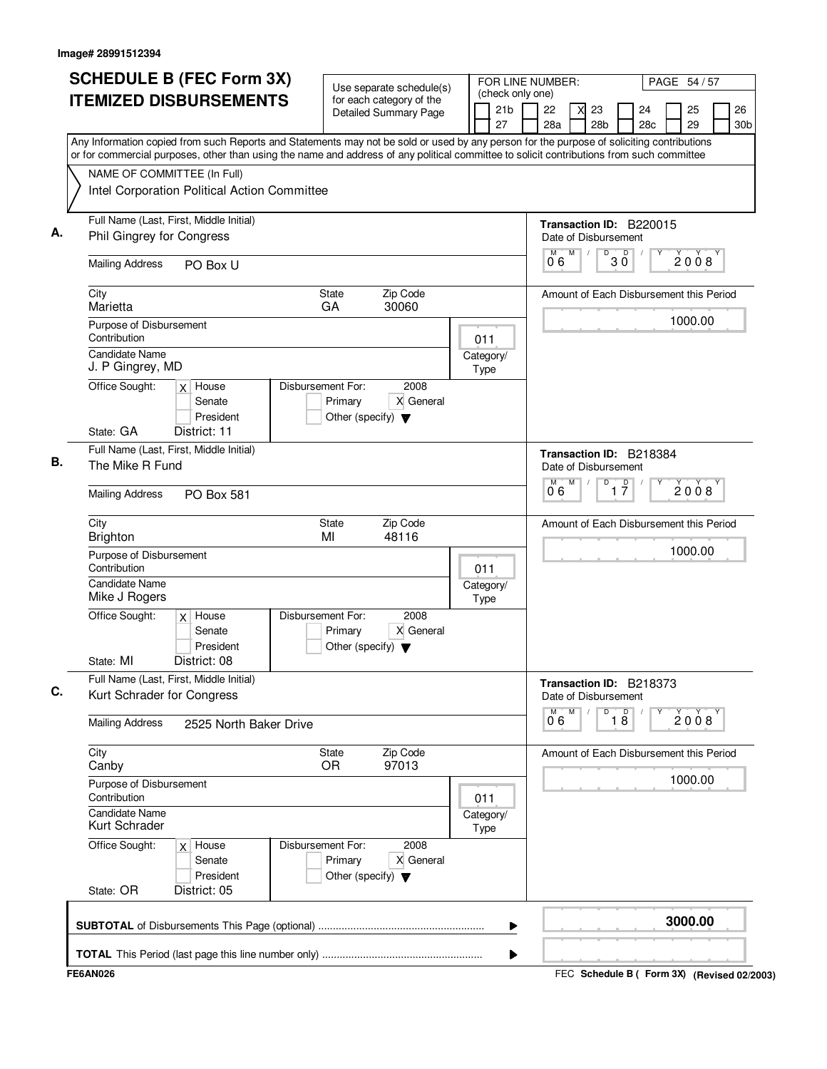Image# 28991512394

# SCHEDULE B (FEC Form 3X) ITEMIZED DISBURSEMENTS

Use separate schedule(s) for each category of the Detailed Summary Page

FOR LINE NUMBER: (check only one)

[ ] 21b [ ] 22 [X] 23 [ ] 24 [ ] 25 [ ] 26
[ ] 27 [ ] 28a [ ] 28b [ ] 28c [ ] 29 [ ] 30b

PAGE 54 / 57

Any Information copied from such Reports and Statements may not be sold or used by any person for the purpose of soliciting contributions or for commercial purposes, other than using the name and address of any political committee to solicit contributions from such committee

NAME OF COMMITTEE (In Full)
Intel Corporation Political Action Committee

---

**A.** Full Name (Last, First, Middle Initial): Phil Gingrey for Congress

Mailing Address: PO Box U

City: Marietta | State: GA | Zip Code: 30060

Purpose of Disbursement: Contribution

Category/Type: 011

Candidate Name: J. P Gingrey, MD

Office Sought: [X] House [ ] Senate [ ] President

State: GA District: 11

Disbursement For: 2008 [ ] Primary [X] General [ ] Other (specify)

Transaction ID: B220015

Date of Disbursement: 06/30/2008

Amount of Each Disbursement this Period: 1000.00

---

**B.** Full Name (Last, First, Middle Initial): The Mike R Fund

Mailing Address: PO Box 581

City: Brighton | State: MI | Zip Code: 48116

Purpose of Disbursement: Contribution

Category/Type: 011

Candidate Name: Mike J Rogers

Office Sought: [X] House [ ] Senate [ ] President

State: MI District: 08

Disbursement For: 2008 [ ] Primary [X] General [ ] Other (specify)

Transaction ID: B218384

Date of Disbursement: 06/17/2008

Amount of Each Disbursement this Period: 1000.00

---

**C.** Full Name (Last, First, Middle Initial): Kurt Schrader for Congress

Mailing Address: 2525 North Baker Drive

City: Canby | State: OR | Zip Code: 97013

Purpose of Disbursement: Contribution

Category/Type: 011

Candidate Name: Kurt Schrader

Office Sought: [X] House [ ] Senate [ ] President

State: OR District: 05

Disbursement For: 2008 [ ] Primary [X] General [ ] Other (specify)

Transaction ID: B218373

Date of Disbursement: 06/18/2008

Amount of Each Disbursement this Period: 1000.00

---

**SUBTOTAL** of Disbursements This Page (optional): **3000.00**

**TOTAL** This Period (last page this line number only):

FE6AN026 FEC Schedule B ( Form 3X) (Revised 02/2003)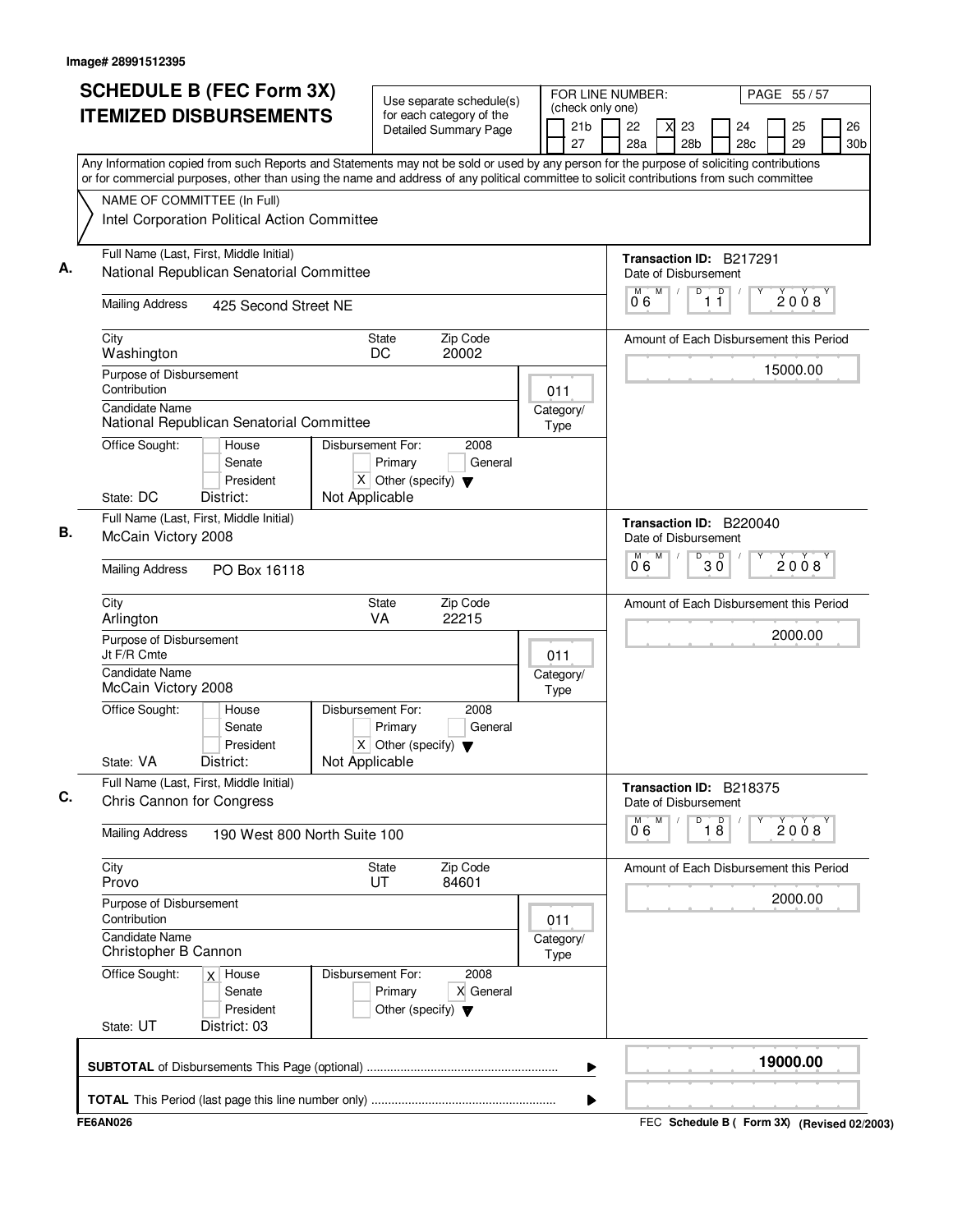Image# 28991512395

# SCHEDULE B (FEC Form 3X) ITEMIZED DISBURSEMENTS

Use separate schedule(s) for each category of the Detailed Summary Page

FOR LINE NUMBER: (check only one)

21b [ ] 22 [ ] 23 [X] 24 [ ] 25 [ ] 26 [ ] 27 [ ] 28a [ ] 28b [ ] 28c [ ] 29 [ ] 30b [ ]

PAGE 55 / 57

Any Information copied from such Reports and Statements may not be sold or used by any person for the purpose of soliciting contributions or for commercial purposes, other than using the name and address of any political committee to solicit contributions from such committee

NAME OF COMMITTEE (In Full)
Intel Corporation Political Action Committee

---

**A.** Full Name (Last, First, Middle Initial): National Republican Senatorial Committee

Mailing Address: 425 Second Street NE

City: Washington | State: DC | Zip Code: 20002

Purpose of Disbursement: Contribution

Category/Type: 011

Candidate Name: National Republican Senatorial Committee

Office Sought: [ ] House [ ] Senate [ ] President

State: DC District:

Disbursement For: 2008 [ ] Primary [ ] General [X] Other (specify) Not Applicable

Transaction ID: B217291

Date of Disbursement: 06/11/2008

Amount of Each Disbursement this Period: 15000.00

---

**B.** Full Name (Last, First, Middle Initial): McCain Victory 2008

Mailing Address: PO Box 16118

City: Arlington | State: VA | Zip Code: 22215

Purpose of Disbursement: Jt F/R Cmte

Category/Type: 011

Candidate Name: McCain Victory 2008

Office Sought: [ ] House [ ] Senate [ ] President

State: VA District:

Disbursement For: 2008 [ ] Primary [ ] General [X] Other (specify) Not Applicable

Transaction ID: B220040

Date of Disbursement: 06/30/2008

Amount of Each Disbursement this Period: 2000.00

---

**C.** Full Name (Last, First, Middle Initial): Chris Cannon for Congress

Mailing Address: 190 West 800 North Suite 100

City: Provo | State: UT | Zip Code: 84601

Purpose of Disbursement: Contribution

Category/Type: 011

Candidate Name: Christopher B Cannon

Office Sought: [X] House [ ] Senate [ ] President

State: UT District: 03

Disbursement For: 2008 [ ] Primary [X] General [ ] Other (specify)

Transaction ID: B218375

Date of Disbursement: 06/18/2008

Amount of Each Disbursement this Period: 2000.00

---

**SUBTOTAL** of Disbursements This Page (optional): **19000.00**

**TOTAL** This Period (last page this line number only):

FE6AN026 — FEC Schedule B ( Form 3X) (Revised 02/2003)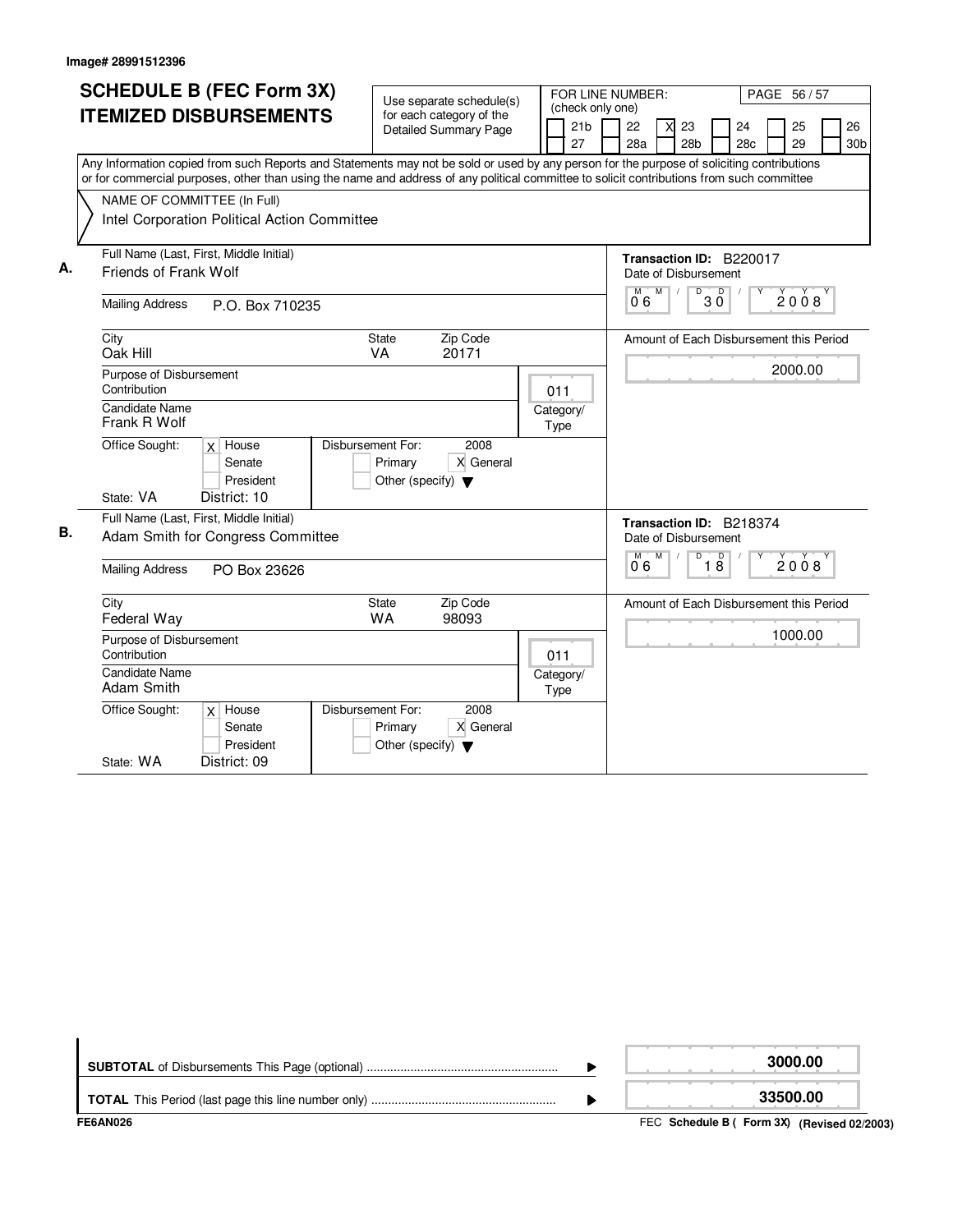Image# 28991512396

# SCHEDULE B (FEC Form 3X) ITEMIZED DISBURSEMENTS

Use separate schedule(s) for each category of the Detailed Summary Page

FOR LINE NUMBER: (check only one)

[ ] 21b [ ] 22 [X] 23 [ ] 24 [ ] 25 [ ] 26
[ ] 27 [ ] 28a [ ] 28b [ ] 28c [ ] 29 [ ] 30b

PAGE 56 / 57

Any Information copied from such Reports and Statements may not be sold or used by any person for the purpose of soliciting contributions or for commercial purposes, other than using the name and address of any political committee to solicit contributions from such committee

NAME OF COMMITTEE (In Full)
Intel Corporation Political Action Committee

**A.**

Full Name (Last, First, Middle Initial): Friends of Frank Wolf

Mailing Address: P.O. Box 710235

City: Oak Hill | State: VA | Zip Code: 20171

Purpose of Disbursement: Contribution

Category/Type: 011

Candidate Name: Frank R Wolf

Office Sought: [X] House [ ] Senate [ ] President

State: VA District: 10

Disbursement For: 2008 [ ] Primary [X] General [ ] Other (specify)

Transaction ID: B220017

Date of Disbursement: 06/30/2008

Amount of Each Disbursement this Period: 2000.00

**B.**

Full Name (Last, First, Middle Initial): Adam Smith for Congress Committee

Mailing Address: PO Box 23626

City: Federal Way | State: WA | Zip Code: 98093

Purpose of Disbursement: Contribution

Category/Type: 011

Candidate Name: Adam Smith

Office Sought: [X] House [ ] Senate [ ] President

State: WA District: 09

Disbursement For: 2008 [ ] Primary [X] General [ ] Other (specify)

Transaction ID: B218374

Date of Disbursement: 06/18/2008

Amount of Each Disbursement this Period: 1000.00

| | |
|---|---|
| **SUBTOTAL** of Disbursements This Page (optional) | 3000.00 |
| **TOTAL** This Period (last page this line number only) | 33500.00 |

FE6AN026

FEC **Schedule B ( Form 3X) (Revised 02/2003)**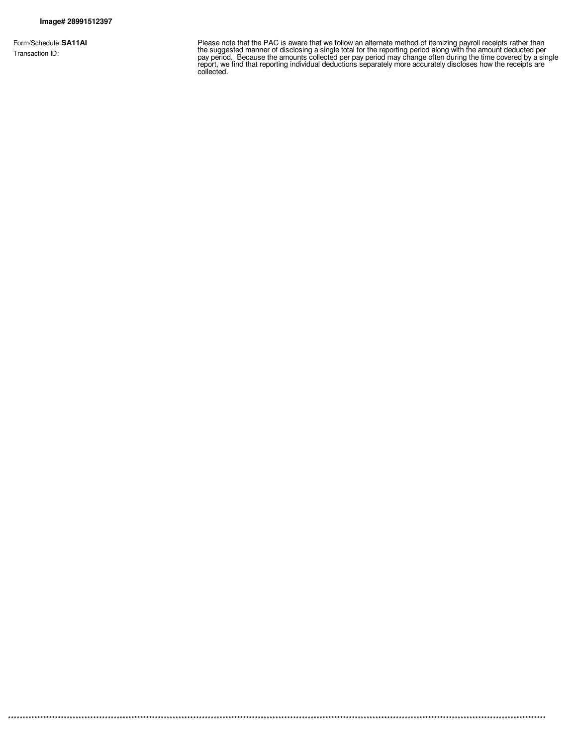**Image# 28991512397**

Form/Schedule: **SA11AI**

Transaction ID:

Please note that the PAC is aware that we follow an alternate method of itemizing payroll receipts rather than the suggested manner of disclosing a single total for the reporting period along with the amount deducted per pay period. Because the amounts collected per pay period may change often during the time covered by a single report, we find that reporting individual deductions separately more accurately discloses how the receipts are collected.

**************************************************************************************************************************************************************************************************